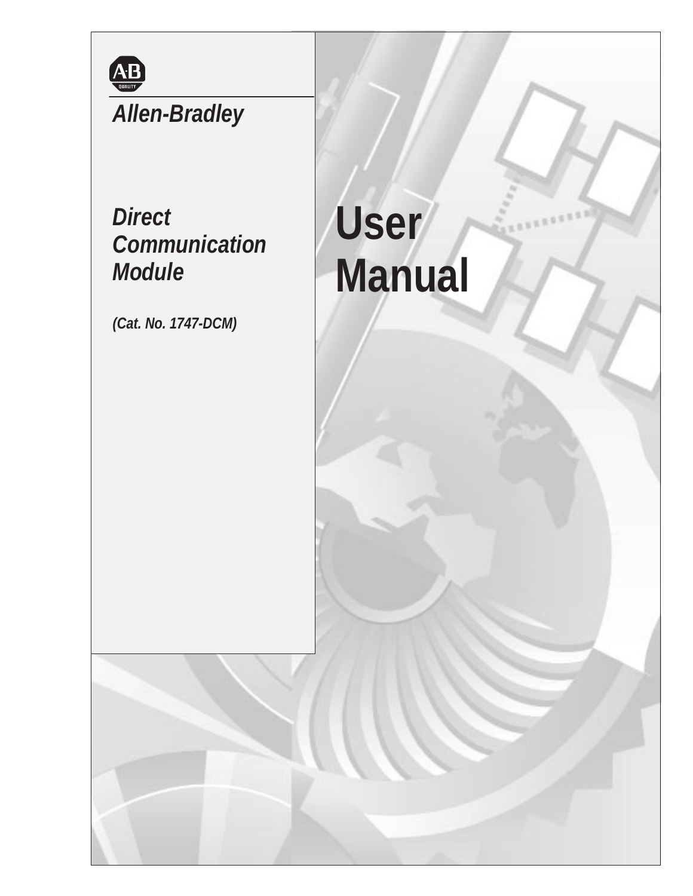Allen-Bradley

# Direct Communication Module

*(Cat. No. 1747-DCM)*

# User Manual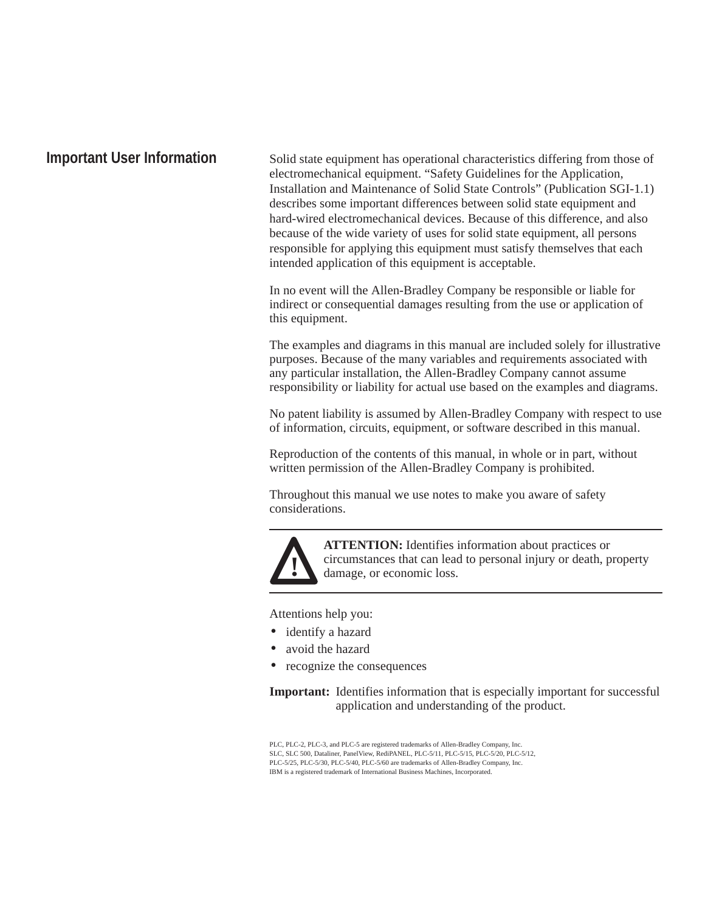## Important User Information

Solid state equipment has operational characteristics differing from those of electromechanical equipment. "Safety Guidelines for the Application, Installation and Maintenance of Solid State Controls" (Publication SGI-1.1) describes some important differences between solid state equipment and hard-wired electromechanical devices. Because of this difference, and also because of the wide variety of uses for solid state equipment, all persons responsible for applying this equipment must satisfy themselves that each intended application of this equipment is acceptable.

In no event will the Allen-Bradley Company be responsible or liable for indirect or consequential damages resulting from the use or application of this equipment.

The examples and diagrams in this manual are included solely for illustrative purposes. Because of the many variables and requirements associated with any particular installation, the Allen-Bradley Company cannot assume responsibility or liability for actual use based on the examples and diagrams.

No patent liability is assumed by Allen-Bradley Company with respect to use of information, circuits, equipment, or software described in this manual.

Reproduction of the contents of this manual, in whole or in part, without written permission of the Allen-Bradley Company is prohibited.

Throughout this manual we use notes to make you aware of safety considerations.

---

**ATTENTION:** Identifies information about practices or circumstances that can lead to personal injury or death, property damage, or economic loss.

---

Attentions help you:

- identify a hazard
- avoid the hazard
- recognize the consequences

**Important:** Identifies information that is especially important for successful application and understanding of the product.

PLC, PLC-2, PLC-3, and PLC-5 are registered trademarks of Allen-Bradley Company, Inc.
SLC, SLC 500, Dataliner, PanelView, RediPANEL, PLC-5/11, PLC-5/15, PLC-5/20, PLC-5/12, PLC-5/25, PLC-5/30, PLC-5/40, PLC-5/60 are trademarks of Allen-Bradley Company, Inc.
IBM is a registered trademark of International Business Machines, Incorporated.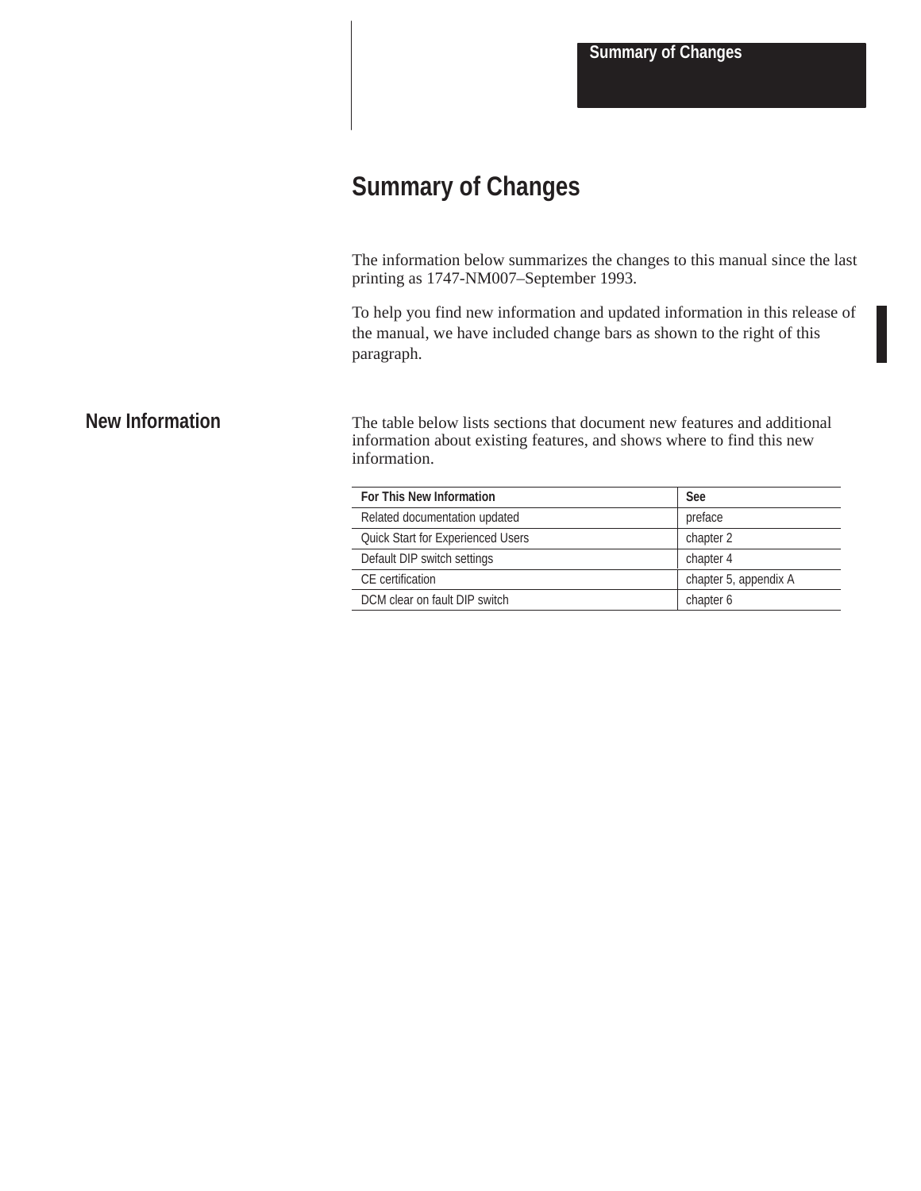# Summary of Changes

The information below summarizes the changes to this manual since the last printing as 1747-NM007–September 1993.

To help you find new information and updated information in this release of the manual, we have included change bars as shown to the right of this paragraph.

## New Information

The table below lists sections that document new features and additional information about existing features, and shows where to find this new information.

| For This New Information | See |
|---|---|
| Related documentation updated | preface |
| Quick Start for Experienced Users | chapter 2 |
| Default DIP switch settings | chapter 4 |
| CE certification | chapter 5, appendix A |
| DCM clear on fault DIP switch | chapter 6 |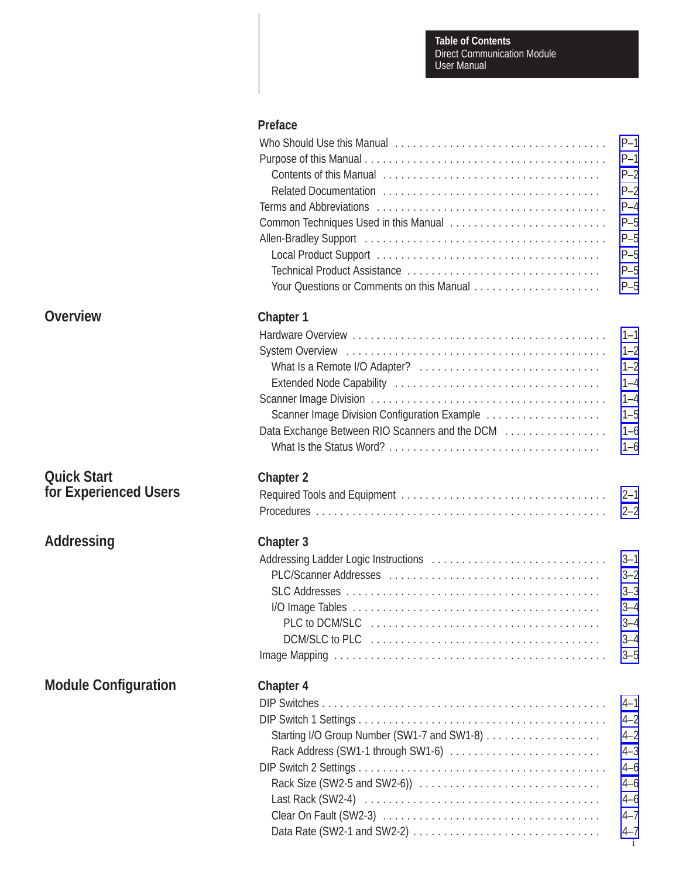# Table of Contents

Direct Communication Module User Manual

## Preface

| | |
|---|---|
| Who Should Use this Manual | P–1 |
| Purpose of this Manual | P–1 |
| Contents of this Manual | P–2 |
| Related Documentation | P–2 |
| Terms and Abbreviations | P–4 |
| Common Techniques Used in this Manual | P–5 |
| Allen-Bradley Support | P–5 |
| Local Product Support | P–5 |
| Technical Product Assistance | P–5 |
| Your Questions or Comments on this Manual | P–5 |

## Chapter 1 — Overview

| | |
|---|---|
| Hardware Overview | 1–1 |
| System Overview | 1–2 |
| What Is a Remote I/O Adapter? | 1–2 |
| Extended Node Capability | 1–4 |
| Scanner Image Division | 1–4 |
| Scanner Image Division Configuration Example | 1–5 |
| Data Exchange Between RIO Scanners and the DCM | 1–6 |
| What Is the Status Word? | 1–6 |

## Chapter 2 — Quick Start for Experienced Users

| | |
|---|---|
| Required Tools and Equipment | 2–1 |
| Procedures | 2–2 |

## Chapter 3 — Addressing

| | |
|---|---|
| Addressing Ladder Logic Instructions | 3–1 |
| PLC/Scanner Addresses | 3–2 |
| SLC Addresses | 3–3 |
| I/O Image Tables | 3–4 |
| PLC to DCM/SLC | 3–4 |
| DCM/SLC to PLC | 3–4 |
| Image Mapping | 3–5 |

## Chapter 4 — Module Configuration

| | |
|---|---|
| DIP Switches | 4–1 |
| DIP Switch 1 Settings | 4–2 |
| Starting I/O Group Number (SW1-7 and SW1-8) | 4–2 |
| Rack Address (SW1-1 through SW1-6) | 4–3 |
| DIP Switch 2 Settings | 4–6 |
| Rack Size (SW2-5 and SW2-6)) | 4–6 |
| Last Rack (SW2-4) | 4–6 |
| Clear On Fault (SW2-3) | 4–7 |
| Data Rate (SW2-1 and SW2-2) | 4–7 |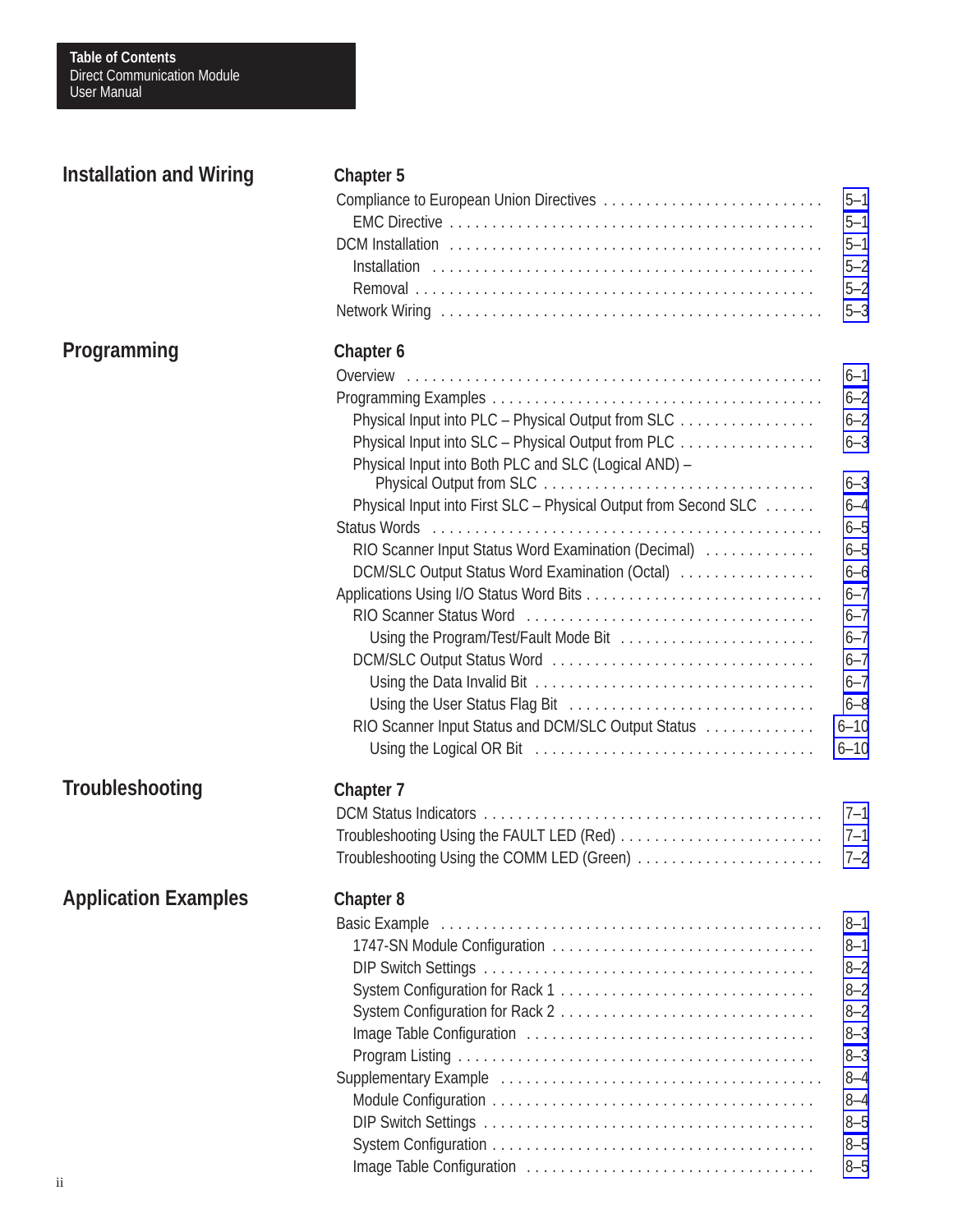## Installation and Wiring

### Chapter 5

- Compliance to European Union Directives . . . . . . . . . . 5–1
  - EMC Directive . . . . . . . . . . 5–1
- DCM Installation . . . . . . . . . . 5–1
  - Installation . . . . . . . . . . 5–2
  - Removal . . . . . . . . . . 5–2
- Network Wiring . . . . . . . . . . 5–3

## Programming

### Chapter 6

- Overview . . . . . . . . . . 6–1
- Programming Examples . . . . . . . . . . 6–2
  - Physical Input into PLC – Physical Output from SLC . . . . . . . . . . 6–2
  - Physical Input into SLC – Physical Output from PLC . . . . . . . . . . 6–3
  - Physical Input into Both PLC and SLC (Logical AND) – Physical Output from SLC . . . . . . . . . . 6–3
  - Physical Input into First SLC – Physical Output from Second SLC . . . . . . . . . . 6–4
- Status Words . . . . . . . . . . 6–5
  - RIO Scanner Input Status Word Examination (Decimal) . . . . . . . . . . 6–5
  - DCM/SLC Output Status Word Examination (Octal) . . . . . . . . . . 6–6
- Applications Using I/O Status Word Bits . . . . . . . . . . 6–7
  - RIO Scanner Status Word . . . . . . . . . . 6–7
    - Using the Program/Test/Fault Mode Bit . . . . . . . . . . 6–7
  - DCM/SLC Output Status Word . . . . . . . . . . 6–7
    - Using the Data Invalid Bit . . . . . . . . . . 6–7
    - Using the User Status Flag Bit . . . . . . . . . . 6–8
  - RIO Scanner Input Status and DCM/SLC Output Status . . . . . . . . . . 6–10
    - Using the Logical OR Bit . . . . . . . . . . 6–10

## Troubleshooting

### Chapter 7

- DCM Status Indicators . . . . . . . . . . 7–1
- Troubleshooting Using the FAULT LED (Red) . . . . . . . . . . 7–1
- Troubleshooting Using the COMM LED (Green) . . . . . . . . . . 7–2

## Application Examples

### Chapter 8

- Basic Example . . . . . . . . . . 8–1
  - 1747-SN Module Configuration . . . . . . . . . . 8–1
  - DIP Switch Settings . . . . . . . . . . 8–2
  - System Configuration for Rack 1 . . . . . . . . . . 8–2
  - System Configuration for Rack 2 . . . . . . . . . . 8–2
  - Image Table Configuration . . . . . . . . . . 8–3
  - Program Listing . . . . . . . . . . 8–3
- Supplementary Example . . . . . . . . . . 8–4
  - Module Configuration . . . . . . . . . . 8–4
  - DIP Switch Settings . . . . . . . . . . 8–5
  - System Configuration . . . . . . . . . . 8–5
  - Image Table Configuration . . . . . . . . . . 8–5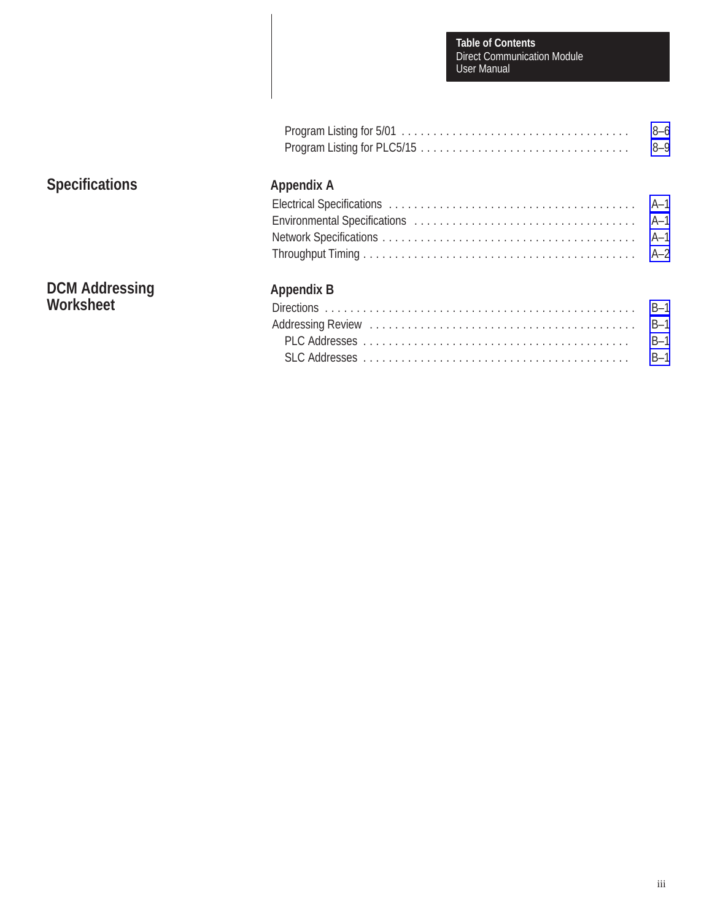Program Listing for 5/01 . . . . . . . . . . . . . . . . . . . . . . . . . . . . . . . . . . . 8–6
Program Listing for PLC5/15 . . . . . . . . . . . . . . . . . . . . . . . . . . . . . . . . 8–9

## Specifications

### Appendix A

Electrical Specifications . . . . . . . . . . . . . . . . . . . . . . . . . . . . . . . . . . . . . . . A–1
Environmental Specifications . . . . . . . . . . . . . . . . . . . . . . . . . . . . . . . . . . . A–1
Network Specifications . . . . . . . . . . . . . . . . . . . . . . . . . . . . . . . . . . . . . . . . A–1
Throughput Timing . . . . . . . . . . . . . . . . . . . . . . . . . . . . . . . . . . . . . . . . . . . A–2

## DCM Addressing Worksheet

### Appendix B

Directions . . . . . . . . . . . . . . . . . . . . . . . . . . . . . . . . . . . . . . . . . . . . . . . . . B–1
Addressing Review . . . . . . . . . . . . . . . . . . . . . . . . . . . . . . . . . . . . . . . . . . . B–1
PLC Addresses . . . . . . . . . . . . . . . . . . . . . . . . . . . . . . . . . . . . . . . . . . . B–1
SLC Addresses . . . . . . . . . . . . . . . . . . . . . . . . . . . . . . . . . . . . . . . . . . . B–1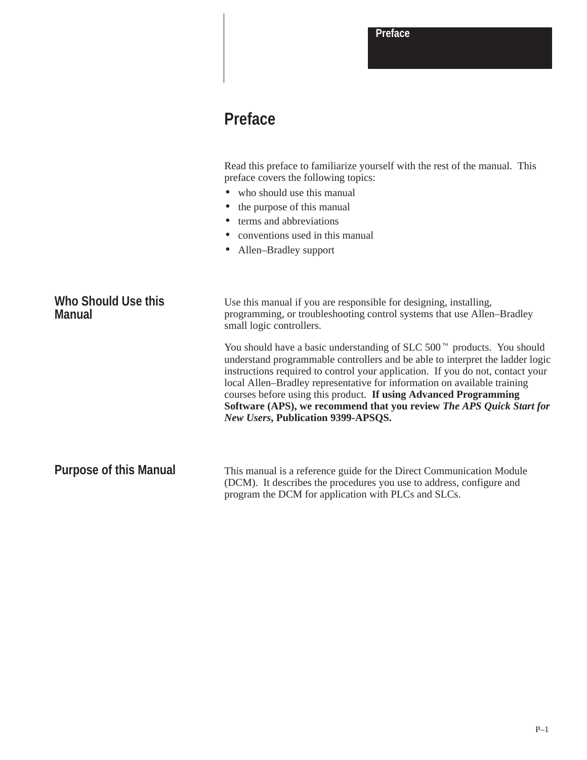# Preface

Read this preface to familiarize yourself with the rest of the manual. This preface covers the following topics:

- who should use this manual
- the purpose of this manual
- terms and abbreviations
- conventions used in this manual
- Allen–Bradley support

## Who Should Use this Manual

Use this manual if you are responsible for designing, installing, programming, or troubleshooting control systems that use Allen–Bradley small logic controllers.

You should have a basic understanding of SLC 500™ products. You should understand programmable controllers and be able to interpret the ladder logic instructions required to control your application. If you do not, contact your local Allen–Bradley representative for information on available training courses before using this product. **If using Advanced Programming Software (APS), we recommend that you review *The APS Quick Start for New Users*, Publication 9399-APSQS.**

## Purpose of this Manual

This manual is a reference guide for the Direct Communication Module (DCM). It describes the procedures you use to address, configure and program the DCM for application with PLCs and SLCs.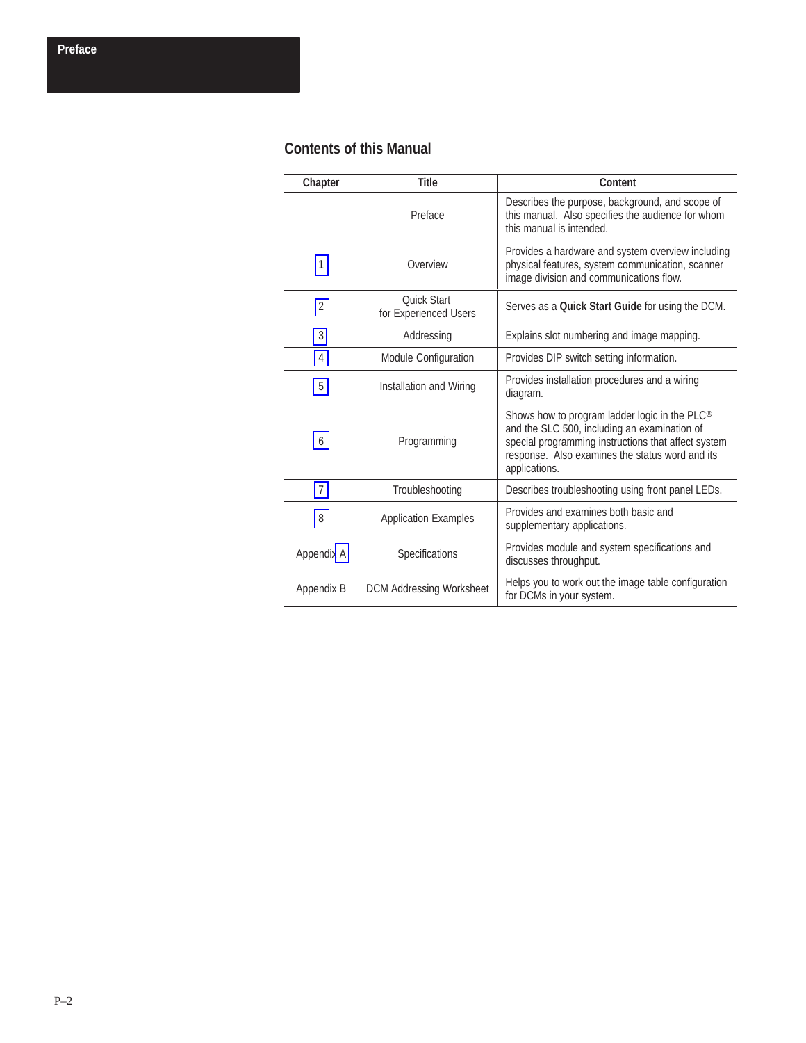## Contents of this Manual

| Chapter | Title | Content |
|---|---|---|
| | Preface | Describes the purpose, background, and scope of this manual. Also specifies the audience for whom this manual is intended. |
| 1 | Overview | Provides a hardware and system overview including physical features, system communication, scanner image division and communications flow. |
| 2 | Quick Start for Experienced Users | Serves as a **Quick Start Guide** for using the DCM. |
| 3 | Addressing | Explains slot numbering and image mapping. |
| 4 | Module Configuration | Provides DIP switch setting information. |
| 5 | Installation and Wiring | Provides installation procedures and a wiring diagram. |
| 6 | Programming | Shows how to program ladder logic in the PLC® and the SLC 500, including an examination of special programming instructions that affect system response. Also examines the status word and its applications. |
| 7 | Troubleshooting | Describes troubleshooting using front panel LEDs. |
| 8 | Application Examples | Provides and examines both basic and supplementary applications. |
| Appendix A | Specifications | Provides module and system specifications and discusses throughput. |
| Appendix B | DCM Addressing Worksheet | Helps you to work out the image table configuration for DCMs in your system. |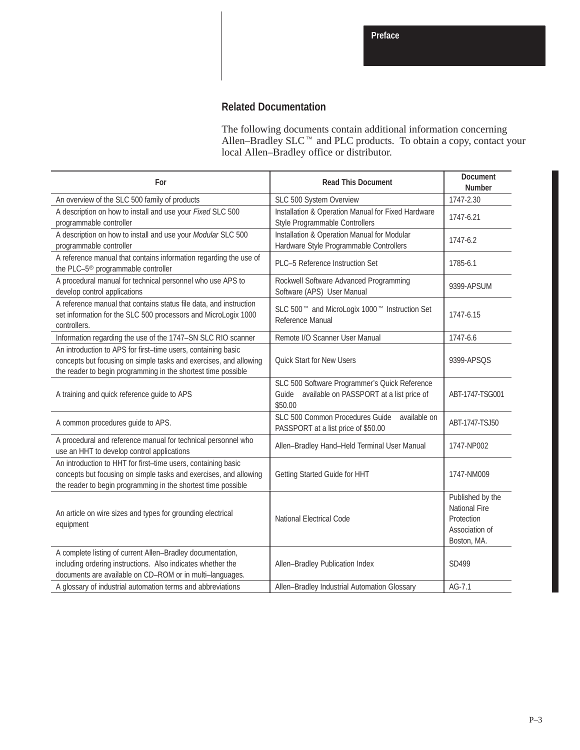## Related Documentation

The following documents contain additional information concerning Allen–Bradley SLC™ and PLC products. To obtain a copy, contact your local Allen–Bradley office or distributor.

| For | Read This Document | Document Number |
|---|---|---|
| An overview of the SLC 500 family of products | SLC 500 System Overview | 1747-2.30 |
| A description on how to install and use your *Fixed* SLC 500 programmable controller | Installation & Operation Manual for Fixed Hardware Style Programmable Controllers | 1747-6.21 |
| A description on how to install and use your *Modular* SLC 500 programmable controller | Installation & Operation Manual for Modular Hardware Style Programmable Controllers | 1747-6.2 |
| A reference manual that contains information regarding the use of the PLC–5® programmable controller | PLC–5 Reference Instruction Set | 1785-6.1 |
| A procedural manual for technical personnel who use APS to develop control applications | Rockwell Software Advanced Programming Software (APS) User Manual | 9399-APSUM |
| A reference manual that contains status file data, and instruction set information for the SLC 500 processors and MicroLogix 1000 controllers. | SLC 500™ and MicroLogix 1000™ Instruction Set Reference Manual | 1747-6.15 |
| Information regarding the use of the 1747–SN SLC RIO scanner | Remote I/O Scanner User Manual | 1747-6.6 |
| An introduction to APS for first–time users, containing basic concepts but focusing on simple tasks and exercises, and allowing the reader to begin programming in the shortest time possible | Quick Start for New Users | 9399-APSQS |
| A training and quick reference guide to APS | SLC 500 Software Programmer's Quick Reference Guide available on PASSPORT at a list price of $50.00 | ABT-1747-TSG001 |
| A common procedures guide to APS. | SLC 500 Common Procedures Guide available on PASSPORT at a list price of $50.00 | ABT-1747-TSJ50 |
| A procedural and reference manual for technical personnel who use an HHT to develop control applications | Allen–Bradley Hand–Held Terminal User Manual | 1747-NP002 |
| An introduction to HHT for first–time users, containing basic concepts but focusing on simple tasks and exercises, and allowing the reader to begin programming in the shortest time possible | Getting Started Guide for HHT | 1747-NM009 |
| An article on wire sizes and types for grounding electrical equipment | National Electrical Code | Published by the National Fire Protection Association of Boston, MA. |
| A complete listing of current Allen–Bradley documentation, including ordering instructions. Also indicates whether the documents are available on CD–ROM or in multi–languages. | Allen–Bradley Publication Index | SD499 |
| A glossary of industrial automation terms and abbreviations | Allen–Bradley Industrial Automation Glossary | AG-7.1 |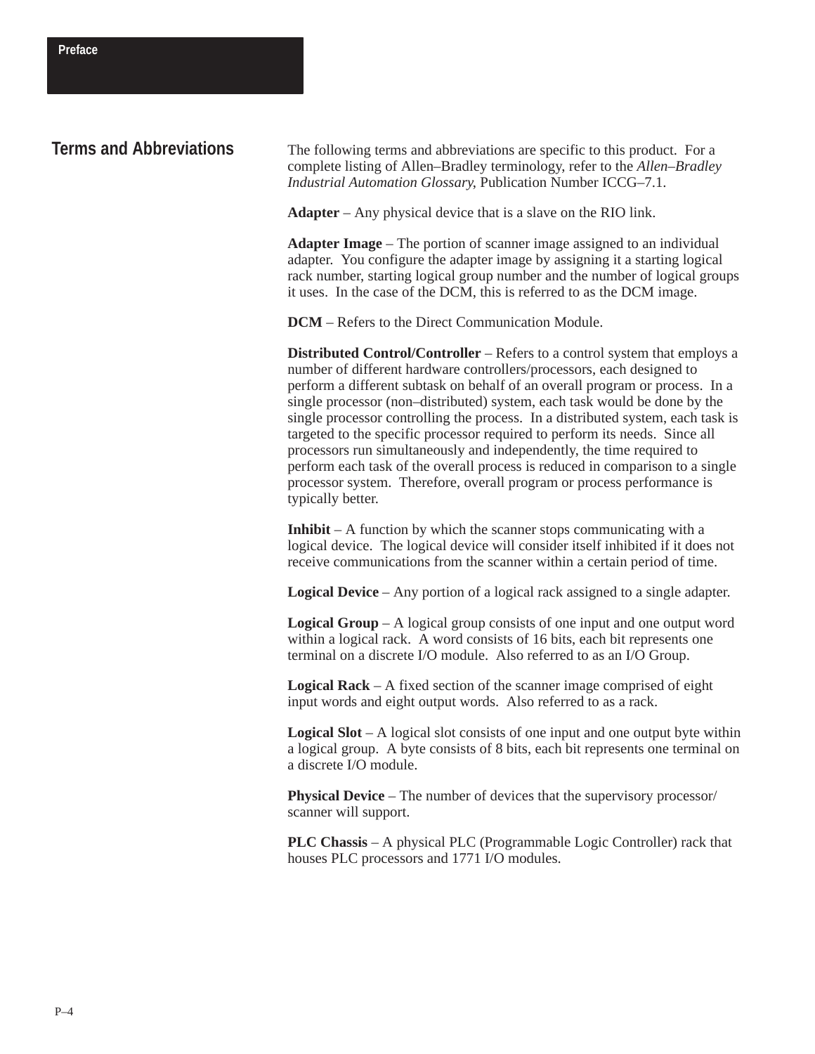## Terms and Abbreviations

The following terms and abbreviations are specific to this product. For a complete listing of Allen–Bradley terminology, refer to the *Allen–Bradley Industrial Automation Glossary*, Publication Number ICCG–7.1.

**Adapter** – Any physical device that is a slave on the RIO link.

**Adapter Image** – The portion of scanner image assigned to an individual adapter. You configure the adapter image by assigning it a starting logical rack number, starting logical group number and the number of logical groups it uses. In the case of the DCM, this is referred to as the DCM image.

**DCM** – Refers to the Direct Communication Module.

**Distributed Control/Controller** – Refers to a control system that employs a number of different hardware controllers/processors, each designed to perform a different subtask on behalf of an overall program or process. In a single processor (non–distributed) system, each task would be done by the single processor controlling the process. In a distributed system, each task is targeted to the specific processor required to perform its needs. Since all processors run simultaneously and independently, the time required to perform each task of the overall process is reduced in comparison to a single processor system. Therefore, overall program or process performance is typically better.

**Inhibit** – A function by which the scanner stops communicating with a logical device. The logical device will consider itself inhibited if it does not receive communications from the scanner within a certain period of time.

**Logical Device** – Any portion of a logical rack assigned to a single adapter.

**Logical Group** – A logical group consists of one input and one output word within a logical rack. A word consists of 16 bits, each bit represents one terminal on a discrete I/O module. Also referred to as an I/O Group.

**Logical Rack** – A fixed section of the scanner image comprised of eight input words and eight output words. Also referred to as a rack.

**Logical Slot** – A logical slot consists of one input and one output byte within a logical group. A byte consists of 8 bits, each bit represents one terminal on a discrete I/O module.

**Physical Device** – The number of devices that the supervisory processor/ scanner will support.

**PLC Chassis** – A physical PLC (Programmable Logic Controller) rack that houses PLC processors and 1771 I/O modules.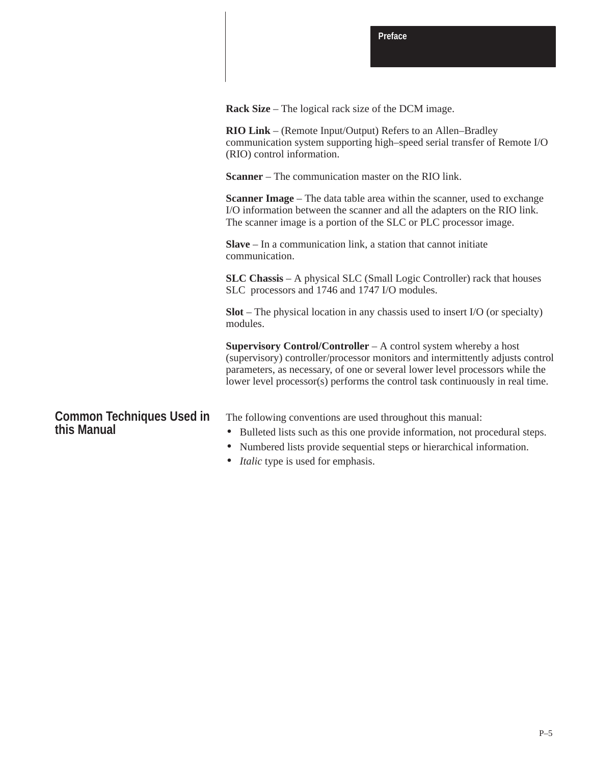**Rack Size** – The logical rack size of the DCM image.

**RIO Link** – (Remote Input/Output) Refers to an Allen–Bradley communication system supporting high–speed serial transfer of Remote I/O (RIO) control information.

**Scanner** – The communication master on the RIO link.

**Scanner Image** – The data table area within the scanner, used to exchange I/O information between the scanner and all the adapters on the RIO link. The scanner image is a portion of the SLC or PLC processor image.

**Slave** – In a communication link, a station that cannot initiate communication.

**SLC Chassis** – A physical SLC (Small Logic Controller) rack that houses SLC processors and 1746 and 1747 I/O modules.

**Slot** – The physical location in any chassis used to insert I/O (or specialty) modules.

**Supervisory Control/Controller** – A control system whereby a host (supervisory) controller/processor monitors and intermittently adjusts control parameters, as necessary, of one or several lower level processors while the lower level processor(s) performs the control task continuously in real time.

## Common Techniques Used in this Manual

The following conventions are used throughout this manual:

- Bulleted lists such as this one provide information, not procedural steps.
- Numbered lists provide sequential steps or hierarchical information.
- *Italic* type is used for emphasis.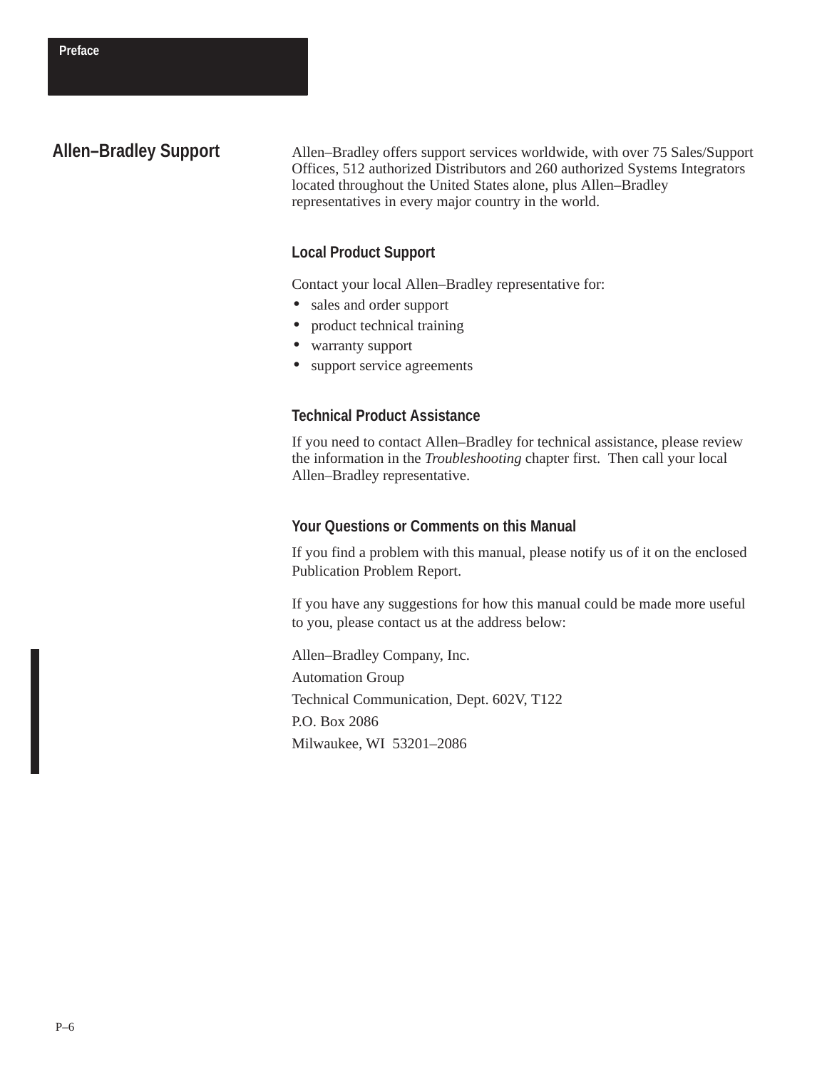## Allen–Bradley Support

Allen–Bradley offers support services worldwide, with over 75 Sales/Support Offices, 512 authorized Distributors and 260 authorized Systems Integrators located throughout the United States alone, plus Allen–Bradley representatives in every major country in the world.

### Local Product Support

Contact your local Allen–Bradley representative for:

- sales and order support
- product technical training
- warranty support
- support service agreements

### Technical Product Assistance

If you need to contact Allen–Bradley for technical assistance, please review the information in the *Troubleshooting* chapter first. Then call your local Allen–Bradley representative.

### Your Questions or Comments on this Manual

If you find a problem with this manual, please notify us of it on the enclosed Publication Problem Report.

If you have any suggestions for how this manual could be made more useful to you, please contact us at the address below:

Allen–Bradley Company, Inc.
Automation Group
Technical Communication, Dept. 602V, T122
P.O. Box 2086
Milwaukee, WI 53201–2086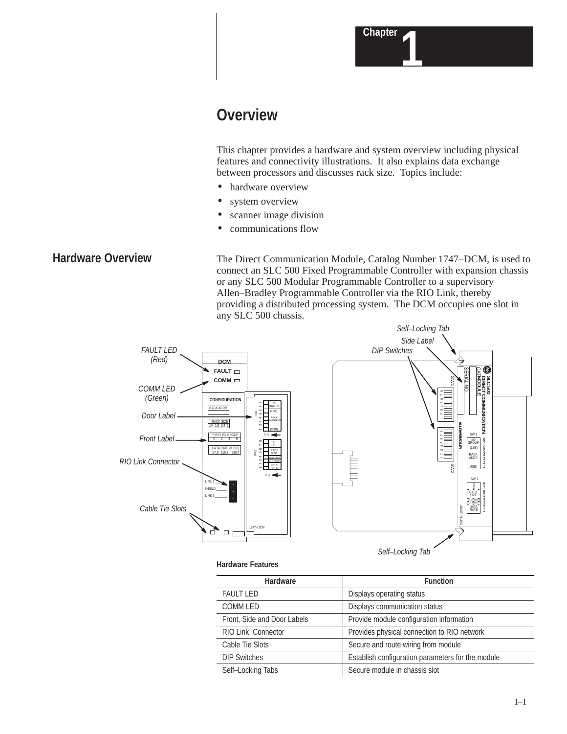# Chapter 1

## Overview

This chapter provides a hardware and system overview including physical features and connectivity illustrations. It also explains data exchange between processors and discusses rack size. Topics include:

- hardware overview
- system overview
- scanner image division
- communications flow

## Hardware Overview

The Direct Communication Module, Catalog Number 1747–DCM, is used to connect an SLC 500 Fixed Programmable Controller with expansion chassis or any SLC 500 Modular Programmable Controller to a supervisory Allen–Bradley Programmable Controller via the RIO Link, thereby providing a distributed processing system. The DCM occupies one slot in any SLC 500 chassis.

**Hardware Features**

| Hardware | Function |
|---|---|
| FAULT LED | Displays operating status |
| COMM LED | Displays communication status |
| Front, Side and Door Labels | Provide module configuration information |
| RIO Link Connector | Provides physical connection to RIO network |
| Cable Tie Slots | Secure and route wiring from module |
| DIP Switches | Establish configuration parameters for the module |
| Self–Locking Tabs | Secure module in chassis slot |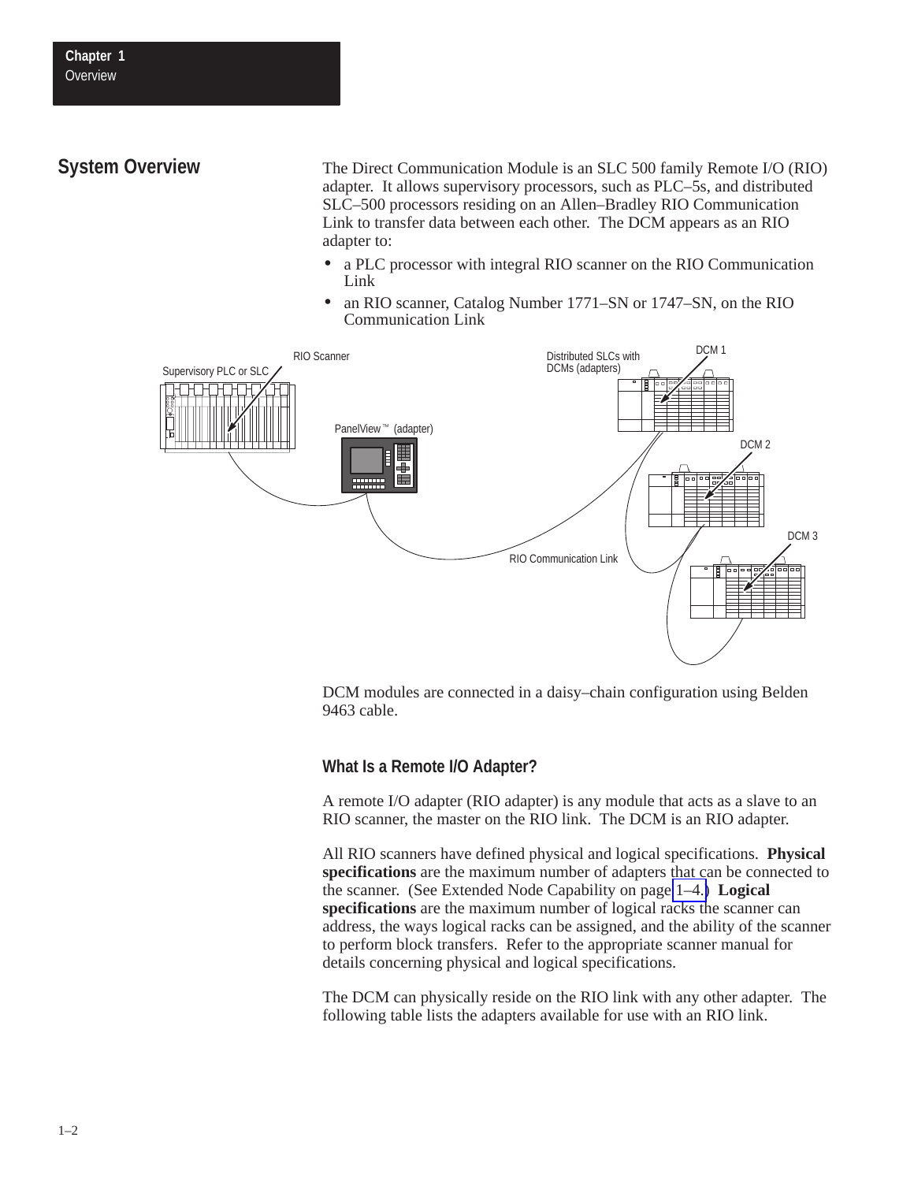## System Overview

The Direct Communication Module is an SLC 500 family Remote I/O (RIO) adapter. It allows supervisory processors, such as PLC–5s, and distributed SLC–500 processors residing on an Allen–Bradley RIO Communication Link to transfer data between each other. The DCM appears as an RIO adapter to:

- a PLC processor with integral RIO scanner on the RIO Communication Link
- an RIO scanner, Catalog Number 1771–SN or 1747–SN, on the RIO Communication Link

RIO Scanner
Supervisory PLC or SLC
PanelView™ (adapter)
Distributed SLCs with DCMs (adapters)
DCM 1
DCM 2
DCM 3
RIO Communication Link

DCM modules are connected in a daisy–chain configuration using Belden 9463 cable.

### What Is a Remote I/O Adapter?

A remote I/O adapter (RIO adapter) is any module that acts as a slave to an RIO scanner, the master on the RIO link. The DCM is an RIO adapter.

All RIO scanners have defined physical and logical specifications. **Physical specifications** are the maximum number of adapters that can be connected to the scanner. (See Extended Node Capability on page 1–4.) **Logical specifications** are the maximum number of logical racks the scanner can address, the ways logical racks can be assigned, and the ability of the scanner to perform block transfers. Refer to the appropriate scanner manual for details concerning physical and logical specifications.

The DCM can physically reside on the RIO link with any other adapter. The following table lists the adapters available for use with an RIO link.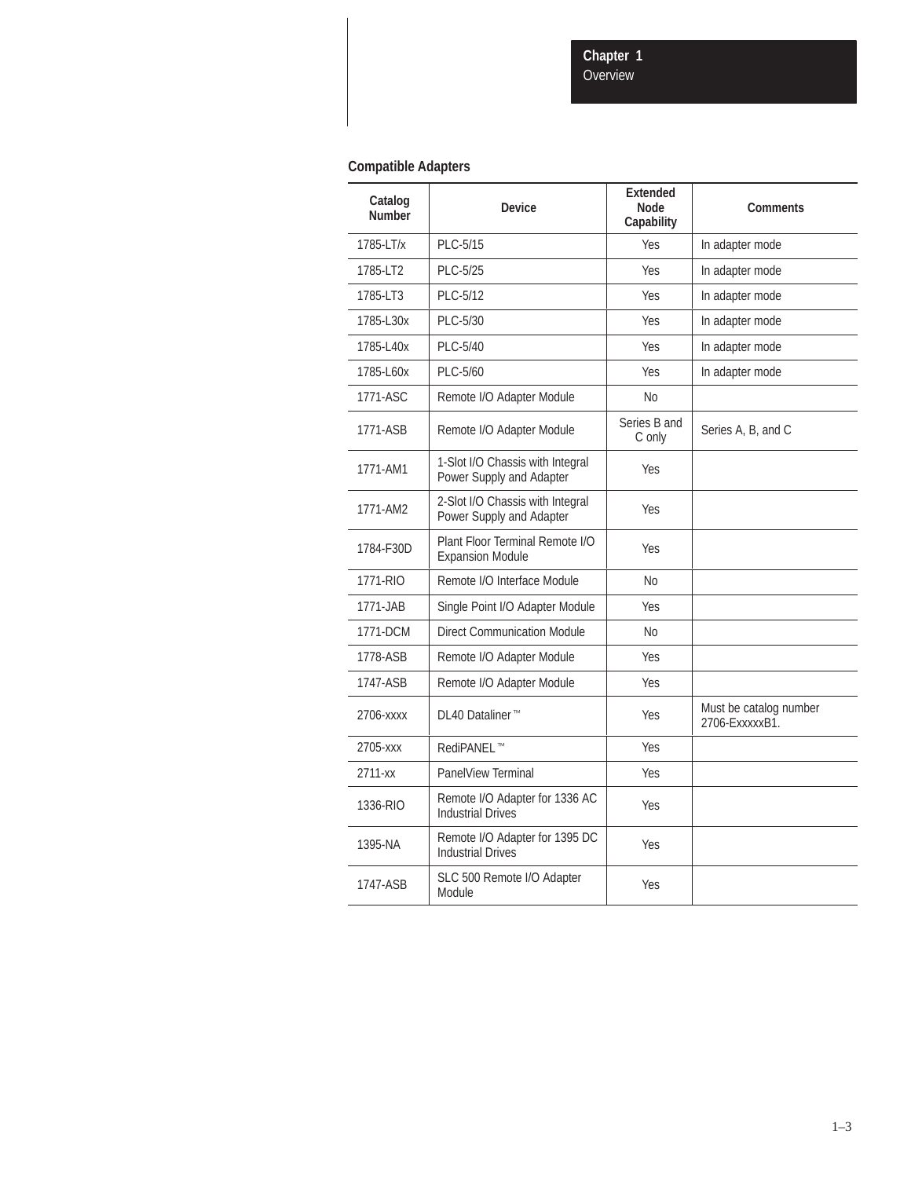## Compatible Adapters

| Catalog Number | Device | Extended Node Capability | Comments |
|---|---|---|---|
| 1785-LT/x | PLC-5/15 | Yes | In adapter mode |
| 1785-LT2 | PLC-5/25 | Yes | In adapter mode |
| 1785-LT3 | PLC-5/12 | Yes | In adapter mode |
| 1785-L30x | PLC-5/30 | Yes | In adapter mode |
| 1785-L40x | PLC-5/40 | Yes | In adapter mode |
| 1785-L60x | PLC-5/60 | Yes | In adapter mode |
| 1771-ASC | Remote I/O Adapter Module | No | |
| 1771-ASB | Remote I/O Adapter Module | Series B and C only | Series A, B, and C |
| 1771-AM1 | 1-Slot I/O Chassis with Integral Power Supply and Adapter | Yes | |
| 1771-AM2 | 2-Slot I/O Chassis with Integral Power Supply and Adapter | Yes | |
| 1784-F30D | Plant Floor Terminal Remote I/O Expansion Module | Yes | |
| 1771-RIO | Remote I/O Interface Module | No | |
| 1771-JAB | Single Point I/O Adapter Module | Yes | |
| 1771-DCM | Direct Communication Module | No | |
| 1778-ASB | Remote I/O Adapter Module | Yes | |
| 1747-ASB | Remote I/O Adapter Module | Yes | |
| 2706-xxxx | DL40 Dataliner™ | Yes | Must be catalog number 2706-ExxxxxB1. |
| 2705-xxx | RediPANEL™ | Yes | |
| 2711-xx | PanelView Terminal | Yes | |
| 1336-RIO | Remote I/O Adapter for 1336 AC Industrial Drives | Yes | |
| 1395-NA | Remote I/O Adapter for 1395 DC Industrial Drives | Yes | |
| 1747-ASB | SLC 500 Remote I/O Adapter Module | Yes | |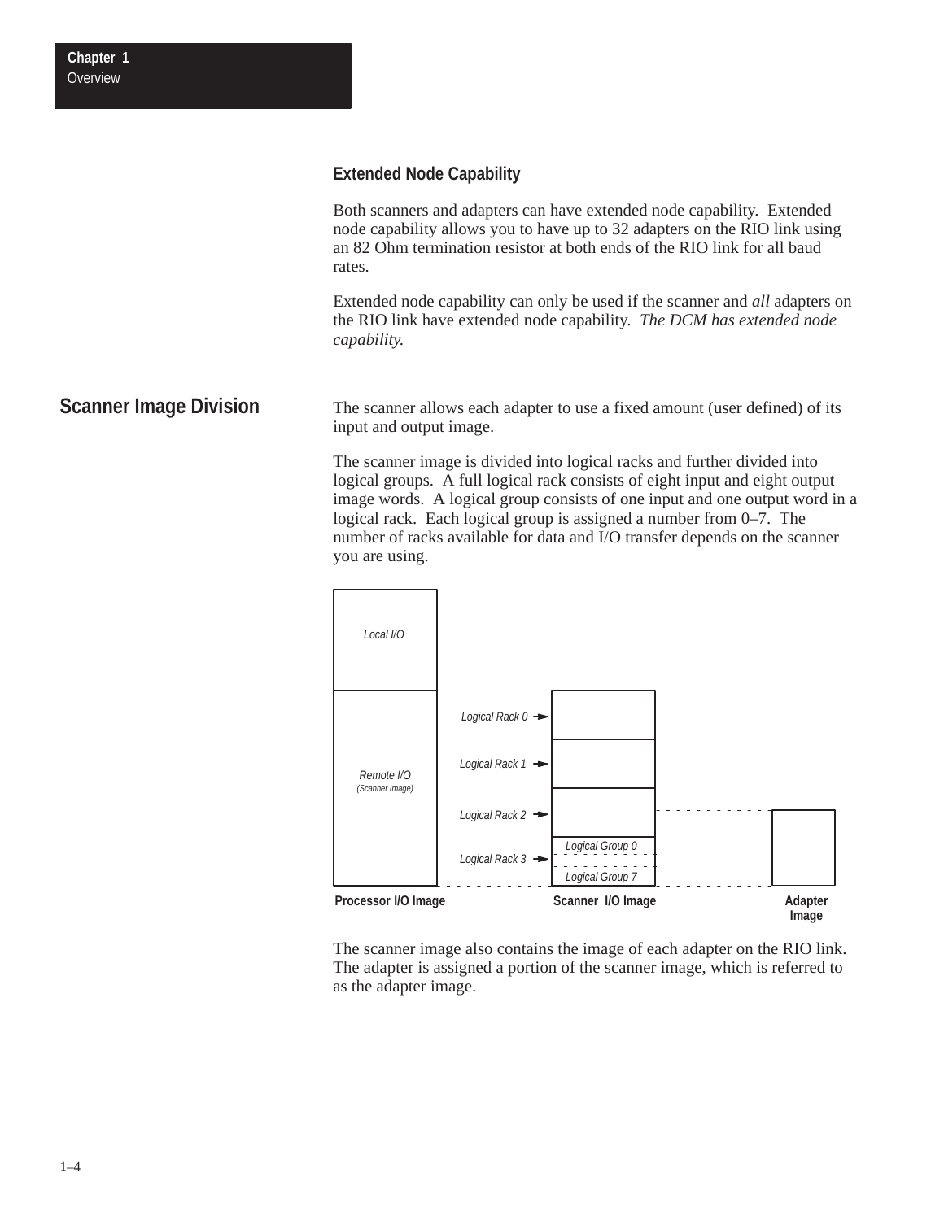### Extended Node Capability

Both scanners and adapters can have extended node capability. Extended node capability allows you to have up to 32 adapters on the RIO link using an 82 Ohm termination resistor at both ends of the RIO link for all baud rates.

Extended node capability can only be used if the scanner and *all* adapters on the RIO link have extended node capability. *The DCM has extended node capability.*

## Scanner Image Division

The scanner allows each adapter to use a fixed amount (user defined) of its input and output image.

The scanner image is divided into logical racks and further divided into logical groups. A full logical rack consists of eight input and eight output image words. A logical group consists of one input and one output word in a logical rack. Each logical group is assigned a number from 0–7. The number of racks available for data and I/O transfer depends on the scanner you are using.

Local I/O

Remote I/O (Scanner Image)

Logical Rack 0
Logical Rack 1
Logical Rack 2
Logical Rack 3

Logical Group 0
Logical Group 7

Processor I/O Image    Scanner I/O Image    Adapter Image

The scanner image also contains the image of each adapter on the RIO link. The adapter is assigned a portion of the scanner image, which is referred to as the adapter image.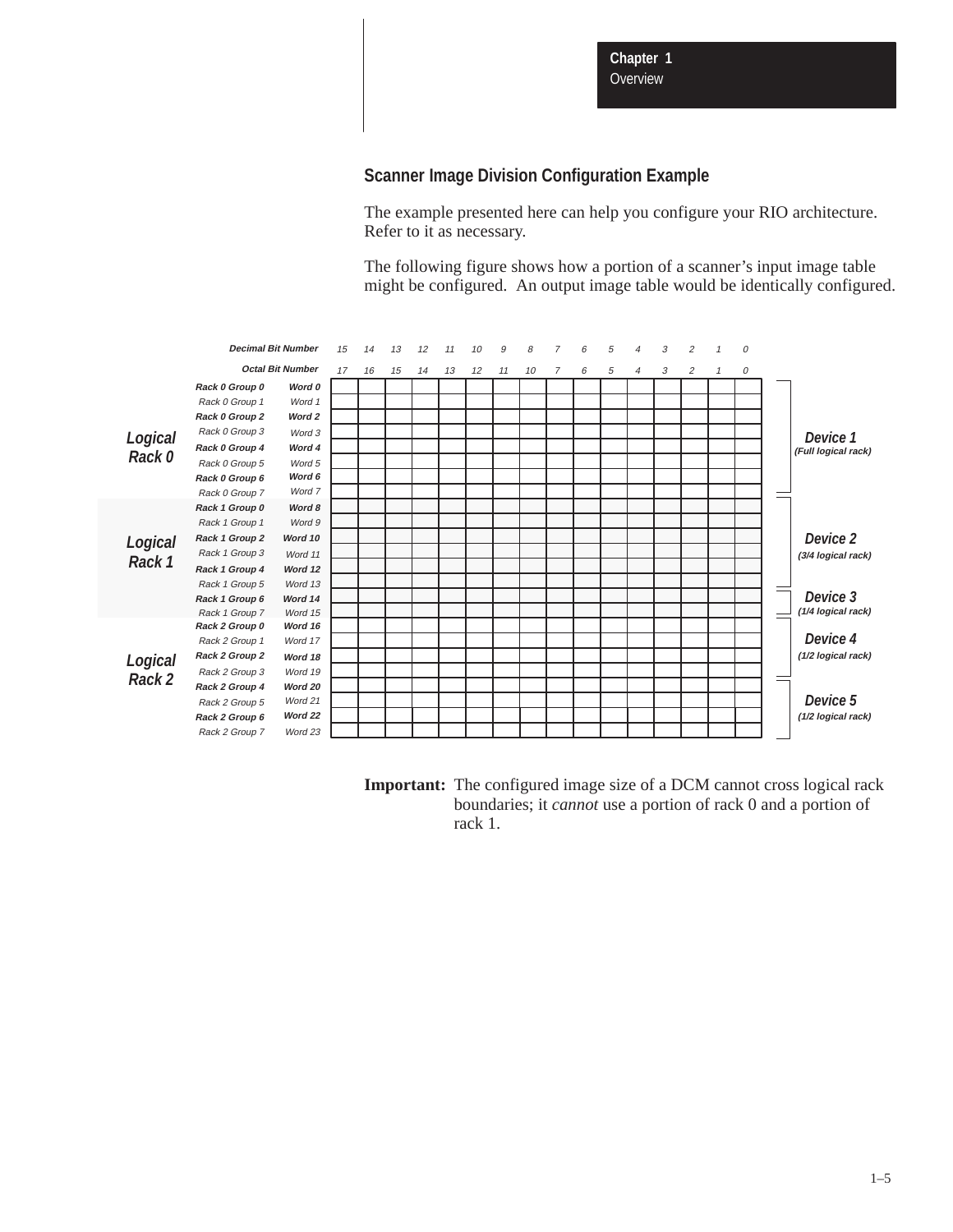## Scanner Image Division Configuration Example

The example presented here can help you configure your RIO architecture. Refer to it as necessary.

The following figure shows how a portion of a scanner's input image table might be configured. An output image table would be identically configured.

| | | | 15 | 14 | 13 | 12 | 11 | 10 | 9 | 8 | 7 | 6 | 5 | 4 | 3 | 2 | 1 | 0 | |
|---|---|---|---|---|---|---|---|---|---|---|---|---|---|---|---|---|---|---|---|
| | | **Decimal Bit Number** | 15 | 14 | 13 | 12 | 11 | 10 | 9 | 8 | 7 | 6 | 5 | 4 | 3 | 2 | 1 | 0 | |
| | | **Octal Bit Number** | 17 | 16 | 15 | 14 | 13 | 12 | 11 | 10 | 7 | 6 | 5 | 4 | 3 | 2 | 1 | 0 | |
| **Logical Rack 0** | Rack 0 Group 0 | Word 0 | | | | | | | | | | | | | | | | | **Device 1** (Full logical rack) |
| | Rack 0 Group 1 | Word 1 | | | | | | | | | | | | | | | | | |
| | Rack 0 Group 2 | Word 2 | | | | | | | | | | | | | | | | | |
| | Rack 0 Group 3 | Word 3 | | | | | | | | | | | | | | | | | |
| | Rack 0 Group 4 | Word 4 | | | | | | | | | | | | | | | | | |
| | Rack 0 Group 5 | Word 5 | | | | | | | | | | | | | | | | | |
| | Rack 0 Group 6 | Word 6 | | | | | | | | | | | | | | | | | |
| | Rack 0 Group 7 | Word 7 | | | | | | | | | | | | | | | | | |
| **Logical Rack 1** | Rack 1 Group 0 | Word 8 | | | | | | | | | | | | | | | | | **Device 2** (3/4 logical rack) |
| | Rack 1 Group 1 | Word 9 | | | | | | | | | | | | | | | | | |
| | Rack 1 Group 2 | Word 10 | | | | | | | | | | | | | | | | | |
| | Rack 1 Group 3 | Word 11 | | | | | | | | | | | | | | | | | |
| | Rack 1 Group 4 | Word 12 | | | | | | | | | | | | | | | | | |
| | Rack 1 Group 5 | Word 13 | | | | | | | | | | | | | | | | | |
| | Rack 1 Group 6 | Word 14 | | | | | | | | | | | | | | | | | **Device 3** (1/4 logical rack) |
| | Rack 1 Group 7 | Word 15 | | | | | | | | | | | | | | | | | |
| **Logical Rack 2** | Rack 2 Group 0 | Word 16 | | | | | | | | | | | | | | | | | **Device 4** (1/2 logical rack) |
| | Rack 2 Group 1 | Word 17 | | | | | | | | | | | | | | | | | |
| | Rack 2 Group 2 | Word 18 | | | | | | | | | | | | | | | | | |
| | Rack 2 Group 3 | Word 19 | | | | | | | | | | | | | | | | | |
| | Rack 2 Group 4 | Word 20 | | | | | | | | | | | | | | | | | **Device 5** (1/2 logical rack) |
| | Rack 2 Group 5 | Word 21 | | | | | | | | | | | | | | | | | |
| | Rack 2 Group 6 | Word 22 | | | | | | | | | | | | | | | | | |
| | Rack 2 Group 7 | Word 23 | | | | | | | | | | | | | | | | | |

**Important:** The configured image size of a DCM cannot cross logical rack boundaries; it *cannot* use a portion of rack 0 and a portion of rack 1.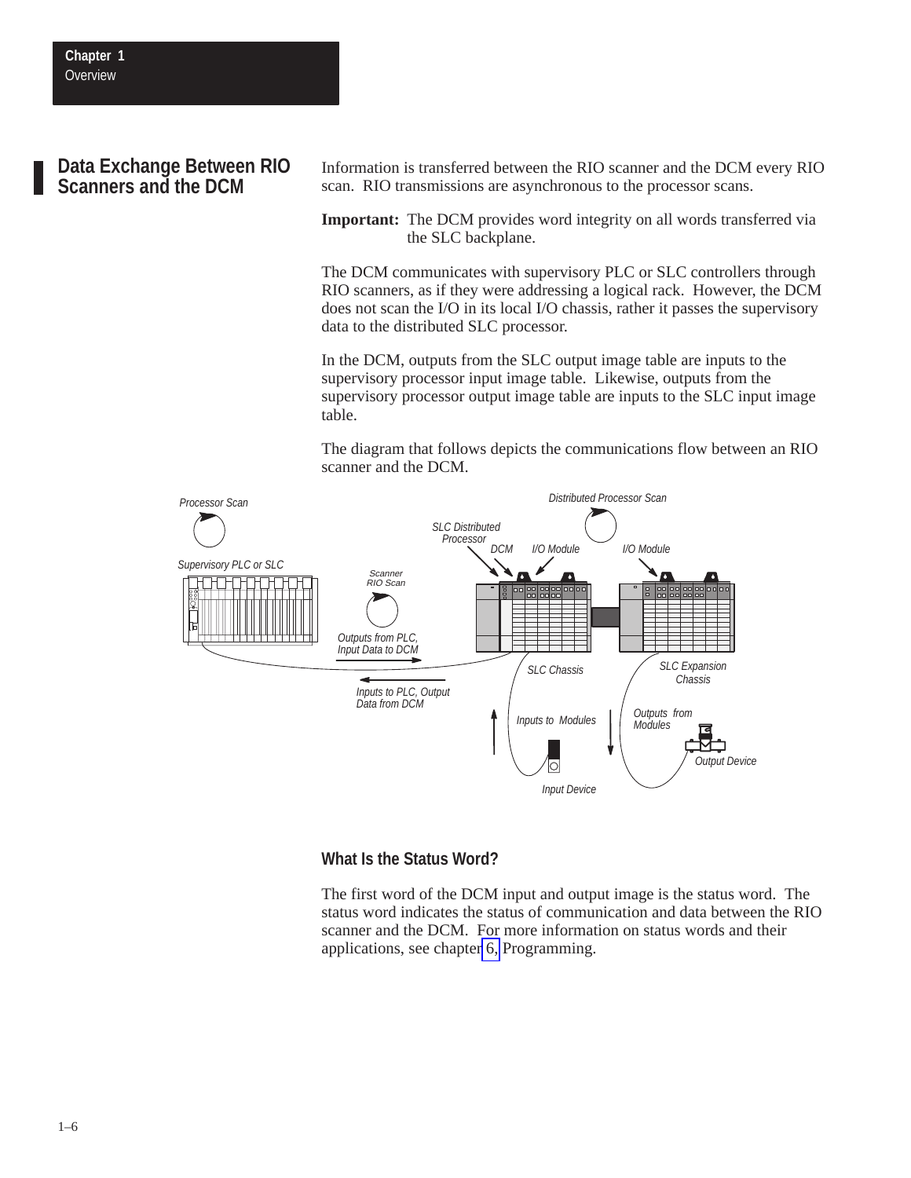## Data Exchange Between RIO Scanners and the DCM

Information is transferred between the RIO scanner and the DCM every RIO scan. RIO transmissions are asynchronous to the processor scans.

**Important:** The DCM provides word integrity on all words transferred via the SLC backplane.

The DCM communicates with supervisory PLC or SLC controllers through RIO scanners, as if they were addressing a logical rack. However, the DCM does not scan the I/O in its local I/O chassis, rather it passes the supervisory data to the distributed SLC processor.

In the DCM, outputs from the SLC output image table are inputs to the supervisory processor input image table. Likewise, outputs from the supervisory processor output image table are inputs to the SLC input image table.

The diagram that follows depicts the communications flow between an RIO scanner and the DCM.

### What Is the Status Word?

The first word of the DCM input and output image is the status word. The status word indicates the status of communication and data between the RIO scanner and the DCM. For more information on status words and their applications, see chapter 6, Programming.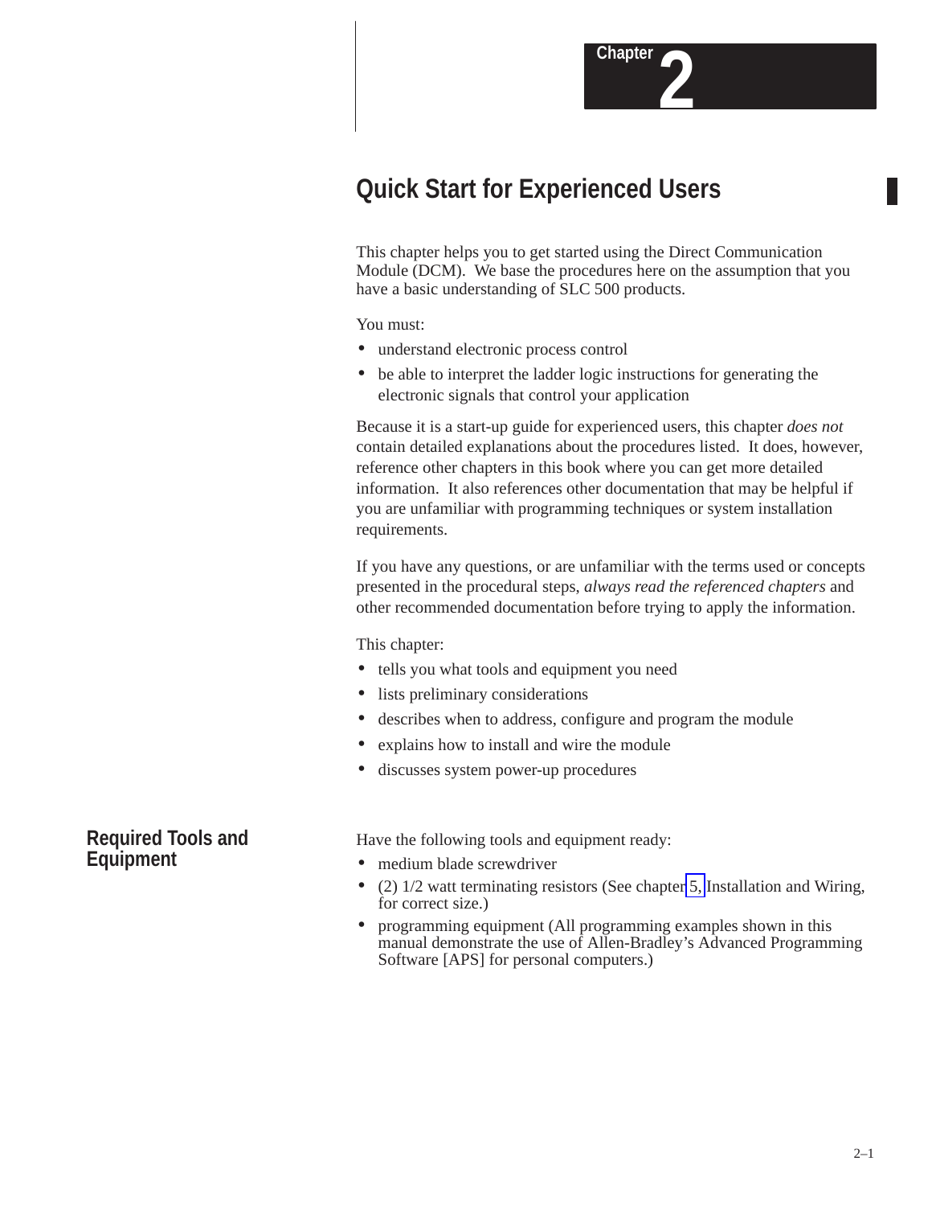Chapter 2

# Quick Start for Experienced Users

This chapter helps you to get started using the Direct Communication Module (DCM). We base the procedures here on the assumption that you have a basic understanding of SLC 500 products.

You must:

- understand electronic process control
- be able to interpret the ladder logic instructions for generating the electronic signals that control your application

Because it is a start-up guide for experienced users, this chapter *does not* contain detailed explanations about the procedures listed. It does, however, reference other chapters in this book where you can get more detailed information. It also references other documentation that may be helpful if you are unfamiliar with programming techniques or system installation requirements.

If you have any questions, or are unfamiliar with the terms used or concepts presented in the procedural steps, *always read the referenced chapters* and other recommended documentation before trying to apply the information.

This chapter:

- tells you what tools and equipment you need
- lists preliminary considerations
- describes when to address, configure and program the module
- explains how to install and wire the module
- discusses system power-up procedures

## Required Tools and Equipment

Have the following tools and equipment ready:

- medium blade screwdriver
- (2) 1/2 watt terminating resistors (See chapter 5, Installation and Wiring, for correct size.)
- programming equipment (All programming examples shown in this manual demonstrate the use of Allen-Bradley's Advanced Programming Software [APS] for personal computers.)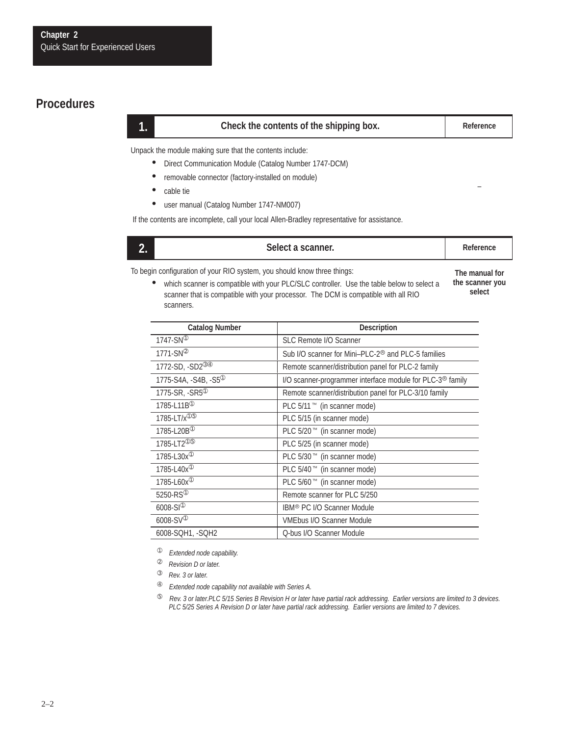## Procedures

| 1. | Check the contents of the shipping box. | Reference |
|---|---|---|

Unpack the module making sure that the contents include:

- Direct Communication Module (Catalog Number 1747-DCM)
- removable connector (factory-installed on module)
- cable tie
- user manual (Catalog Number 1747-NM007)

If the contents are incomplete, call your local Allen-Bradley representative for assistance.

Reference: –

| 2. | Select a scanner. | Reference |
|---|---|---|

To begin configuration of your RIO system, you should know three things:

- which scanner is compatible with your PLC/SLC controller. Use the table below to select a scanner that is compatible with your processor. The DCM is compatible with all RIO scanners.

Reference: **The manual for the scanner you select**

| Catalog Number | Description |
|---|---|
| 1747-SN[1] | SLC Remote I/O Scanner |
| 1771-SN[2] | Sub I/O scanner for Mini–PLC-2® and PLC-5 families |
| 1772-SD, -SD2[3][4] | Remote scanner/distribution panel for PLC-2 family |
| 1775-S4A, -S4B, -S5[1] | I/O scanner-programmer interface module for PLC-3® family |
| 1775-SR, -SR5[1] | Remote scanner/distribution panel for PLC-3/10 family |
| 1785-L11B[1] | PLC 5/11™ (in scanner mode) |
| 1785-LT/x[1][5] | PLC 5/15 (in scanner mode) |
| 1785-L20B[1] | PLC 5/20™ (in scanner mode) |
| 1785-LT2[1][5] | PLC 5/25 (in scanner mode) |
| 1785-L30x[1] | PLC 5/30™ (in scanner mode) |
| 1785-L40x[1] | PLC 5/40™ (in scanner mode) |
| 1785-L60x[1] | PLC 5/60™ (in scanner mode) |
| 5250-RS[1] | Remote scanner for PLC 5/250 |
| 6008-SI[1] | IBM® PC I/O Scanner Module |
| 6008-SV[1] | VMEbus I/O Scanner Module |
| 6008-SQH1, -SQH2 | Q-bus I/O Scanner Module |

[1] *Extended node capability.*

[2] *Revision D or later.*

[3] *Rev. 3 or later.*

[4] *Extended node capability not available with Series A.*

[5] *Rev. 3 or later.PLC 5/15 Series B Revision H or later have partial rack addressing. Earlier versions are limited to 3 devices. PLC 5/25 Series A Revision D or later have partial rack addressing. Earlier versions are limited to 7 devices.*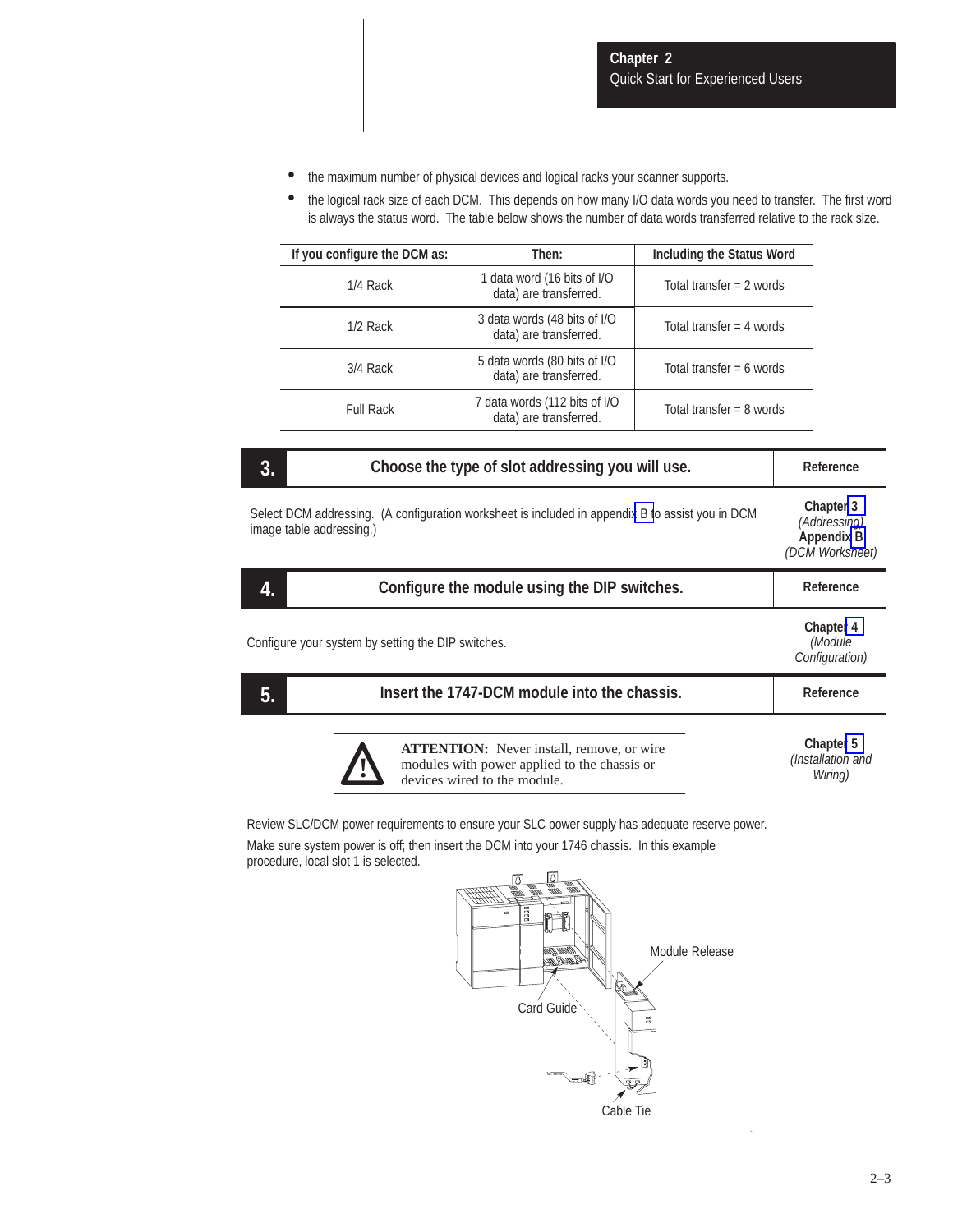- the maximum number of physical devices and logical racks your scanner supports.
- the logical rack size of each DCM. This depends on how many I/O data words you need to transfer. The first word is always the status word. The table below shows the number of data words transferred relative to the rack size.

| If you configure the DCM as: | Then: | Including the Status Word |
|---|---|---|
| 1/4 Rack | 1 data word (16 bits of I/O data) are transferred. | Total transfer = 2 words |
| 1/2 Rack | 3 data words (48 bits of I/O data) are transferred. | Total transfer = 4 words |
| 3/4 Rack | 5 data words (80 bits of I/O data) are transferred. | Total transfer = 6 words |
| Full Rack | 7 data words (112 bits of I/O data) are transferred. | Total transfer = 8 words |

## 3. Choose the type of slot addressing you will use.

**Reference:** **Chapter 3** *(Addressing)*, **Appendix B** *(DCM Worksheet)*

Select DCM addressing. (A configuration worksheet is included in appendix B to assist you in DCM image table addressing.)

## 4. Configure the module using the DIP switches.

**Reference:** **Chapter 4** *(Module Configuration)*

Configure your system by setting the DIP switches.

## 5. Insert the 1747-DCM module into the chassis.

**Reference:** **Chapter 5** *(Installation and Wiring)*

> **ATTENTION:** Never install, remove, or wire modules with power applied to the chassis or devices wired to the module.

Review SLC/DCM power requirements to ensure your SLC power supply has adequate reserve power.

Make sure system power is off; then insert the DCM into your 1746 chassis. In this example procedure, local slot 1 is selected.

Module Release

Card Guide

Cable Tie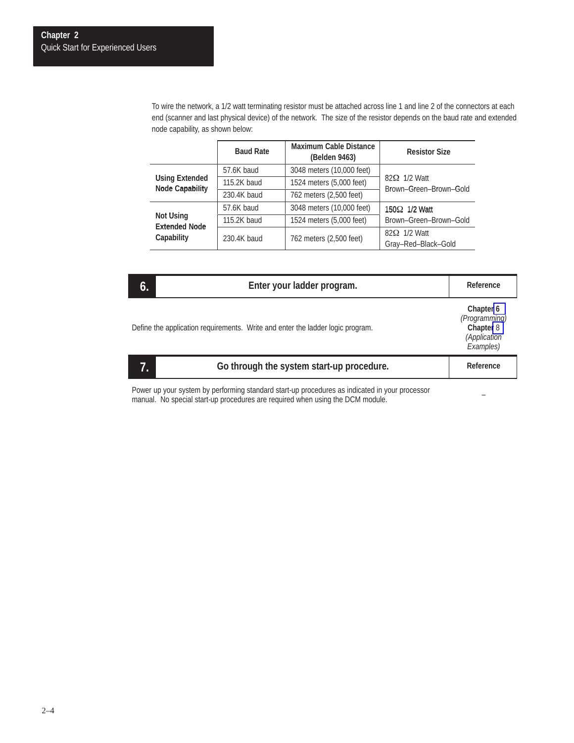To wire the network, a 1/2 watt terminating resistor must be attached across line 1 and line 2 of the connectors at each end (scanner and last physical device) of the network. The size of the resistor depends on the baud rate and extended node capability, as shown below:

| | Baud Rate | Maximum Cable Distance (Belden 9463) | Resistor Size |
|---|---|---|---|
| **Using Extended Node Capability** | 57.6K baud | 3048 meters (10,000 feet) | 82Ω 1/2 Watt Brown–Green–Brown–Gold |
| | 115.2K baud | 1524 meters (5,000 feet) | |
| | 230.4K baud | 762 meters (2,500 feet) | |
| **Not Using Extended Node Capability** | 57.6K baud | 3048 meters (10,000 feet) | 150Ω 1/2 Watt Brown–Green–Brown–Gold |
| | 115.2K baud | 1524 meters (5,000 feet) | |
| | 230.4K baud | 762 meters (2,500 feet) | 82Ω 1/2 Watt Gray–Red–Black–Gold |

## 6. Enter your ladder program.

| | Reference |
|---|---|
| Define the application requirements. Write and enter the ladder logic program. | **Chapter 6** *(Programming)* **Chapter 8** *(Application Examples)* |

## 7. Go through the system start-up procedure.

| | Reference |
|---|---|
| Power up your system by performing standard start-up procedures as indicated in your processor manual. No special start-up procedures are required when using the DCM module. | – |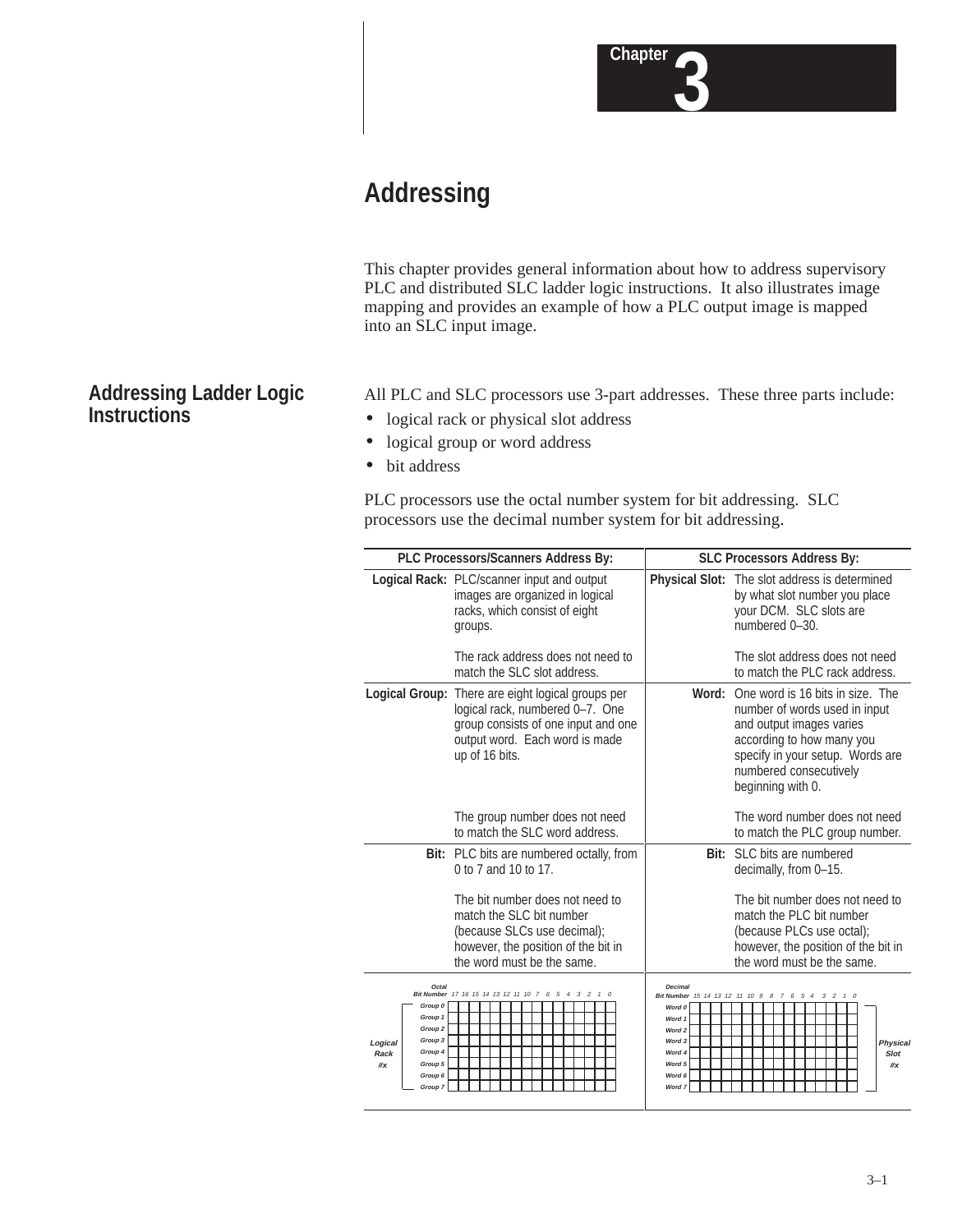# Chapter 3

## Addressing

This chapter provides general information about how to address supervisory PLC and distributed SLC ladder logic instructions. It also illustrates image mapping and provides an example of how a PLC output image is mapped into an SLC input image.

### Addressing Ladder Logic Instructions

All PLC and SLC processors use 3-part addresses. These three parts include:

- logical rack or physical slot address
- logical group or word address
- bit address

PLC processors use the octal number system for bit addressing. SLC processors use the decimal number system for bit addressing.

| PLC Processors/Scanners Address By: | | SLC Processors Address By: | |
|---|---|---|---|
| **Logical Rack:** | PLC/scanner input and output images are organized in logical racks, which consist of eight groups.<br><br>The rack address does not need to match the SLC slot address. | **Physical Slot:** | The slot address is determined by what slot number you place your DCM. SLC slots are numbered 0–30.<br><br>The slot address does not need to match the PLC rack address. |
| **Logical Group:** | There are eight logical groups per logical rack, numbered 0–7. One group consists of one input and one output word. Each word is made up of 16 bits.<br><br>The group number does not need to match the SLC word address. | **Word:** | One word is 16 bits in size. The number of words used in input and output images varies according to how many you specify in your setup. Words are numbered consecutively beginning with 0.<br><br>The word number does not need to match the PLC group number. |
| **Bit:** | PLC bits are numbered octally, from 0 to 7 and 10 to 17.<br><br>The bit number does not need to match the SLC bit number (because SLCs use decimal); however, the position of the bit in the word must be the same. | **Bit:** | SLC bits are numbered decimally, from 0–15.<br><br>The bit number does not need to match the PLC bit number (because PLCs use octal); however, the position of the bit in the word must be the same. |

*Logical Rack #x* — Octal Bit Number: 17 16 15 14 13 12 11 10 7 6 5 4 3 2 1 0 — Group 0, Group 1, Group 2, Group 3, Group 4, Group 5, Group 6, Group 7

*Physical Slot #x* — Decimal Bit Number: 15 14 13 12 11 10 9 8 7 6 5 4 3 2 1 0 — Word 0, Word 1, Word 2, Word 3, Word 4, Word 5, Word 6, Word 7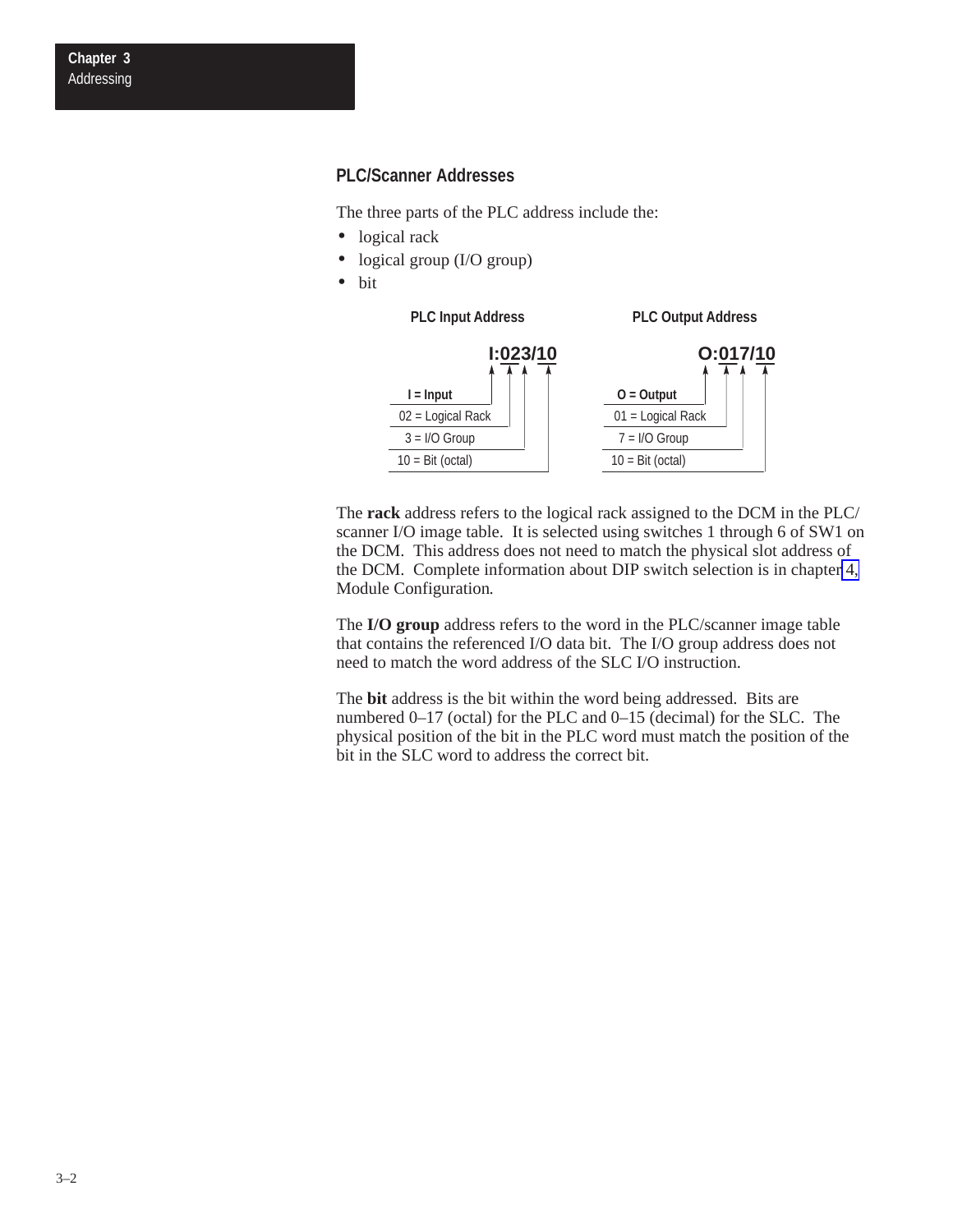## PLC/Scanner Addresses

The three parts of the PLC address include the:

- logical rack
- logical group (I/O group)
- bit

**PLC Input Address**

**I:023/10**

- I = Input
- 02 = Logical Rack
- 3 = I/O Group
- 10 = Bit (octal)

**PLC Output Address**

**O:017/10**

- O = Output
- 01 = Logical Rack
- 7 = I/O Group
- 10 = Bit (octal)

The **rack** address refers to the logical rack assigned to the DCM in the PLC/scanner I/O image table. It is selected using switches 1 through 6 of SW1 on the DCM. This address does not need to match the physical slot address of the DCM. Complete information about DIP switch selection is in chapter 4, Module Configuration.

The **I/O group** address refers to the word in the PLC/scanner image table that contains the referenced I/O data bit. The I/O group address does not need to match the word address of the SLC I/O instruction.

The **bit** address is the bit within the word being addressed. Bits are numbered 0–17 (octal) for the PLC and 0–15 (decimal) for the SLC. The physical position of the bit in the PLC word must match the position of the bit in the SLC word to address the correct bit.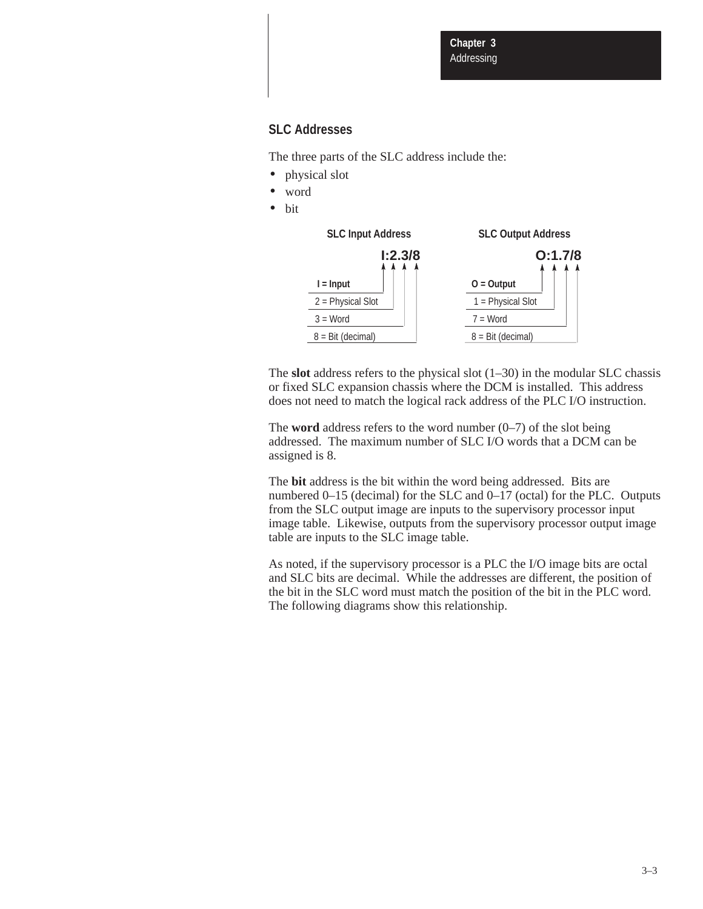## SLC Addresses

The three parts of the SLC address include the:

- physical slot
- word
- bit

**SLC Input Address**

**I:2.3/8**

- I = Input
- 2 = Physical Slot
- 3 = Word
- 8 = Bit (decimal)

**SLC Output Address**

**O:1.7/8**

- O = Output
- 1 = Physical Slot
- 7 = Word
- 8 = Bit (decimal)

The **slot** address refers to the physical slot (1–30) in the modular SLC chassis or fixed SLC expansion chassis where the DCM is installed. This address does not need to match the logical rack address of the PLC I/O instruction.

The **word** address refers to the word number (0–7) of the slot being addressed. The maximum number of SLC I/O words that a DCM can be assigned is 8.

The **bit** address is the bit within the word being addressed. Bits are numbered 0–15 (decimal) for the SLC and 0–17 (octal) for the PLC. Outputs from the SLC output image are inputs to the supervisory processor input image table. Likewise, outputs from the supervisory processor output image table are inputs to the SLC image table.

As noted, if the supervisory processor is a PLC the I/O image bits are octal and SLC bits are decimal. While the addresses are different, the position of the bit in the SLC word must match the position of the bit in the PLC word. The following diagrams show this relationship.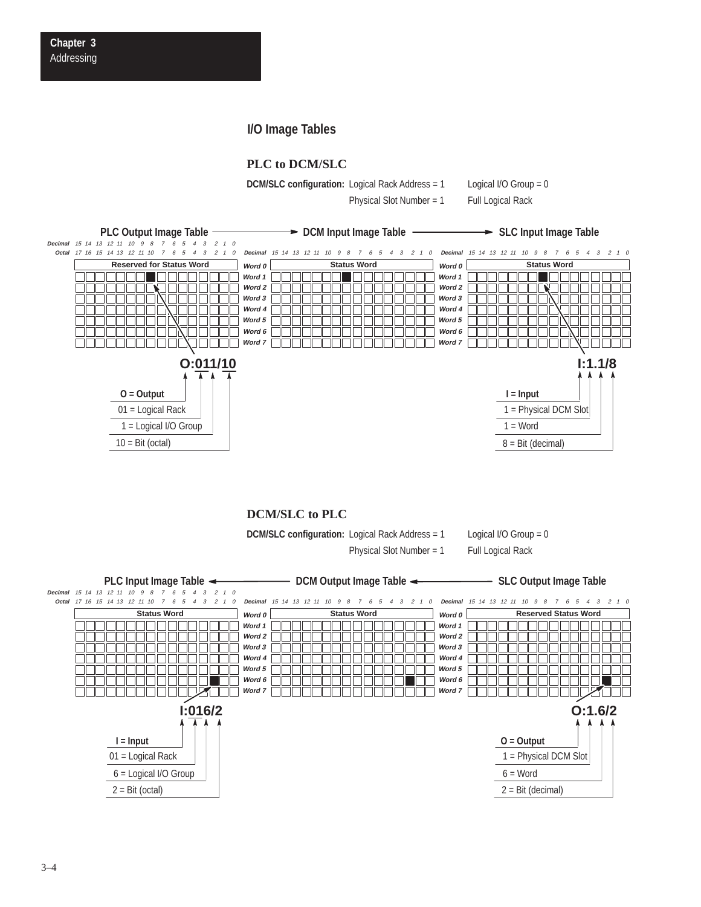## I/O Image Tables

### PLC to DCM/SLC

**DCM/SLC configuration:** Logical Rack Address = 1 Logical I/O Group = 0
Physical Slot Number = 1 Full Logical Rack

PLC Output Image Table → DCM Input Image Table → SLC Input Image Table

- PLC Output Image Table: Reserved for Status Word
- DCM Input Image Table: Word 0 Status Word, Words 1–7
- SLC Input Image Table: Word 0 Status Word, Words 1–7

**O:011/10**

- O = Output
- 01 = Logical Rack
- 1 = Logical I/O Group
- 10 = Bit (octal)

**I:1.1/8**

- I = Input
- 1 = Physical DCM Slot
- 1 = Word
- 8 = Bit (decimal)

### DCM/SLC to PLC

**DCM/SLC configuration:** Logical Rack Address = 1 Logical I/O Group = 0
Physical Slot Number = 1 Full Logical Rack

PLC Input Image Table ← DCM Output Image Table ← SLC Output Image Table

- PLC Input Image Table: Status Word
- DCM Output Image Table: Word 0 Status Word, Words 1–7
- SLC Output Image Table: Word 0 Reserved Status Word, Words 1–7

**I:016/2**

- I = Input
- 01 = Logical Rack
- 6 = Logical I/O Group
- 2 = Bit (octal)

**O:1.6/2**

- O = Output
- 1 = Physical DCM Slot
- 6 = Word
- 2 = Bit (decimal)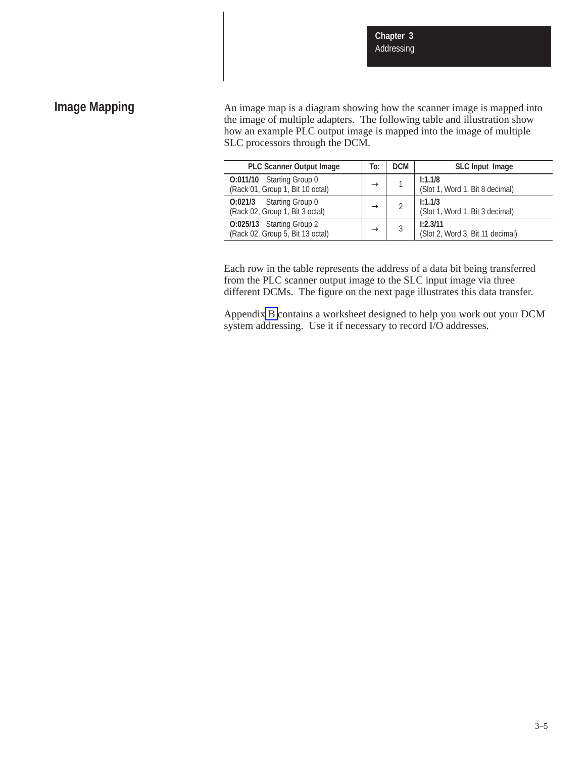## Image Mapping

An image map is a diagram showing how the scanner image is mapped into the image of multiple adapters. The following table and illustration show how an example PLC output image is mapped into the image of multiple SLC processors through the DCM.

| PLC Scanner Output Image | To: | DCM | SLC Input Image |
|---|---|---|---|
| **O:011/10** Starting Group 0 (Rack 01, Group 1, Bit 10 octal) | → | 1 | **I:1.1/8** (Slot 1, Word 1, Bit 8 decimal) |
| **O:021/3** Starting Group 0 (Rack 02, Group 1, Bit 3 octal) | → | 2 | **I:1.1/3** (Slot 1, Word 1, Bit 3 decimal) |
| **O:025/13** Starting Group 2 (Rack 02, Group 5, Bit 13 octal) | → | 3 | **I:2.3/11** (Slot 2, Word 3, Bit 11 decimal) |

Each row in the table represents the address of a data bit being transferred from the PLC scanner output image to the SLC input image via three different DCMs. The figure on the next page illustrates this data transfer.

Appendix B contains a worksheet designed to help you work out your DCM system addressing. Use it if necessary to record I/O addresses.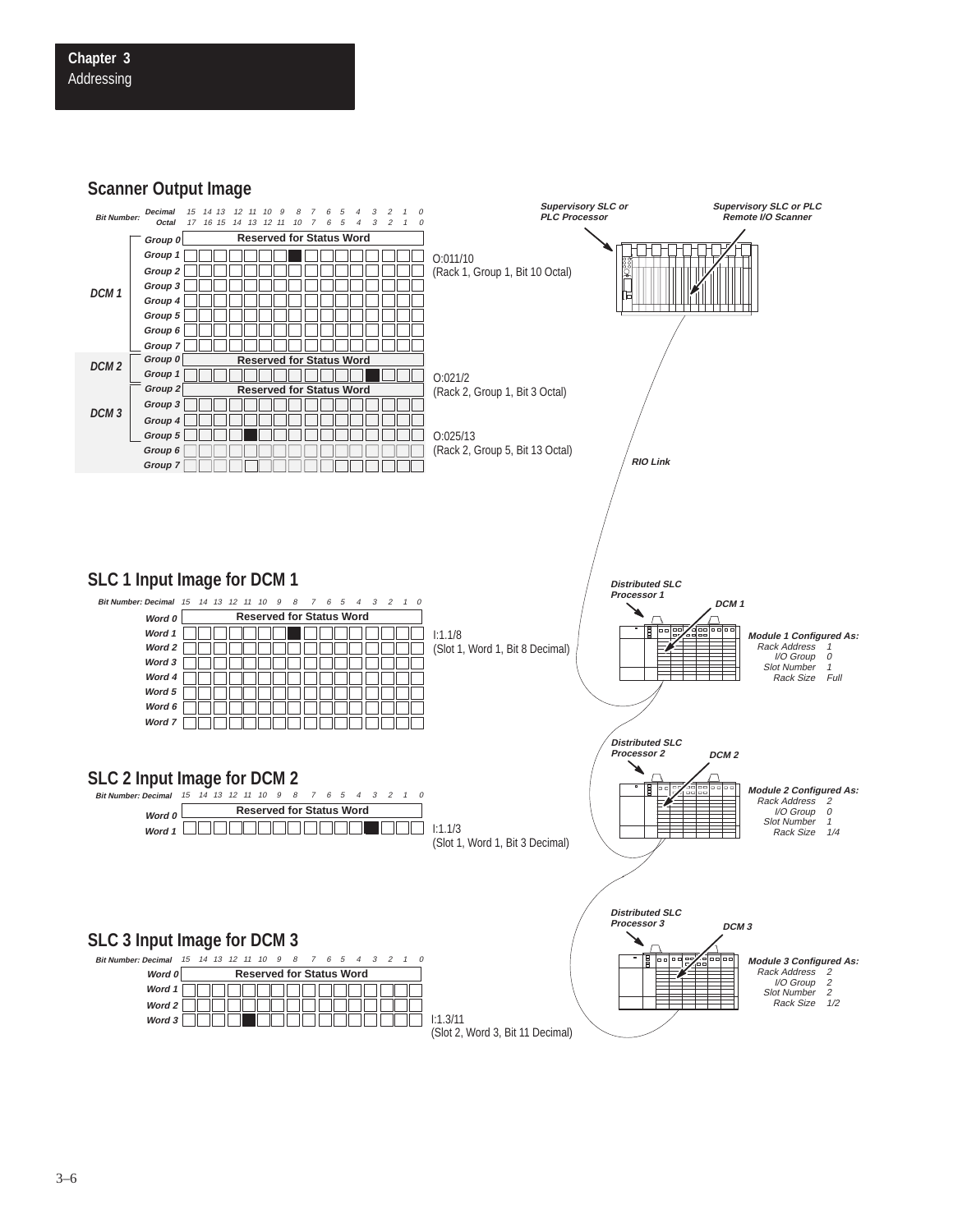## Scanner Output Image

| Bit Number: Decimal | 15 | 14 | 13 | 12 | 11 | 10 | 9 | 8 | 7 | 6 | 5 | 4 | 3 | 2 | 1 | 0 |
|---|---|---|---|---|---|---|---|---|---|---|---|---|---|---|---|---|
| Octal | 17 | 16 | 15 | 14 | 13 | 12 | 11 | 10 | 7 | 6 | 5 | 4 | 3 | 2 | 1 | 0 |

**DCM 1**
- Group 0 — Reserved for Status Word
- Group 1 — O:011/10 (Rack 1, Group 1, Bit 10 Octal)
- Group 2
- Group 3
- Group 4
- Group 5
- Group 6
- Group 7

**DCM 2**
- Group 0 — Reserved for Status Word
- Group 1 — O:021/2 (Rack 2, Group 1, Bit 3 Octal)

**DCM 3**
- Group 2 — Reserved for Status Word
- Group 3
- Group 4
- Group 5 — O:025/13 (Rack 2, Group 5, Bit 13 Octal)
- Group 6
- Group 7

*Supervisory SLC or PLC Processor*

*Supervisory SLC or PLC Remote I/O Scanner*

*RIO Link*

## SLC 1 Input Image for DCM 1

Bit Number: Decimal 15 14 13 12 11 10 9 8 7 6 5 4 3 2 1 0

- Word 0 — Reserved for Status Word
- Word 1 — I:1.1/8 (Slot 1, Word 1, Bit 8 Decimal)
- Word 2
- Word 3
- Word 4
- Word 5
- Word 6
- Word 7

*Distributed SLC Processor 1* — *DCM 1*

***Module 1 Configured As:***

| | |
|---|---|
| Rack Address | 1 |
| I/O Group | 0 |
| Slot Number | 1 |
| Rack Size | Full |

## SLC 2 Input Image for DCM 2

Bit Number: Decimal 15 14 13 12 11 10 9 8 7 6 5 4 3 2 1 0

- Word 0 — Reserved for Status Word
- Word 1 — I:1.1/3 (Slot 1, Word 1, Bit 3 Decimal)

*Distributed SLC Processor 2* — *DCM 2*

***Module 2 Configured As:***

| | |
|---|---|
| Rack Address | 2 |
| I/O Group | 0 |
| Slot Number | 1 |
| Rack Size | 1/4 |

## SLC 3 Input Image for DCM 3

Bit Number: Decimal 15 14 13 12 11 10 9 8 7 6 5 4 3 2 1 0

- Word 0 — Reserved for Status Word
- Word 1
- Word 2
- Word 3 — I:1.3/11 (Slot 2, Word 3, Bit 11 Decimal)

*Distributed SLC Processor 3* — *DCM 3*

***Module 3 Configured As:***

| | |
|---|---|
| Rack Address | 2 |
| I/O Group | 2 |
| Slot Number | 2 |
| Rack Size | 1/2 |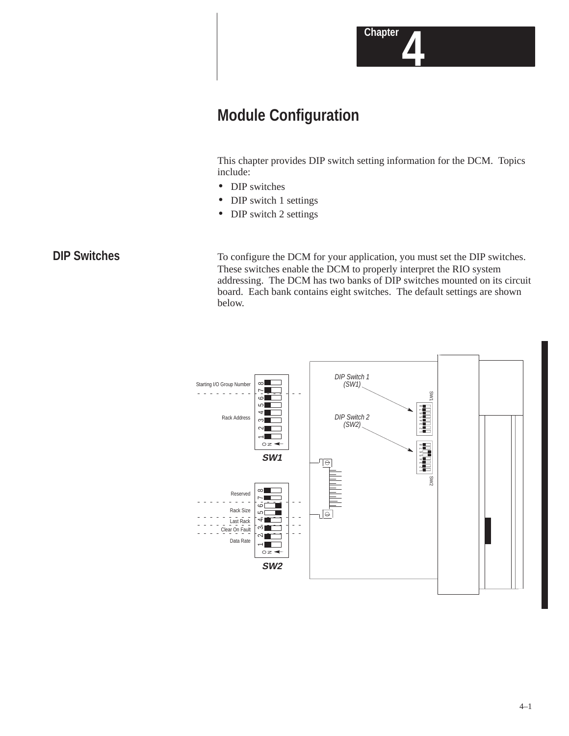# Chapter 4

# Module Configuration

This chapter provides DIP switch setting information for the DCM. Topics include:

- DIP switches
- DIP switch 1 settings
- DIP switch 2 settings

## DIP Switches

To configure the DCM for your application, you must set the DIP switches. These switches enable the DCM to properly interpret the RIO system addressing. The DCM has two banks of DIP switches mounted on its circuit board. Each bank contains eight switches. The default settings are shown below.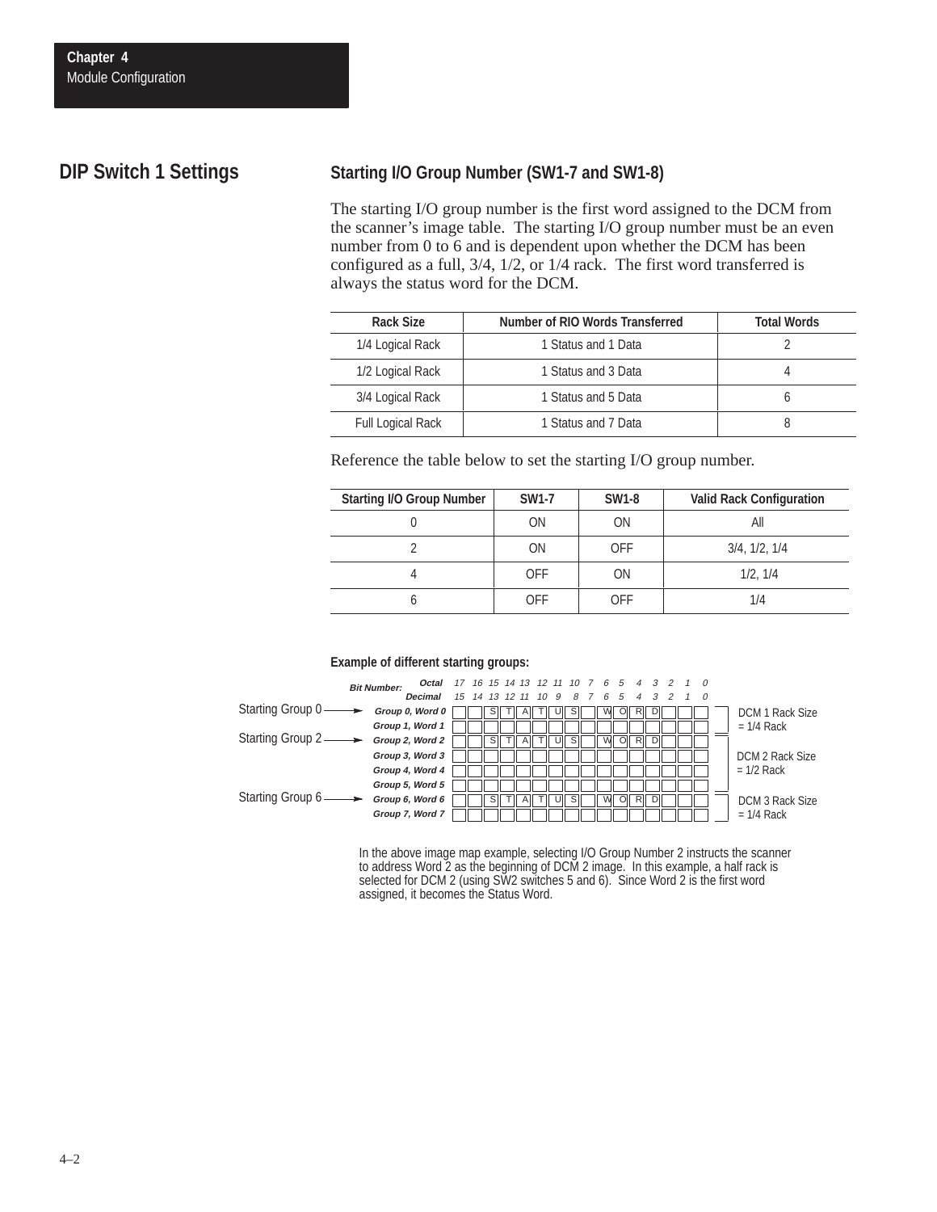## DIP Switch 1 Settings

### Starting I/O Group Number (SW1-7 and SW1-8)

The starting I/O group number is the first word assigned to the DCM from the scanner's image table. The starting I/O group number must be an even number from 0 to 6 and is dependent upon whether the DCM has been configured as a full, 3/4, 1/2, or 1/4 rack. The first word transferred is always the status word for the DCM.

| Rack Size | Number of RIO Words Transferred | Total Words |
|---|---|---|
| 1/4 Logical Rack | 1 Status and 1 Data | 2 |
| 1/2 Logical Rack | 1 Status and 3 Data | 4 |
| 3/4 Logical Rack | 1 Status and 5 Data | 6 |
| Full Logical Rack | 1 Status and 7 Data | 8 |

Reference the table below to set the starting I/O group number.

| Starting I/O Group Number | SW1-7 | SW1-8 | Valid Rack Configuration |
|---|---|---|---|
| 0 | ON | ON | All |
| 2 | ON | OFF | 3/4, 1/2, 1/4 |
| 4 | OFF | ON | 1/2, 1/4 |
| 6 | OFF | OFF | 1/4 |

**Example of different starting groups:**

| Bit Number: | Octal 17 | 16 | 15 | 14 | 13 | 12 | 11 | 10 | 7 | 6 | 5 | 4 | 3 | 2 | 1 | 0 | |
|---|---|---|---|---|---|---|---|---|---|---|---|---|---|---|---|---|---|
| | Decimal 15 | 14 | 13 | 12 | 11 | 10 | 9 | 8 | 7 | 6 | 5 | 4 | 3 | 2 | 1 | 0 | |
| Starting Group 0 → Group 0, Word 0 | | | S | T | A | T | U | S | | W | O | R | D | | | | DCM 1 Rack Size = 1/4 Rack |
| Group 1, Word 1 | | | | | | | | | | | | | | | | | |
| Starting Group 2 → Group 2, Word 2 | | | S | T | A | T | U | S | | W | O | R | D | | | | DCM 2 Rack Size = 1/2 Rack |
| Group 3, Word 3 | | | | | | | | | | | | | | | | | |
| Group 4, Word 4 | | | | | | | | | | | | | | | | | |
| Group 5, Word 5 | | | | | | | | | | | | | | | | | |
| Starting Group 6 → Group 6, Word 6 | | | S | T | A | T | U | S | | W | O | R | D | | | | DCM 3 Rack Size = 1/4 Rack |
| Group 7, Word 7 | | | | | | | | | | | | | | | | | |

In the above image map example, selecting I/O Group Number 2 instructs the scanner to address Word 2 as the beginning of DCM 2 image. In this example, a half rack is selected for DCM 2 (using SW2 switches 5 and 6). Since Word 2 is the first word assigned, it becomes the Status Word.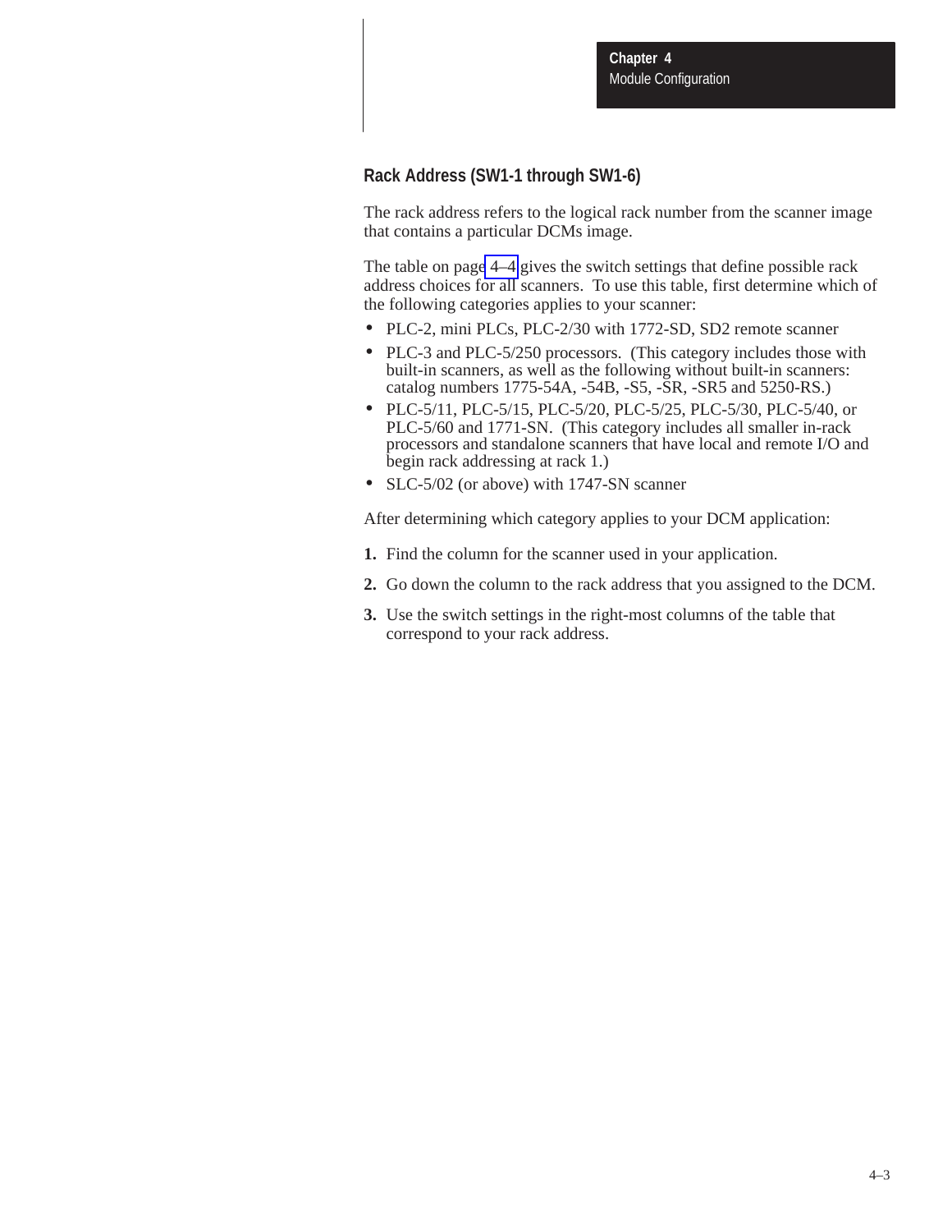## Rack Address (SW1-1 through SW1-6)

The rack address refers to the logical rack number from the scanner image that contains a particular DCMs image.

The table on page 4–4 gives the switch settings that define possible rack address choices for all scanners. To use this table, first determine which of the following categories applies to your scanner:

- PLC-2, mini PLCs, PLC-2/30 with 1772-SD, SD2 remote scanner
- PLC-3 and PLC-5/250 processors. (This category includes those with built-in scanners, as well as the following without built-in scanners: catalog numbers 1775-54A, -54B, -S5, -SR, -SR5 and 5250-RS.)
- PLC-5/11, PLC-5/15, PLC-5/20, PLC-5/25, PLC-5/30, PLC-5/40, or PLC-5/60 and 1771-SN. (This category includes all smaller in-rack processors and standalone scanners that have local and remote I/O and begin rack addressing at rack 1.)
- SLC-5/02 (or above) with 1747-SN scanner

After determining which category applies to your DCM application:

1. Find the column for the scanner used in your application.
2. Go down the column to the rack address that you assigned to the DCM.
3. Use the switch settings in the right-most columns of the table that correspond to your rack address.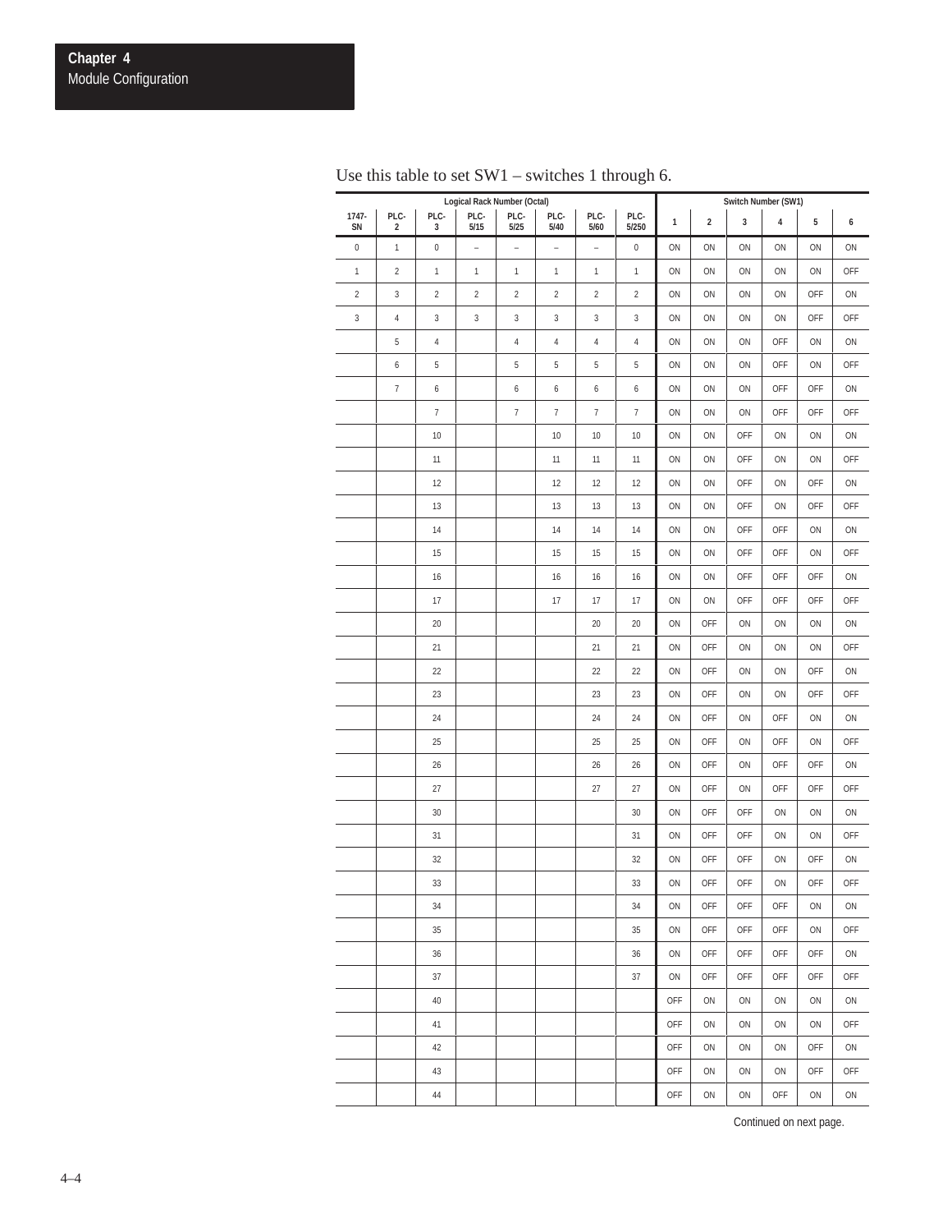Use this table to set SW1 – switches 1 through 6.

| Logical Rack Number (Octal) | | | | | | | | Switch Number (SW1) | | | | | |
|---|---|---|---|---|---|---|---|---|---|---|---|---|---|
| 1747-SN | PLC-2 | PLC-3 | PLC-5/15 | PLC-5/25 | PLC-5/40 | PLC-5/60 | PLC-5/250 | 1 | 2 | 3 | 4 | 5 | 6 |
| 0 | 1 | 0 | – | – | – | – | 0 | ON | ON | ON | ON | ON | ON |
| 1 | 2 | 1 | 1 | 1 | 1 | 1 | 1 | ON | ON | ON | ON | ON | OFF |
| 2 | 3 | 2 | 2 | 2 | 2 | 2 | 2 | ON | ON | ON | ON | OFF | ON |
| 3 | 4 | 3 | 3 | 3 | 3 | 3 | 3 | ON | ON | ON | ON | OFF | OFF |
| | 5 | 4 | | 4 | 4 | 4 | 4 | ON | ON | ON | OFF | ON | ON |
| | 6 | 5 | | 5 | 5 | 5 | 5 | ON | ON | ON | OFF | ON | OFF |
| | 7 | 6 | | 6 | 6 | 6 | 6 | ON | ON | ON | OFF | OFF | ON |
| | | 7 | | 7 | 7 | 7 | 7 | ON | ON | ON | OFF | OFF | OFF |
| | | 10 | | | 10 | 10 | 10 | ON | ON | OFF | ON | ON | ON |
| | | 11 | | | 11 | 11 | 11 | ON | ON | OFF | ON | ON | OFF |
| | | 12 | | | 12 | 12 | 12 | ON | ON | OFF | ON | OFF | ON |
| | | 13 | | | 13 | 13 | 13 | ON | ON | OFF | ON | OFF | OFF |
| | | 14 | | | 14 | 14 | 14 | ON | ON | OFF | OFF | ON | ON |
| | | 15 | | | 15 | 15 | 15 | ON | ON | OFF | OFF | ON | OFF |
| | | 16 | | | 16 | 16 | 16 | ON | ON | OFF | OFF | OFF | ON |
| | | 17 | | | 17 | 17 | 17 | ON | ON | OFF | OFF | OFF | OFF |
| | | 20 | | | | 20 | 20 | ON | OFF | ON | ON | ON | ON |
| | | 21 | | | | 21 | 21 | ON | OFF | ON | ON | ON | OFF |
| | | 22 | | | | 22 | 22 | ON | OFF | ON | ON | OFF | ON |
| | | 23 | | | | 23 | 23 | ON | OFF | ON | ON | OFF | OFF |
| | | 24 | | | | 24 | 24 | ON | OFF | ON | OFF | ON | ON |
| | | 25 | | | | 25 | 25 | ON | OFF | ON | OFF | ON | OFF |
| | | 26 | | | | 26 | 26 | ON | OFF | ON | OFF | OFF | ON |
| | | 27 | | | | 27 | 27 | ON | OFF | ON | OFF | OFF | OFF |
| | | 30 | | | | | 30 | ON | OFF | OFF | ON | ON | ON |
| | | 31 | | | | | 31 | ON | OFF | OFF | ON | ON | OFF |
| | | 32 | | | | | 32 | ON | OFF | OFF | ON | OFF | ON |
| | | 33 | | | | | 33 | ON | OFF | OFF | ON | OFF | OFF |
| | | 34 | | | | | 34 | ON | OFF | OFF | OFF | ON | ON |
| | | 35 | | | | | 35 | ON | OFF | OFF | OFF | ON | OFF |
| | | 36 | | | | | 36 | ON | OFF | OFF | OFF | OFF | ON |
| | | 37 | | | | | 37 | ON | OFF | OFF | OFF | OFF | OFF |
| | | 40 | | | | | | OFF | ON | ON | ON | ON | ON |
| | | 41 | | | | | | OFF | ON | ON | ON | ON | OFF |
| | | 42 | | | | | | OFF | ON | ON | ON | OFF | ON |
| | | 43 | | | | | | OFF | ON | ON | ON | OFF | OFF |
| | | 44 | | | | | | OFF | ON | ON | OFF | ON | ON |

Continued on next page.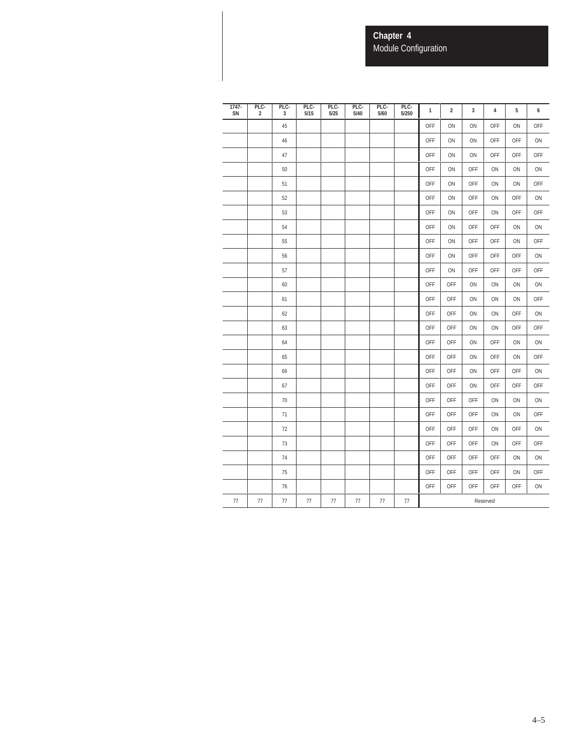| 1747-SN | PLC-2 | PLC-3 | PLC-5/15 | PLC-5/25 | PLC-5/40 | PLC-5/60 | PLC-5/250 | 1 | 2 | 3 | 4 | 5 | 6 |
|---|---|---|---|---|---|---|---|---|---|---|---|---|---|
| | | 45 | | | | | | OFF | ON | ON | OFF | ON | OFF |
| | | 46 | | | | | | OFF | ON | ON | OFF | OFF | ON |
| | | 47 | | | | | | OFF | ON | ON | OFF | OFF | OFF |
| | | 50 | | | | | | OFF | ON | OFF | ON | ON | ON |
| | | 51 | | | | | | OFF | ON | OFF | ON | ON | OFF |
| | | 52 | | | | | | OFF | ON | OFF | ON | OFF | ON |
| | | 53 | | | | | | OFF | ON | OFF | ON | OFF | OFF |
| | | 54 | | | | | | OFF | ON | OFF | OFF | ON | ON |
| | | 55 | | | | | | OFF | ON | OFF | OFF | ON | OFF |
| | | 56 | | | | | | OFF | ON | OFF | OFF | OFF | ON |
| | | 57 | | | | | | OFF | ON | OFF | OFF | OFF | OFF |
| | | 60 | | | | | | OFF | OFF | ON | ON | ON | ON |
| | | 61 | | | | | | OFF | OFF | ON | ON | ON | OFF |
| | | 62 | | | | | | OFF | OFF | ON | ON | OFF | ON |
| | | 63 | | | | | | OFF | OFF | ON | ON | OFF | OFF |
| | | 64 | | | | | | OFF | OFF | ON | OFF | ON | ON |
| | | 65 | | | | | | OFF | OFF | ON | OFF | ON | OFF |
| | | 66 | | | | | | OFF | OFF | ON | OFF | OFF | ON |
| | | 67 | | | | | | OFF | OFF | ON | OFF | OFF | OFF |
| | | 70 | | | | | | OFF | OFF | OFF | ON | ON | ON |
| | | 71 | | | | | | OFF | OFF | OFF | ON | ON | OFF |
| | | 72 | | | | | | OFF | OFF | OFF | ON | OFF | ON |
| | | 73 | | | | | | OFF | OFF | OFF | ON | OFF | OFF |
| | | 74 | | | | | | OFF | OFF | OFF | OFF | ON | ON |
| | | 75 | | | | | | OFF | OFF | OFF | OFF | ON | OFF |
| | | 76 | | | | | | OFF | OFF | OFF | OFF | OFF | ON |
| 77 | 77 | 77 | 77 | 77 | 77 | 77 | 77 | Reserved | | | | | |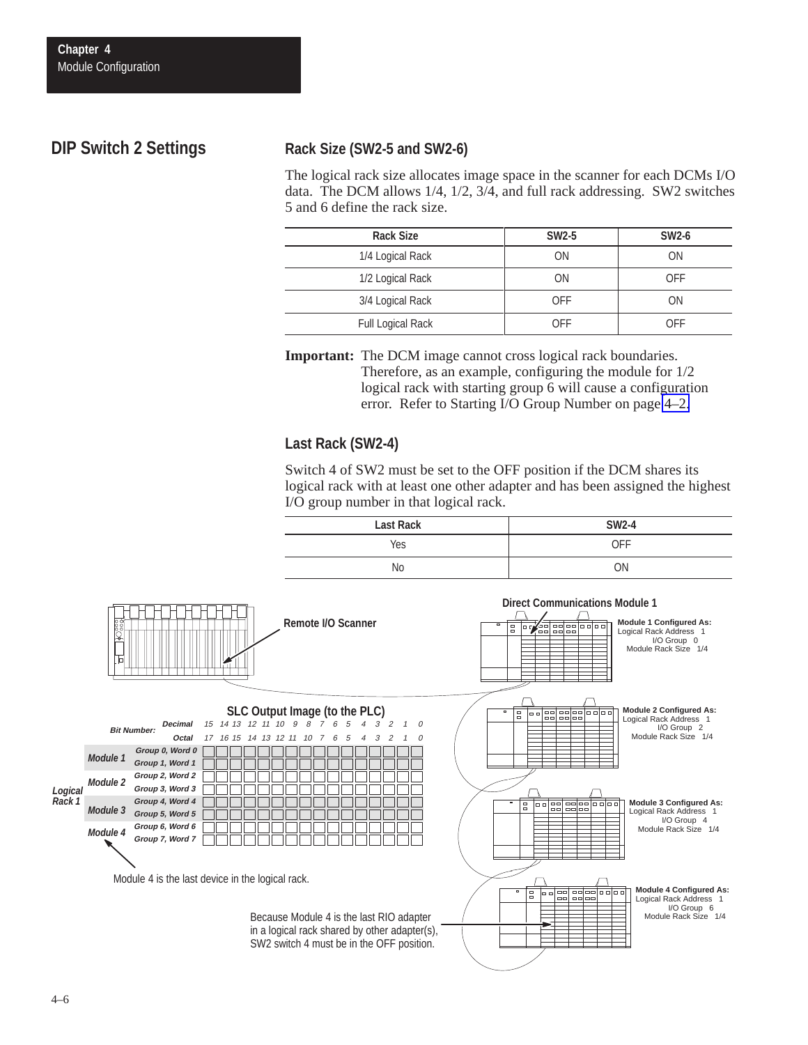## DIP Switch 2 Settings

### Rack Size (SW2-5 and SW2-6)

The logical rack size allocates image space in the scanner for each DCMs I/O data. The DCM allows 1/4, 1/2, 3/4, and full rack addressing. SW2 switches 5 and 6 define the rack size.

| Rack Size | SW2-5 | SW2-6 |
|---|---|---|
| 1/4 Logical Rack | ON | ON |
| 1/2 Logical Rack | ON | OFF |
| 3/4 Logical Rack | OFF | ON |
| Full Logical Rack | OFF | OFF |

**Important:** The DCM image cannot cross logical rack boundaries. Therefore, as an example, configuring the module for 1/2 logical rack with starting group 6 will cause a configuration error. Refer to Starting I/O Group Number on page 4–2.

### Last Rack (SW2-4)

Switch 4 of SW2 must be set to the OFF position if the DCM shares its logical rack with at least one other adapter and has been assigned the highest I/O group number in that logical rack.

| Last Rack | SW2-4 |
|---|---|
| Yes | OFF |
| No | ON |

Remote I/O Scanner

Direct Communications Module 1

**Module 1 Configured As:**
Logical Rack Address 1
I/O Group 0
Module Rack Size 1/4

**Module 2 Configured As:**
Logical Rack Address 1
I/O Group 2
Module Rack Size 1/4

**Module 3 Configured As:**
Logical Rack Address 1
I/O Group 4
Module Rack Size 1/4

**Module 4 Configured As:**
Logical Rack Address 1
I/O Group 6
Module Rack Size 1/4

**SLC Output Image (to the PLC)**

| | | Bit Number: Decimal | 15 | 14 | 13 | 12 | 11 | 10 | 9 | 8 | 7 | 6 | 5 | 4 | 3 | 2 | 1 | 0 |
|---|---|---|---|---|---|---|---|---|---|---|---|---|---|---|---|---|---|---|
| | | Octal | 17 | 16 | 15 | 14 | 13 | 12 | 11 | 10 | 7 | 6 | 5 | 4 | 3 | 2 | 1 | 0 |
| Logical Rack 1 | Module 1 | Group 0, Word 0 | | | | | | | | | | | | | | | | |
| | | Group 1, Word 1 | | | | | | | | | | | | | | | | |
| | Module 2 | Group 2, Word 2 | | | | | | | | | | | | | | | | |
| | | Group 3, Word 3 | | | | | | | | | | | | | | | | |
| | Module 3 | Group 4, Word 4 | | | | | | | | | | | | | | | | |
| | | Group 5, Word 5 | | | | | | | | | | | | | | | | |
| | Module 4 | Group 6, Word 6 | | | | | | | | | | | | | | | | |
| | | Group 7, Word 7 | | | | | | | | | | | | | | | | |

Module 4 is the last device in the logical rack.

Because Module 4 is the last RIO adapter in a logical rack shared by other adapter(s), SW2 switch 4 must be in the OFF position.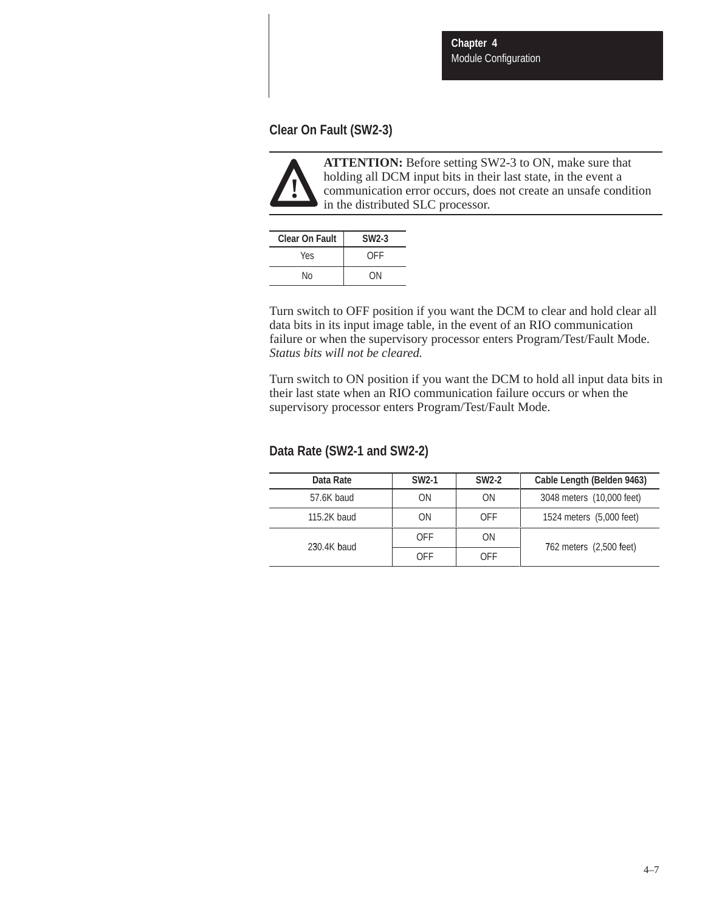## Clear On Fault (SW2-3)

> **ATTENTION:** Before setting SW2-3 to ON, make sure that holding all DCM input bits in their last state, in the event a communication error occurs, does not create an unsafe condition in the distributed SLC processor.

| Clear On Fault | SW2-3 |
|---|---|
| Yes | OFF |
| No | ON |

Turn switch to OFF position if you want the DCM to clear and hold clear all data bits in its input image table, in the event of an RIO communication failure or when the supervisory processor enters Program/Test/Fault Mode. *Status bits will not be cleared.*

Turn switch to ON position if you want the DCM to hold all input data bits in their last state when an RIO communication failure occurs or when the supervisory processor enters Program/Test/Fault Mode.

## Data Rate (SW2-1 and SW2-2)

| Data Rate | SW2-1 | SW2-2 | Cable Length (Belden 9463) |
|---|---|---|---|
| 57.6K baud | ON | ON | 3048 meters (10,000 feet) |
| 115.2K baud | ON | OFF | 1524 meters (5,000 feet) |
| 230.4K baud | OFF | ON | 762 meters (2,500 feet) |
| | OFF | OFF | |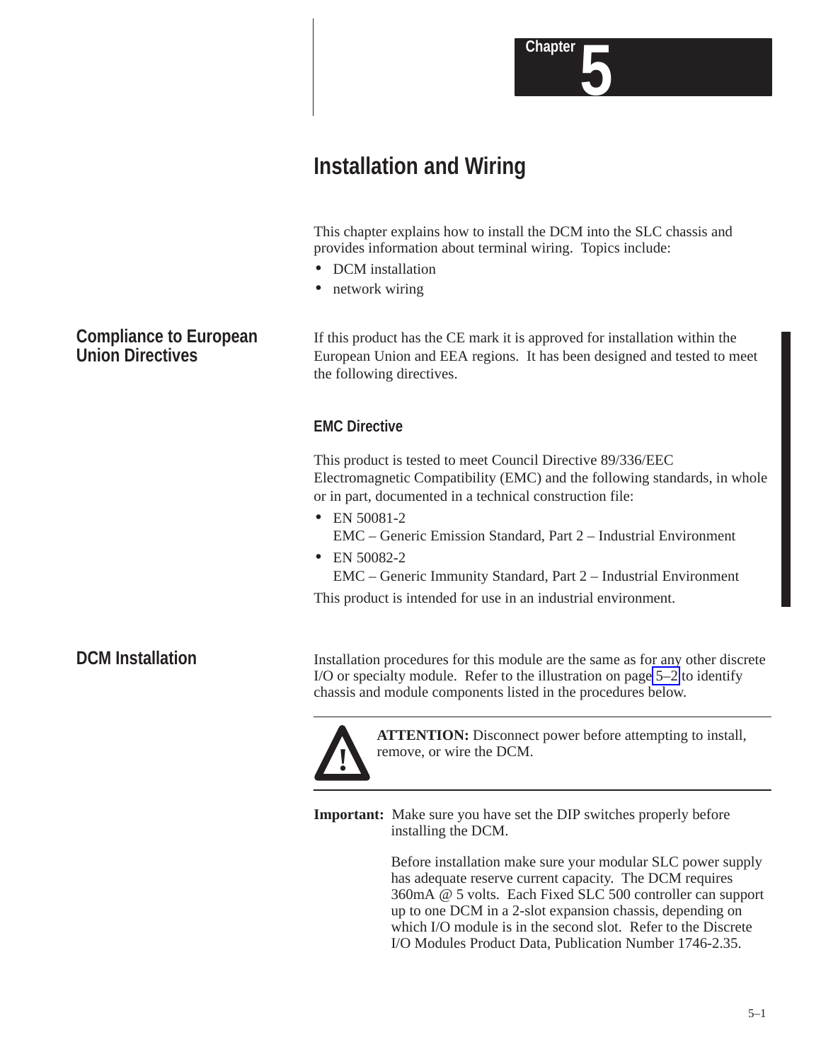Chapter 5

# Installation and Wiring

This chapter explains how to install the DCM into the SLC chassis and provides information about terminal wiring. Topics include:

- DCM installation
- network wiring

## Compliance to European Union Directives

If this product has the CE mark it is approved for installation within the European Union and EEA regions. It has been designed and tested to meet the following directives.

### EMC Directive

This product is tested to meet Council Directive 89/336/EEC Electromagnetic Compatibility (EMC) and the following standards, in whole or in part, documented in a technical construction file:

- EN 50081-2
  EMC – Generic Emission Standard, Part 2 – Industrial Environment
- EN 50082-2
  EMC – Generic Immunity Standard, Part 2 – Industrial Environment

This product is intended for use in an industrial environment.

## DCM Installation

Installation procedures for this module are the same as for any other discrete I/O or specialty module. Refer to the illustration on page 5–2 to identify chassis and module components listed in the procedures below.

**ATTENTION:** Disconnect power before attempting to install, remove, or wire the DCM.

**Important:** Make sure you have set the DIP switches properly before installing the DCM.

Before installation make sure your modular SLC power supply has adequate reserve current capacity. The DCM requires 360mA @ 5 volts. Each Fixed SLC 500 controller can support up to one DCM in a 2-slot expansion chassis, depending on which I/O module is in the second slot. Refer to the Discrete I/O Modules Product Data, Publication Number 1746-2.35.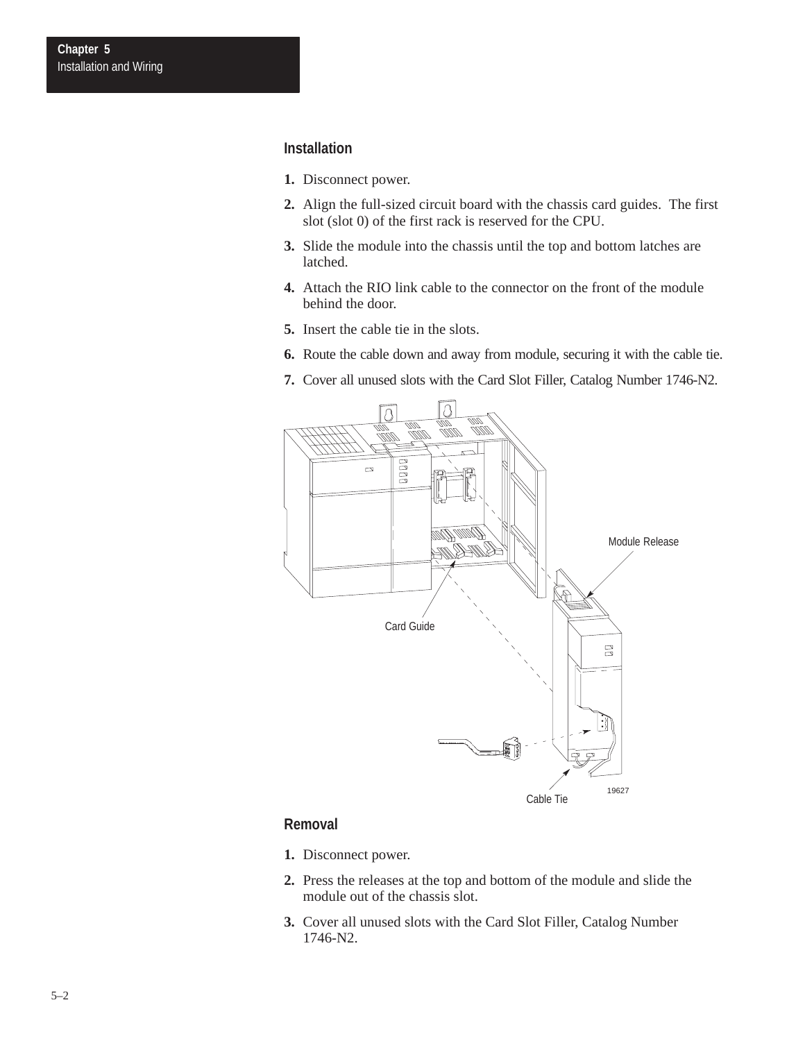## Installation

1. Disconnect power.
2. Align the full-sized circuit board with the chassis card guides. The first slot (slot 0) of the first rack is reserved for the CPU.
3. Slide the module into the chassis until the top and bottom latches are latched.
4. Attach the RIO link cable to the connector on the front of the module behind the door.
5. Insert the cable tie in the slots.
6. Route the cable down and away from module, securing it with the cable tie.
7. Cover all unused slots with the Card Slot Filler, Catalog Number 1746-N2.

Module Release

Card Guide

Cable Tie

19627

## Removal

1. Disconnect power.
2. Press the releases at the top and bottom of the module and slide the module out of the chassis slot.
3. Cover all unused slots with the Card Slot Filler, Catalog Number 1746-N2.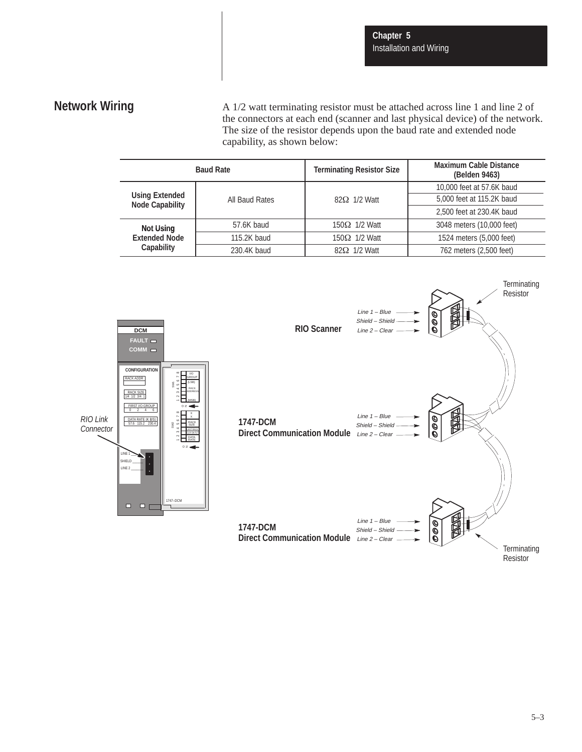## Network Wiring

A 1/2 watt terminating resistor must be attached across line 1 and line 2 of the connectors at each end (scanner and last physical device) of the network. The size of the resistor depends upon the baud rate and extended node capability, as shown below:

| Baud Rate | | Terminating Resistor Size | Maximum Cable Distance (Belden 9463) |
|---|---|---|---|
| Using Extended Node Capability | All Baud Rates | 82Ω 1/2 Watt | 10,000 feet at 57.6K baud |
| | | | 5,000 feet at 115.2K baud |
| | | | 2,500 feet at 230.4K baud |
| Not Using Extended Node Capability | 57.6K baud | 150Ω 1/2 Watt | 3048 meters (10,000 feet) |
| | 115.2K baud | 150Ω 1/2 Watt | 1524 meters (5,000 feet) |
| | 230.4K baud | 82Ω 1/2 Watt | 762 meters (2,500 feet) |

DCM
FAULT
COMM
CONFIGURATION
RACK ADDR
RACK SIZE 1/4 1/2 3/4 1
FIRST I/O GROUP 0 2 4 6
DATA RATE (K B/S) 57.6 115.2 230.4
LINE 1
SHIELD
LINE 2
RIO Link Connector
1747–DCM

RIO Scanner
Line 1 – Blue
Shield – Shield
Line 2 – Clear

1747-DCM Direct Communication Module
Line 1 – Blue
Shield – Shield
Line 2 – Clear

1747-DCM Direct Communication Module
Line 1 – Blue
Shield – Shield
Line 2 – Clear

Terminating Resistor
Terminating Resistor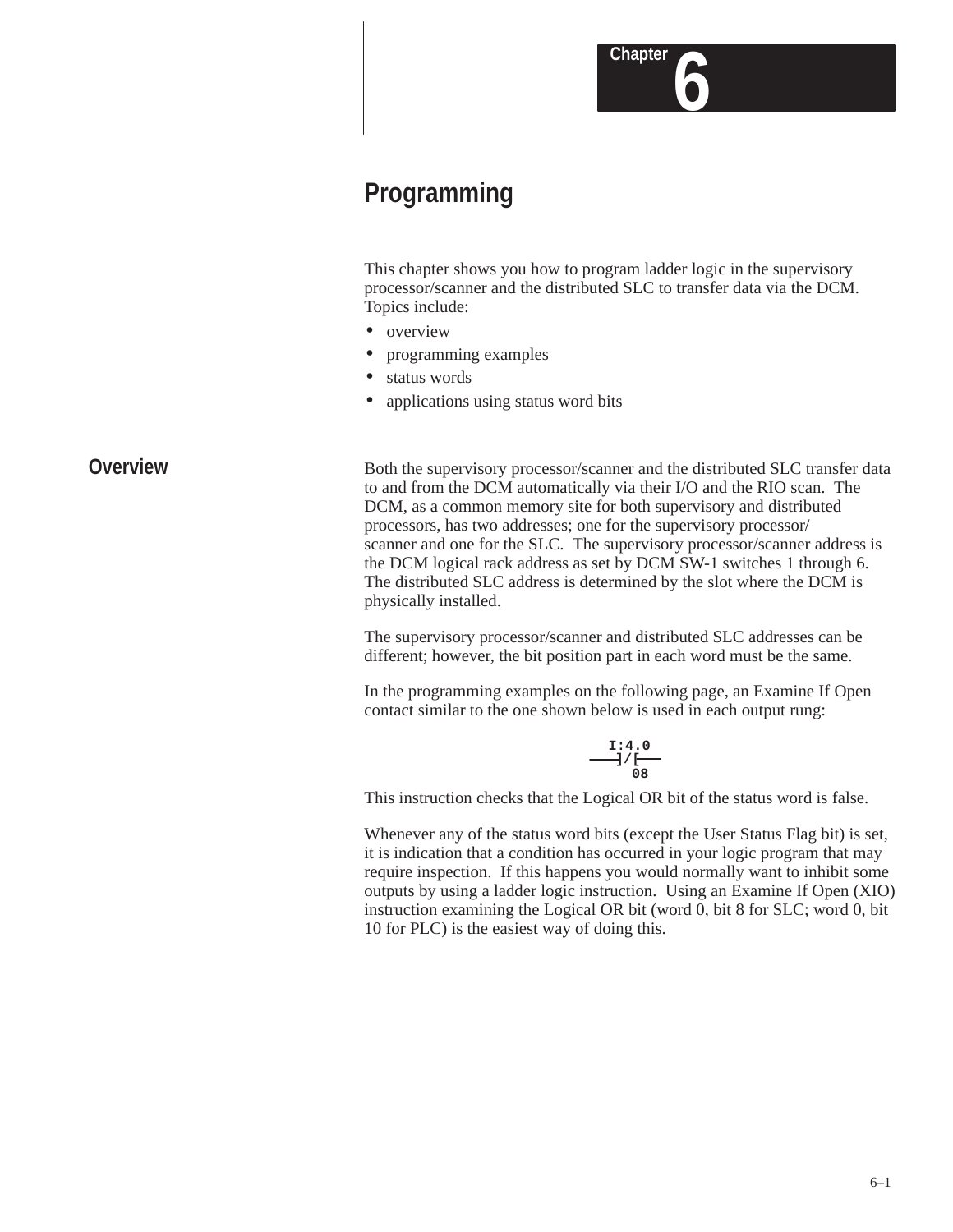# Chapter 6

## Programming

This chapter shows you how to program ladder logic in the supervisory processor/scanner and the distributed SLC to transfer data via the DCM. Topics include:

- overview
- programming examples
- status words
- applications using status word bits

### Overview

Both the supervisory processor/scanner and the distributed SLC transfer data to and from the DCM automatically via their I/O and the RIO scan. The DCM, as a common memory site for both supervisory and distributed processors, has two addresses; one for the supervisory processor/scanner and one for the SLC. The supervisory processor/scanner address is the DCM logical rack address as set by DCM SW-1 switches 1 through 6. The distributed SLC address is determined by the slot where the DCM is physically installed.

The supervisory processor/scanner and distributed SLC addresses can be different; however, the bit position part in each word must be the same.

In the programming examples on the following page, an Examine If Open contact similar to the one shown below is used in each output rung:

```
      I:4.0
  ────]/[────
        08
```

This instruction checks that the Logical OR bit of the status word is false.

Whenever any of the status word bits (except the User Status Flag bit) is set, it is indication that a condition has occurred in your logic program that may require inspection. If this happens you would normally want to inhibit some outputs by using a ladder logic instruction. Using an Examine If Open (XIO) instruction examining the Logical OR bit (word 0, bit 8 for SLC; word 0, bit 10 for PLC) is the easiest way of doing this.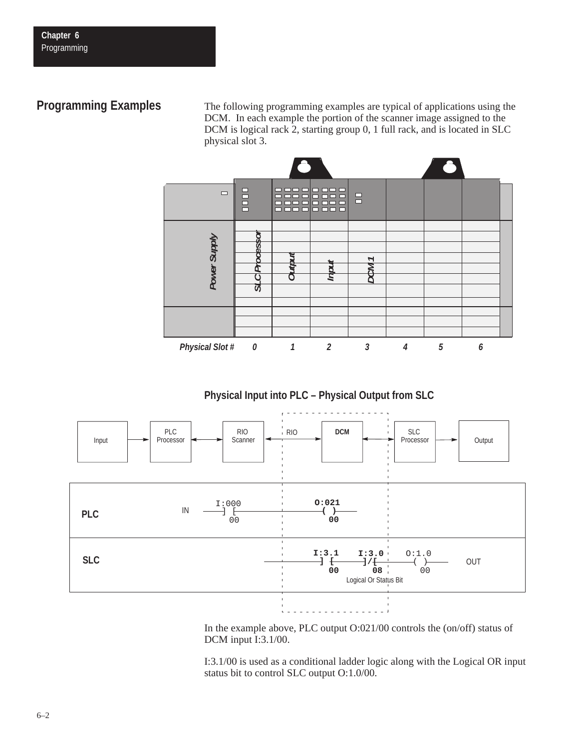## Programming Examples

The following programming examples are typical of applications using the DCM. In each example the portion of the scanner image assigned to the DCM is logical rack 2, starting group 0, 1 full rack, and is located in SLC physical slot 3.

Power Supply | SLC Processor | Output | Input | DCM 1

Physical Slot # 0 1 2 3 4 5 6

### Physical Input into PLC – Physical Output from SLC

Input → PLC Processor ↔ RIO Scanner ↔ RIO → DCM ↔ SLC Processor → Output

PLC: IN — I:000/00 ] [ — ( ) O:021/00

SLC: I:3.1/00 ] [ — I:3.0/08 ]/[ — ( ) O:1.0/00 OUT

Logical Or Status Bit

In the example above, PLC output O:021/00 controls the (on/off) status of DCM input I:3.1/00.

I:3.1/00 is used as a conditional ladder logic along with the Logical OR input status bit to control SLC output O:1.0/00.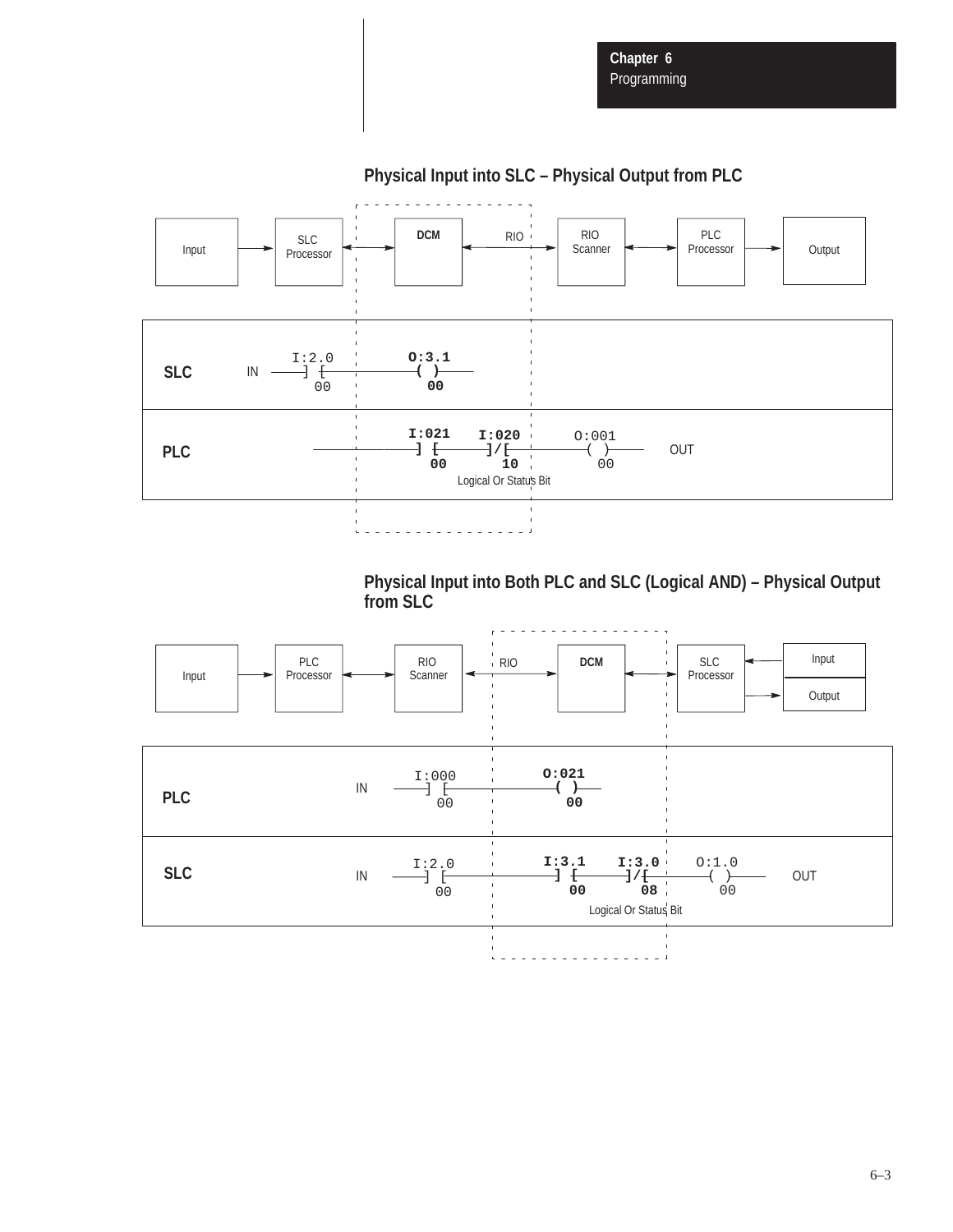### Physical Input into SLC – Physical Output from PLC

```
Input ──► SLC Processor ◄──► DCM ◄── RIO ──► RIO Scanner ◄──► PLC Processor ──► Output

SLC    IN  ──] [──────────────( )──
           I:2.0              O:3.1
            00                 00

PLC        ──────] [──────]/[──────( )──   OUT
               I:021    I:020     O:001
                00       10        00
                Logical Or Status Bit
```

### Physical Input into Both PLC and SLC (Logical AND) – Physical Output from SLC

```
Input ──► PLC Processor ◄──► RIO Scanner ◄── RIO ──► DCM ◄──► SLC Processor ◄── Input
                                                                             ──► Output

PLC    IN  ──] [──────────────( )──
           I:000              O:021
            00                 00

SLC    IN  ──] [──────────────] [──────]/[──────( )──   OUT
           I:2.0             I:3.1    I:3.0    O:1.0
            00                00       08       00
                              Logical Or Status Bit
```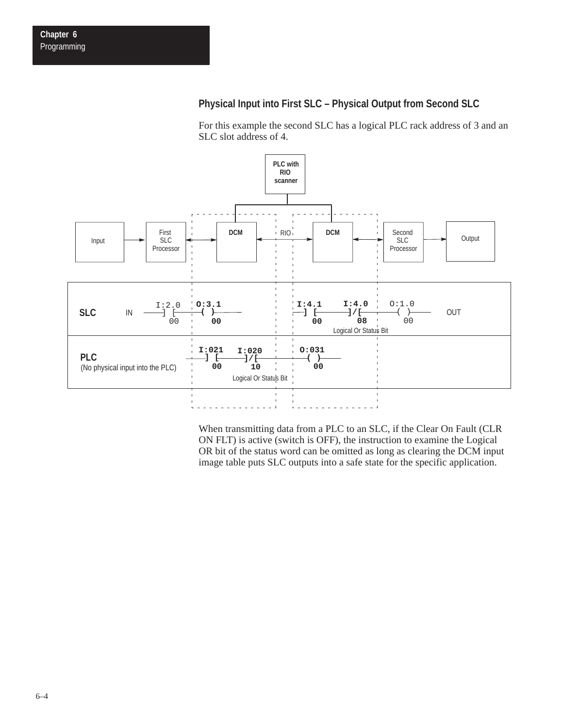### Physical Input into First SLC – Physical Output from Second SLC

For this example the second SLC has a logical PLC rack address of 3 and an SLC slot address of 4.

PLC with RIO scanner

Input → First SLC Processor ↔ DCM ← RIO → DCM ↔ Second SLC Processor → Output

```
SLC   IN  I:2.0   O:3.1                 I:4.1    I:4.0     O:1.0    OUT
          ] [      ( )                  ] [      ]/[       ( )
          00       00                   00       08        00
                                                 Logical Or Status Bit

PLC                I:021   I:020        O:031
(No physical input ] [     ]/[          ( )
into the PLC)      00      10           00
                           Logical Or Status Bit
```

When transmitting data from a PLC to an SLC, if the Clear On Fault (CLR ON FLT) is active (switch is OFF), the instruction to examine the Logical OR bit of the status word can be omitted as long as clearing the DCM input image table puts SLC outputs into a safe state for the specific application.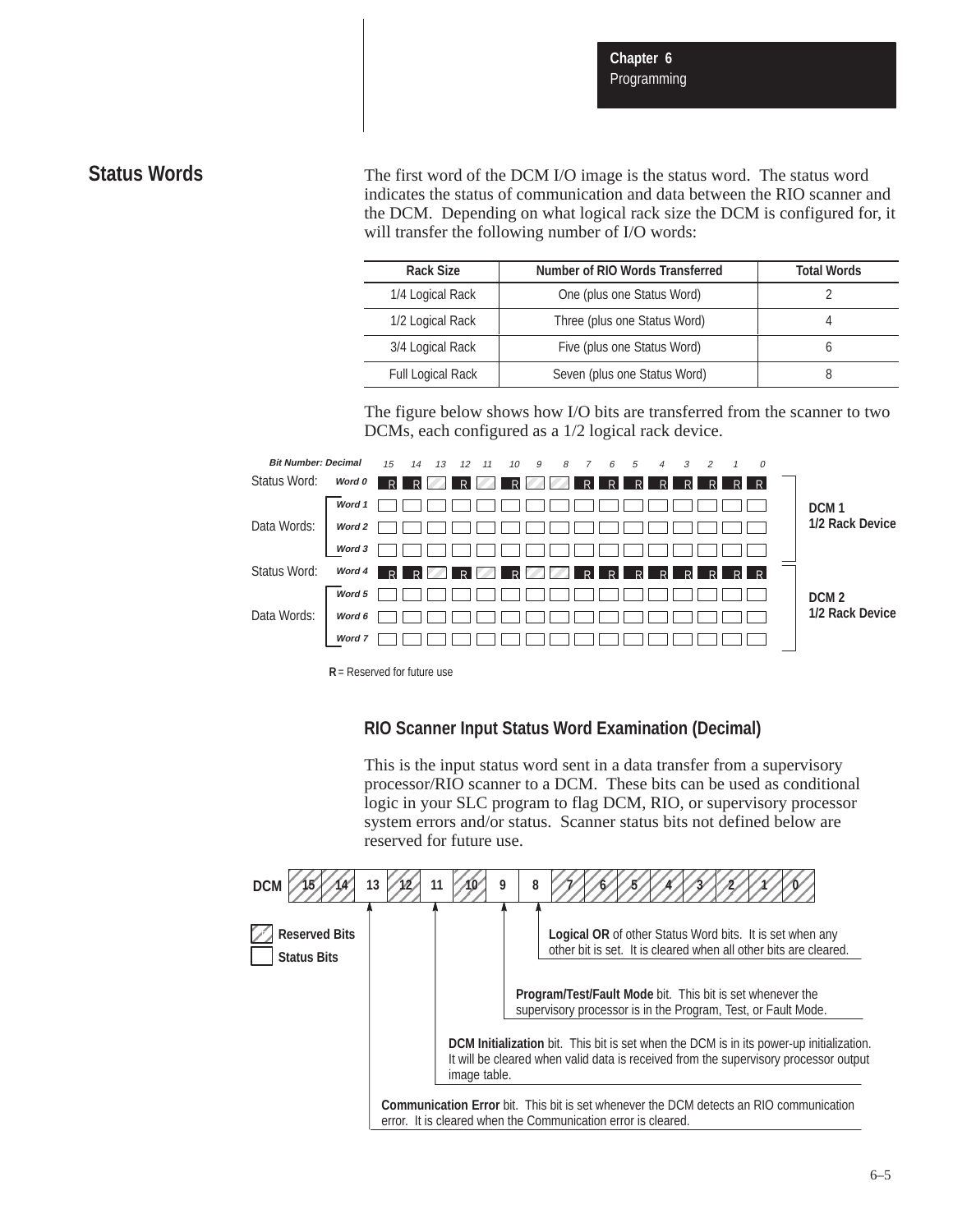## Status Words

The first word of the DCM I/O image is the status word. The status word indicates the status of communication and data between the RIO scanner and the DCM. Depending on what logical rack size the DCM is configured for, it will transfer the following number of I/O words:

| Rack Size | Number of RIO Words Transferred | Total Words |
|---|---|---|
| 1/4 Logical Rack | One (plus one Status Word) | 2 |
| 1/2 Logical Rack | Three (plus one Status Word) | 4 |
| 3/4 Logical Rack | Five (plus one Status Word) | 6 |
| Full Logical Rack | Seven (plus one Status Word) | 8 |

The figure below shows how I/O bits are transferred from the scanner to two DCMs, each configured as a 1/2 logical rack device.

| | Bit Number: Decimal | 15 | 14 | 13 | 12 | 11 | 10 | 9 | 8 | 7 | 6 | 5 | 4 | 3 | 2 | 1 | 0 | |
|---|---|---|---|---|---|---|---|---|---|---|---|---|---|---|---|---|---|---|
| Status Word: | Word 0 | R | R | | R | | R | | | R | R | R | R | R | R | R | R | DCM 1 1/2 Rack Device |
| Data Words: | Word 1 | | | | | | | | | | | | | | | | | |
| | Word 2 | | | | | | | | | | | | | | | | | |
| | Word 3 | | | | | | | | | | | | | | | | | |
| Status Word: | Word 4 | R | R | | R | | R | | | R | R | R | R | R | R | R | R | DCM 2 1/2 Rack Device |
| Data Words: | Word 5 | | | | | | | | | | | | | | | | | |
| | Word 6 | | | | | | | | | | | | | | | | | |
| | Word 7 | | | | | | | | | | | | | | | | | |

**R** = Reserved for future use

### RIO Scanner Input Status Word Examination (Decimal)

This is the input status word sent in a data transfer from a supervisory processor/RIO scanner to a DCM. These bits can be used as conditional logic in your SLC program to flag DCM, RIO, or supervisory processor system errors and/or status. Scanner status bits not defined below are reserved for future use.

DCM: bits 15, 14, 12, 10, 7, 6, 5, 4, 3, 2, 1, 0 are Reserved Bits; bits 13, 11, 9, 8 are Status Bits.

- **Bit 8 – Logical OR** of other Status Word bits. It is set when any other bit is set. It is cleared when all other bits are cleared.
- **Bit 9 – Program/Test/Fault Mode** bit. This bit is set whenever the supervisory processor is in the Program, Test, or Fault Mode.
- **Bit 11 – DCM Initialization** bit. This bit is set when the DCM is in its power-up initialization. It will be cleared when valid data is received from the supervisory processor output image table.
- **Bit 13 – Communication Error** bit. This bit is set whenever the DCM detects an RIO communication error. It is cleared when the Communication error is cleared.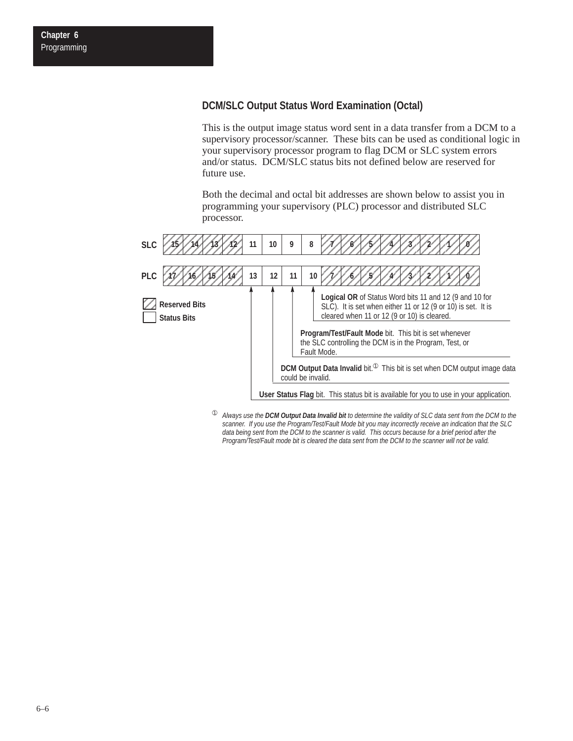## DCM/SLC Output Status Word Examination (Octal)

This is the output image status word sent in a data transfer from a DCM to a supervisory processor/scanner. These bits can be used as conditional logic in your supervisory processor program to flag DCM or SLC system errors and/or status. DCM/SLC status bits not defined below are reserved for future use.

Both the decimal and octal bit addresses are shown below to assist you in programming your supervisory (PLC) processor and distributed SLC processor.

| | | | | | | | | | | | | | | | | |
|---|---|---|---|---|---|---|---|---|---|---|---|---|---|---|---|---|
| SLC | 15 | 14 | 13 | 12 | 11 | 10 | 9 | 8 | 7 | 6 | 5 | 4 | 3 | 2 | 1 | 0 |
| PLC | 17 | 16 | 15 | 14 | 13 | 12 | 11 | 10 | 7 | 6 | 5 | 4 | 3 | 2 | 1 | 0 |

Reserved Bits (bits 15–12 and 7–0 SLC; 17–14 and 7–0 PLC)
Status Bits (bits 11–8 SLC; 13–10 PLC)

- **Logical OR** of Status Word bits 11 and 12 (9 and 10 for SLC). It is set when either 11 or 12 (9 or 10) is set. It is cleared when 11 or 12 (9 or 10) is cleared. (PLC bit 10 / SLC bit 8)
- **Program/Test/Fault Mode** bit. This bit is set whenever the SLC controlling the DCM is in the Program, Test, or Fault Mode. (PLC bit 11 / SLC bit 9)
- **DCM Output Data Invalid** bit.[1] This bit is set when DCM output image data could be invalid. (PLC bit 12 / SLC bit 10)
- **User Status Flag** bit. This status bit is available for you to use in your application. (PLC bit 13 / SLC bit 11)

[1] *Always use the **DCM Output Data Invalid bit** to determine the validity of SLC data sent from the DCM to the scanner. If you use the Program/Test/Fault Mode bit you may incorrectly receive an indication that the SLC data being sent from the DCM to the scanner is valid. This occurs because for a brief period after the Program/Test/Fault mode bit is cleared the data sent from the DCM to the scanner will not be valid.*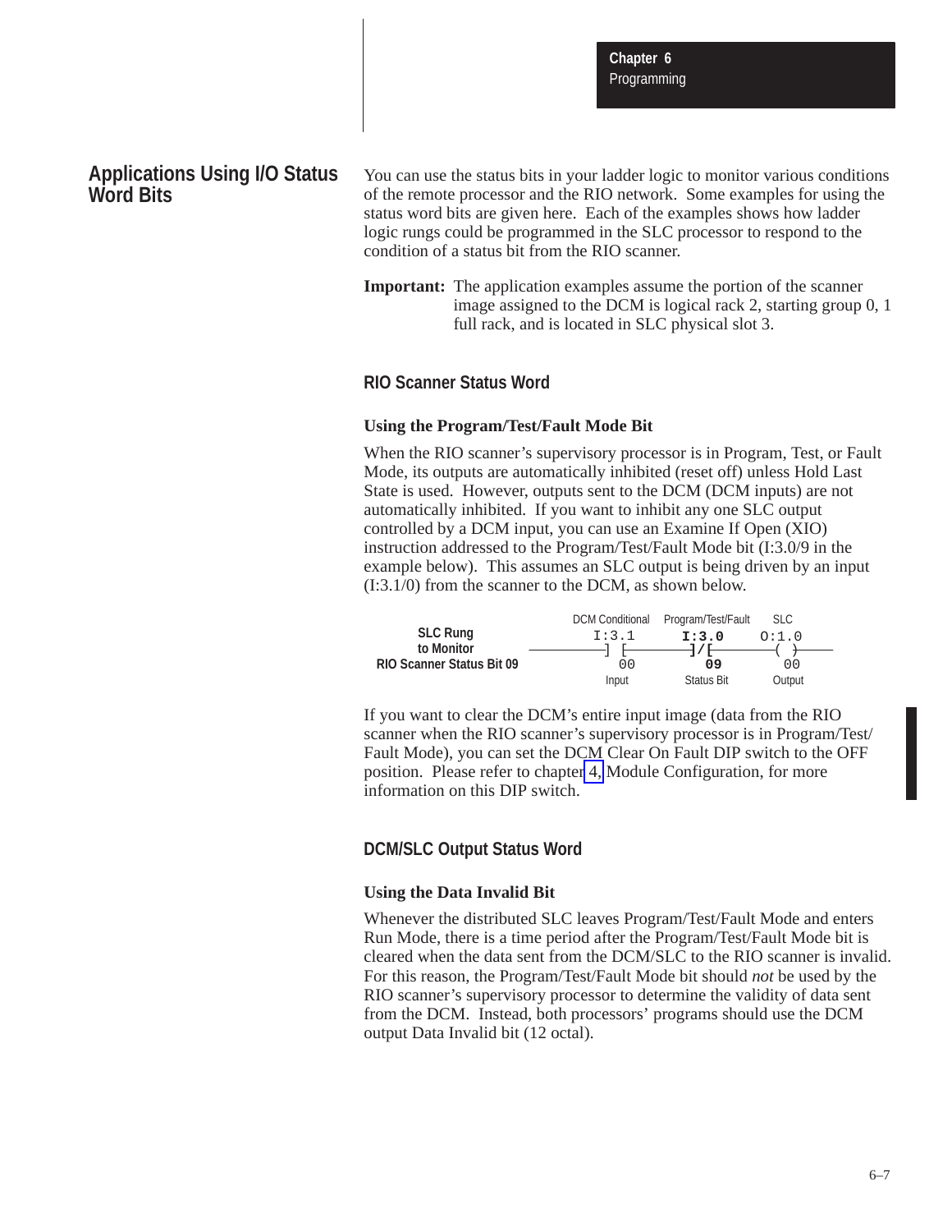## Applications Using I/O Status Word Bits

You can use the status bits in your ladder logic to monitor various conditions of the remote processor and the RIO network. Some examples for using the status word bits are given here. Each of the examples shows how ladder logic rungs could be programmed in the SLC processor to respond to the condition of a status bit from the RIO scanner.

**Important:** The application examples assume the portion of the scanner image assigned to the DCM is logical rack 2, starting group 0, 1 full rack, and is located in SLC physical slot 3.

### RIO Scanner Status Word

#### Using the Program/Test/Fault Mode Bit

When the RIO scanner's supervisory processor is in Program, Test, or Fault Mode, its outputs are automatically inhibited (reset off) unless Hold Last State is used. However, outputs sent to the DCM (DCM inputs) are not automatically inhibited. If you want to inhibit any one SLC output controlled by a DCM input, you can use an Examine If Open (XIO) instruction addressed to the Program/Test/Fault Mode bit (I:3.0/9 in the example below). This assumes an SLC output is being driven by an input (I:3.1/0) from the scanner to the DCM, as shown below.

```
                            DCM Conditional   Program/Test/Fault    SLC
SLC Rung                        I:3.1             I:3.0            O:1.0
to Monitor               -------] [---------------]/[---------------( )------
RIO Scanner Status Bit 09        00                09                00
                                Input           Status Bit         Output
```

If you want to clear the DCM's entire input image (data from the RIO scanner when the RIO scanner's supervisory processor is in Program/Test/Fault Mode), you can set the DCM Clear On Fault DIP switch to the OFF position. Please refer to chapter 4, Module Configuration, for more information on this DIP switch.

### DCM/SLC Output Status Word

#### Using the Data Invalid Bit

Whenever the distributed SLC leaves Program/Test/Fault Mode and enters Run Mode, there is a time period after the Program/Test/Fault Mode bit is cleared when the data sent from the DCM/SLC to the RIO scanner is invalid. For this reason, the Program/Test/Fault Mode bit should *not* be used by the RIO scanner's supervisory processor to determine the validity of data sent from the DCM. Instead, both processors' programs should use the DCM output Data Invalid bit (12 octal).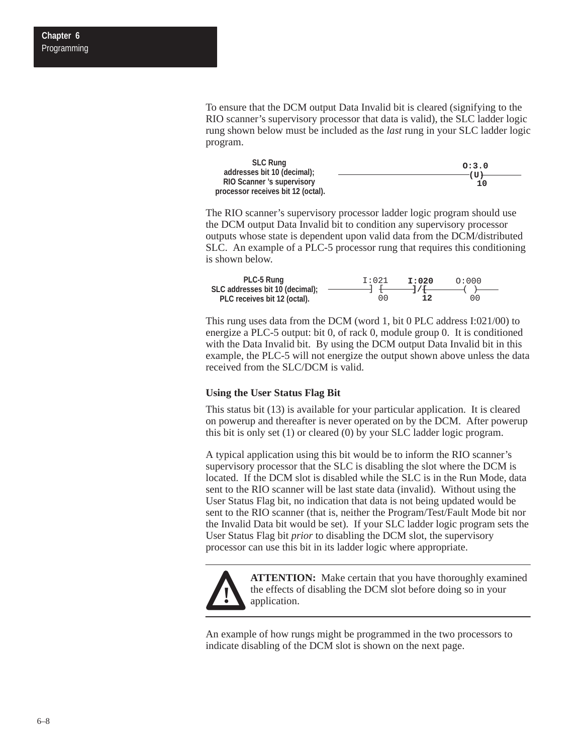To ensure that the DCM output Data Invalid bit is cleared (signifying to the RIO scanner's supervisory processor that data is valid), the SLC ladder logic rung shown below must be included as the *last* rung in your SLC ladder logic program.

```
SLC Rung                                                        O:3.0
addresses bit 10 (decimal);           ──────────────────────────(U)──────
RIO Scanner 's supervisory                                        10
processor receives bit 12 (octal).
```

The RIO scanner's supervisory processor ladder logic program should use the DCM output Data Invalid bit to condition any supervisory processor outputs whose state is dependent upon valid data from the DCM/distributed SLC. An example of a PLC-5 processor rung that requires this conditioning is shown below.

```
PLC-5 Rung                              I:021     I:020      O:000
SLC addresses bit 10 (decimal);   ──────] [────────]/[────────( )────
PLC receives bit 12 (octal).             00        12         00
```

This rung uses data from the DCM (word 1, bit 0 PLC address I:021/00) to energize a PLC-5 output: bit 0, of rack 0, module group 0. It is conditioned with the Data Invalid bit. By using the DCM output Data Invalid bit in this example, the PLC-5 will not energize the output shown above unless the data received from the SLC/DCM is valid.

### Using the User Status Flag Bit

This status bit (13) is available for your particular application. It is cleared on powerup and thereafter is never operated on by the DCM. After powerup this bit is only set (1) or cleared (0) by your SLC ladder logic program.

A typical application using this bit would be to inform the RIO scanner's supervisory processor that the SLC is disabling the slot where the DCM is located. If the DCM slot is disabled while the SLC is in the Run Mode, data sent to the RIO scanner will be last state data (invalid). Without using the User Status Flag bit, no indication that data is not being updated would be sent to the RIO scanner (that is, neither the Program/Test/Fault Mode bit nor the Invalid Data bit would be set). If your SLC ladder logic program sets the User Status Flag bit *prior* to disabling the DCM slot, the supervisory processor can use this bit in its ladder logic where appropriate.

**ATTENTION:** Make certain that you have thoroughly examined the effects of disabling the DCM slot before doing so in your application.

An example of how rungs might be programmed in the two processors to indicate disabling of the DCM slot is shown on the next page.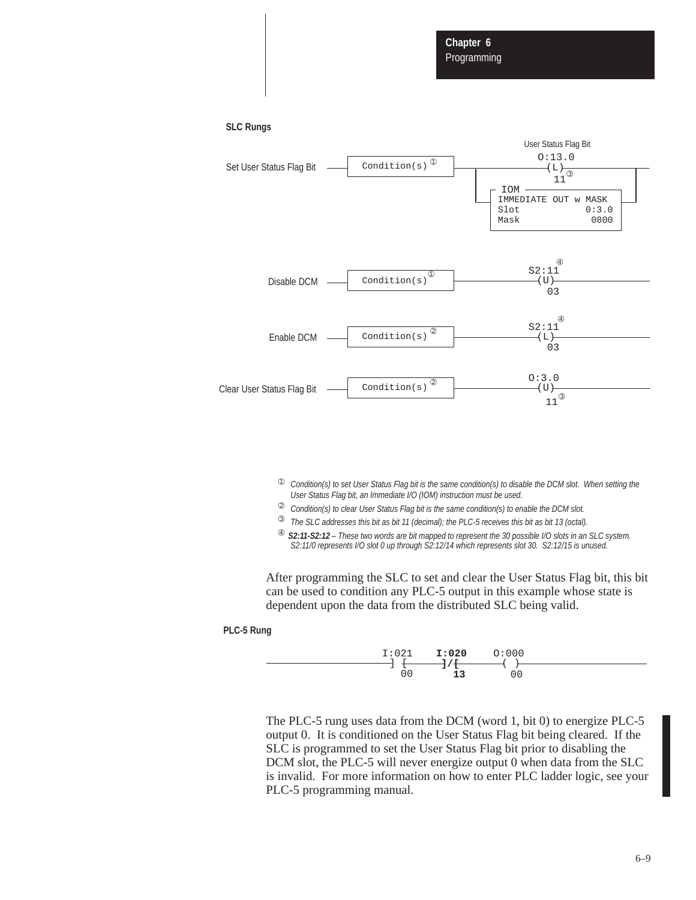**SLC Rungs**

```
                                                        User Status Flag Bit
                                                              O:13.0
Set User Status Flag Bit  ----| Condition(s) ① |----+--------(L)--------+----
                                                    |         11③       |
                                                    | IOM               |
                                                    +-IMMEDIATE OUT w MASK-+
                                                      Slot        0:3.0
                                                      Mask         0800

                                                              ④
                                                          S2:11
Disable DCM  ---------------| Condition(s) ① |-------------(U)---------------
                                                            03

                                                              ④
                                                          S2:11
Enable DCM  ----------------| Condition(s) ② |-------------(L)---------------
                                                            03

                                                          O:3.0
Clear User Status Flag Bit -| Condition(s) ② |-------------(U)---------------
                                                            11③
```

① Condition(s) to set User Status Flag bit is the same condition(s) to disable the DCM slot. When setting the User Status Flag bit, an Immediate I/O (IOM) instruction must be used.

② Condition(s) to clear User Status Flag bit is the same condition(s) to enable the DCM slot.

③ The SLC addresses this bit as bit 11 (decimal); the PLC-5 receives this bit as bit 13 (octal).

④ ***S2:11-S2:12*** *– These two words are bit mapped to represent the 30 possible I/O slots in an SLC system. S2:11/0 represents I/O slot 0 up through S2:12/14 which represents slot 30. S2:12/15 is unused.*

After programming the SLC to set and clear the User Status Flag bit, this bit can be used to condition any PLC-5 output in this example whose state is dependent upon the data from the distributed SLC being valid.

**PLC-5 Rung**

```
              I:021    I:020    O:000
-------------] [------]/[-------( )-----------
               00       13       00
```

The PLC-5 rung uses data from the DCM (word 1, bit 0) to energize PLC-5 output 0. It is conditioned on the User Status Flag bit being cleared. If the SLC is programmed to set the User Status Flag bit prior to disabling the DCM slot, the PLC-5 will never energize output 0 when data from the SLC is invalid. For more information on how to enter PLC ladder logic, see your PLC-5 programming manual.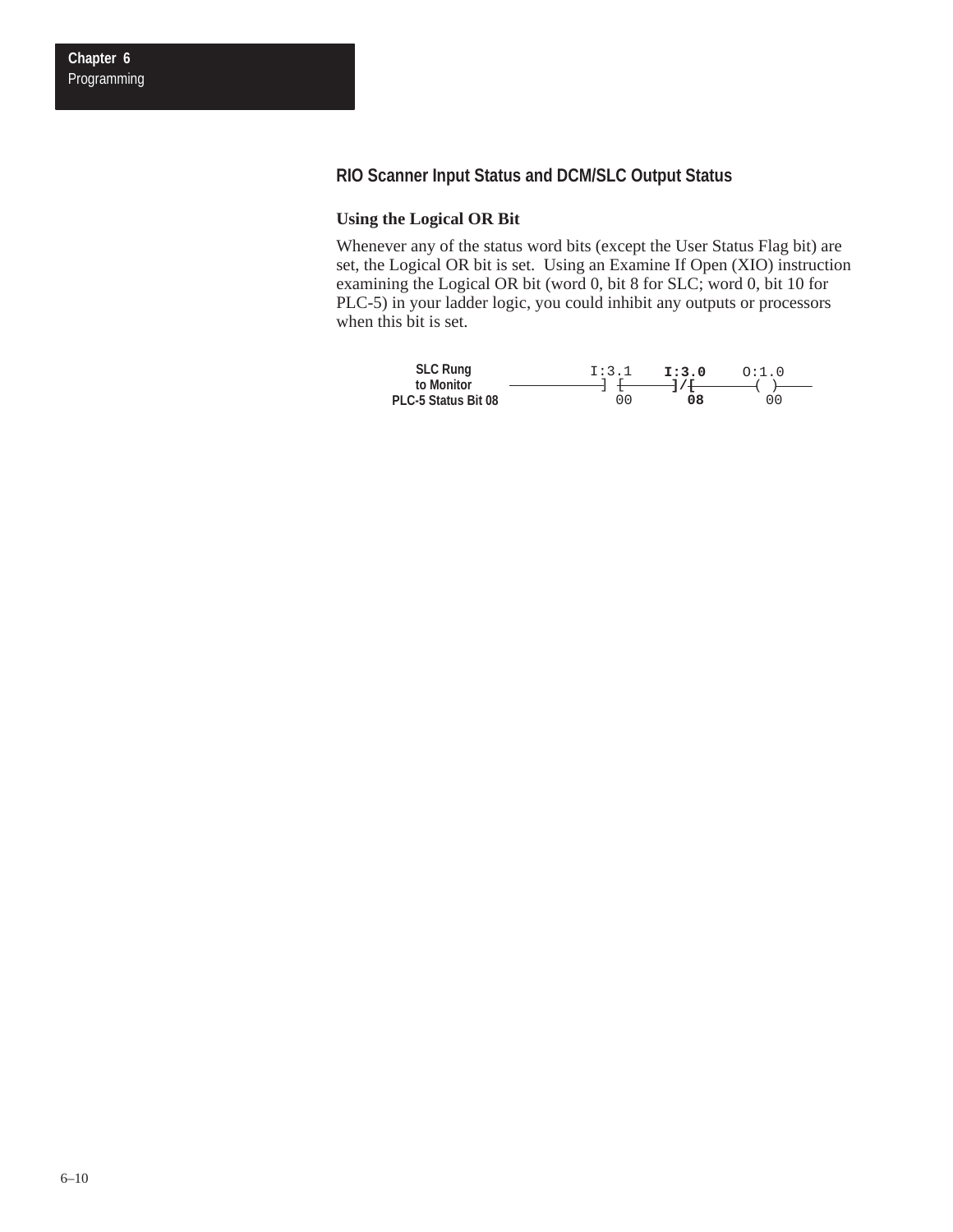## RIO Scanner Input Status and DCM/SLC Output Status

### Using the Logical OR Bit

Whenever any of the status word bits (except the User Status Flag bit) are set, the Logical OR bit is set. Using an Examine If Open (XIO) instruction examining the Logical OR bit (word 0, bit 8 for SLC; word 0, bit 10 for PLC-5) in your ladder logic, you could inhibit any outputs or processors when this bit is set.

```
SLC Rung                        I:3.1    I:3.0     O:1.0
to Monitor              ─────────] [──────]/[───────( )────
PLC-5 Status Bit 08               00       08        00
```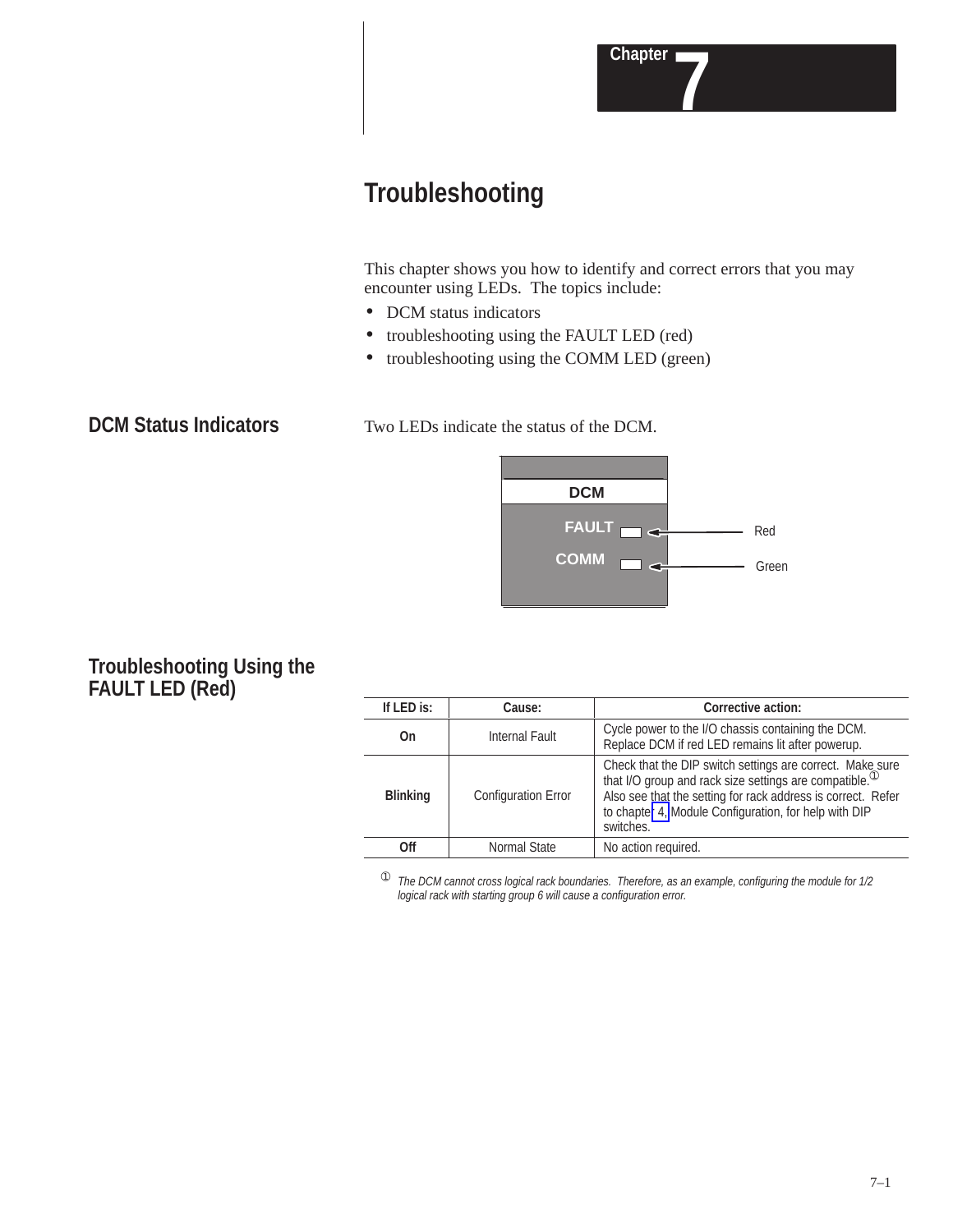# Chapter 7

## Troubleshooting

This chapter shows you how to identify and correct errors that you may encounter using LEDs. The topics include:

- DCM status indicators
- troubleshooting using the FAULT LED (red)
- troubleshooting using the COMM LED (green)

### DCM Status Indicators

Two LEDs indicate the status of the DCM.

DCM

FAULT — Red

COMM — Green

### Troubleshooting Using the FAULT LED (Red)

| If LED is: | Cause: | Corrective action: |
|---|---|---|
| **On** | Internal Fault | Cycle power to the I/O chassis containing the DCM. Replace DCM if red LED remains lit after powerup. |
| **Blinking** | Configuration Error | Check that the DIP switch settings are correct. Make sure that I/O group and rack size settings are compatible.[1] Also see that the setting for rack address is correct. Refer to chapter 4, Module Configuration, for help with DIP switches. |
| **Off** | Normal State | No action required. |

[1] *The DCM cannot cross logical rack boundaries. Therefore, as an example, configuring the module for 1/2 logical rack with starting group 6 will cause a configuration error.*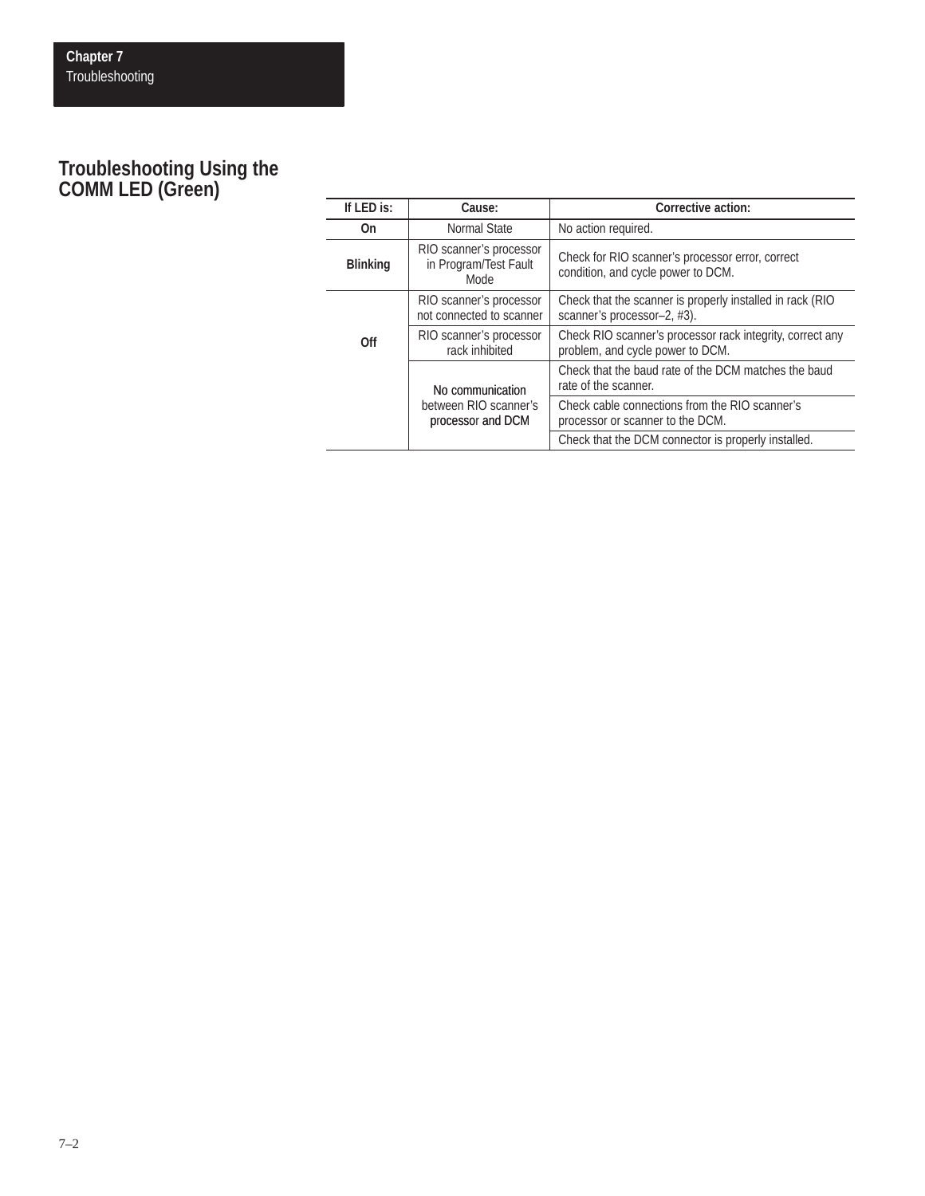## Troubleshooting Using the COMM LED (Green)

| If LED is: | Cause: | Corrective action: |
|---|---|---|
| **On** | Normal State | No action required. |
| **Blinking** | RIO scanner's processor in Program/Test Fault Mode | Check for RIO scanner's processor error, correct condition, and cycle power to DCM. |
| **Off** | RIO scanner's processor not connected to scanner | Check that the scanner is properly installed in rack (RIO scanner's processor–2, #3). |
| | RIO scanner's processor rack inhibited | Check RIO scanner's processor rack integrity, correct any problem, and cycle power to DCM. |
| | No communication between RIO scanner's processor and DCM | Check that the baud rate of the DCM matches the baud rate of the scanner. |
| | | Check cable connections from the RIO scanner's processor or scanner to the DCM. |
| | | Check that the DCM connector is properly installed. |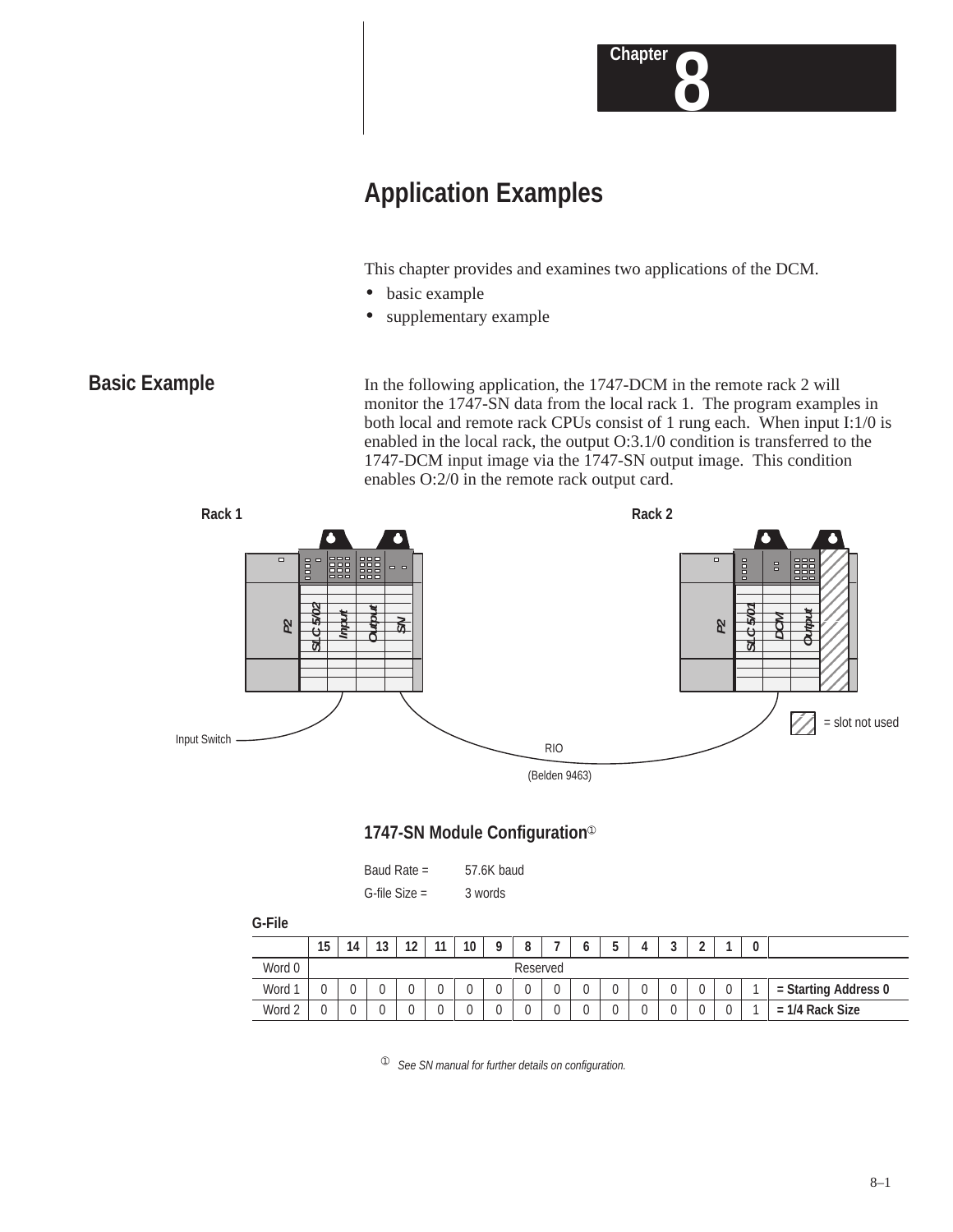# Chapter 8

## Application Examples

This chapter provides and examines two applications of the DCM.

- basic example
- supplementary example

### Basic Example

In the following application, the 1747-DCM in the remote rack 2 will monitor the 1747-SN data from the local rack 1. The program examples in both local and remote rack CPUs consist of 1 rung each. When input I:1/0 is enabled in the local rack, the output O:3.1/0 condition is transferred to the 1747-DCM input image via the 1747-SN output image. This condition enables O:2/0 in the remote rack output card.

Rack 1

P2 | SLC 5/02 | Input | Output | SN

Rack 2

P2 | SLC 5/01 | DCM | Output | (slot not used)

Input Switch

RIO

(Belden 9463)

= slot not used

#### 1747-SN Module Configuration[1]

Baud Rate = 57.6K baud

G-file Size = 3 words

**G-File**

| | 15 | 14 | 13 | 12 | 11 | 10 | 9 | 8 | 7 | 6 | 5 | 4 | 3 | 2 | 1 | 0 | |
|---|---|---|---|---|---|---|---|---|---|---|---|---|---|---|---|---|---|
| Word 0 | Reserved | | | | | | | | | | | | | | | | |
| Word 1 | 0 | 0 | 0 | 0 | 0 | 0 | 0 | 0 | 0 | 0 | 0 | 0 | 0 | 0 | 0 | 1 | **= Starting Address 0** |
| Word 2 | 0 | 0 | 0 | 0 | 0 | 0 | 0 | 0 | 0 | 0 | 0 | 0 | 0 | 0 | 0 | 1 | **= 1/4 Rack Size** |

[1] *See SN manual for further details on configuration.*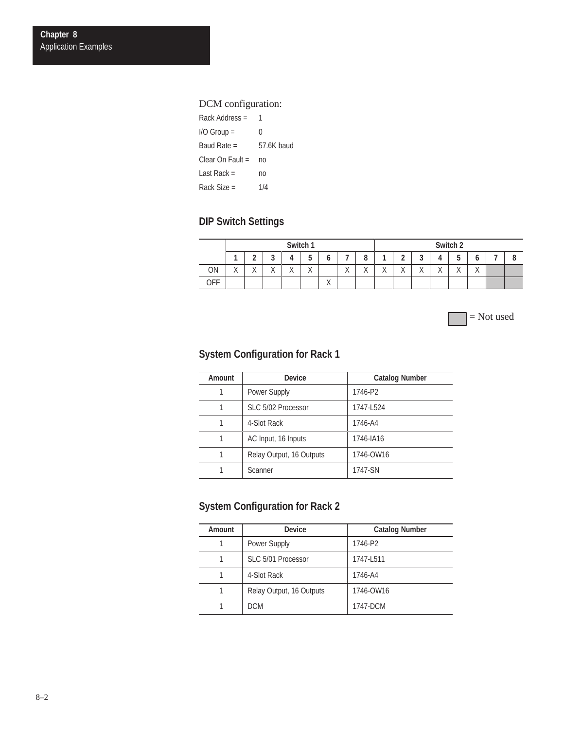DCM configuration:

Rack Address = 1
I/O Group = 0
Baud Rate = 57.6K baud
Clear On Fault = no
Last Rack = no
Rack Size = 1/4

### DIP Switch Settings

| | Switch 1 | | | | | | | | Switch 2 | | | | | | | |
|---|---|---|---|---|---|---|---|---|---|---|---|---|---|---|---|---|
| | 1 | 2 | 3 | 4 | 5 | 6 | 7 | 8 | 1 | 2 | 3 | 4 | 5 | 6 | 7 | 8 |
| ON | X | X | X | X | X | | X | X | X | X | X | X | X | X | | |
| OFF | | | | | | X | | | | | | | | | | |

(Shaded) = Not used

### System Configuration for Rack 1

| Amount | Device | Catalog Number |
|---|---|---|
| 1 | Power Supply | 1746-P2 |
| 1 | SLC 5/02 Processor | 1747-L524 |
| 1 | 4-Slot Rack | 1746-A4 |
| 1 | AC Input, 16 Inputs | 1746-IA16 |
| 1 | Relay Output, 16 Outputs | 1746-OW16 |
| 1 | Scanner | 1747-SN |

### System Configuration for Rack 2

| Amount | Device | Catalog Number |
|---|---|---|
| 1 | Power Supply | 1746-P2 |
| 1 | SLC 5/01 Processor | 1747-L511 |
| 1 | 4-Slot Rack | 1746-A4 |
| 1 | Relay Output, 16 Outputs | 1746-OW16 |
| 1 | DCM | 1747-DCM |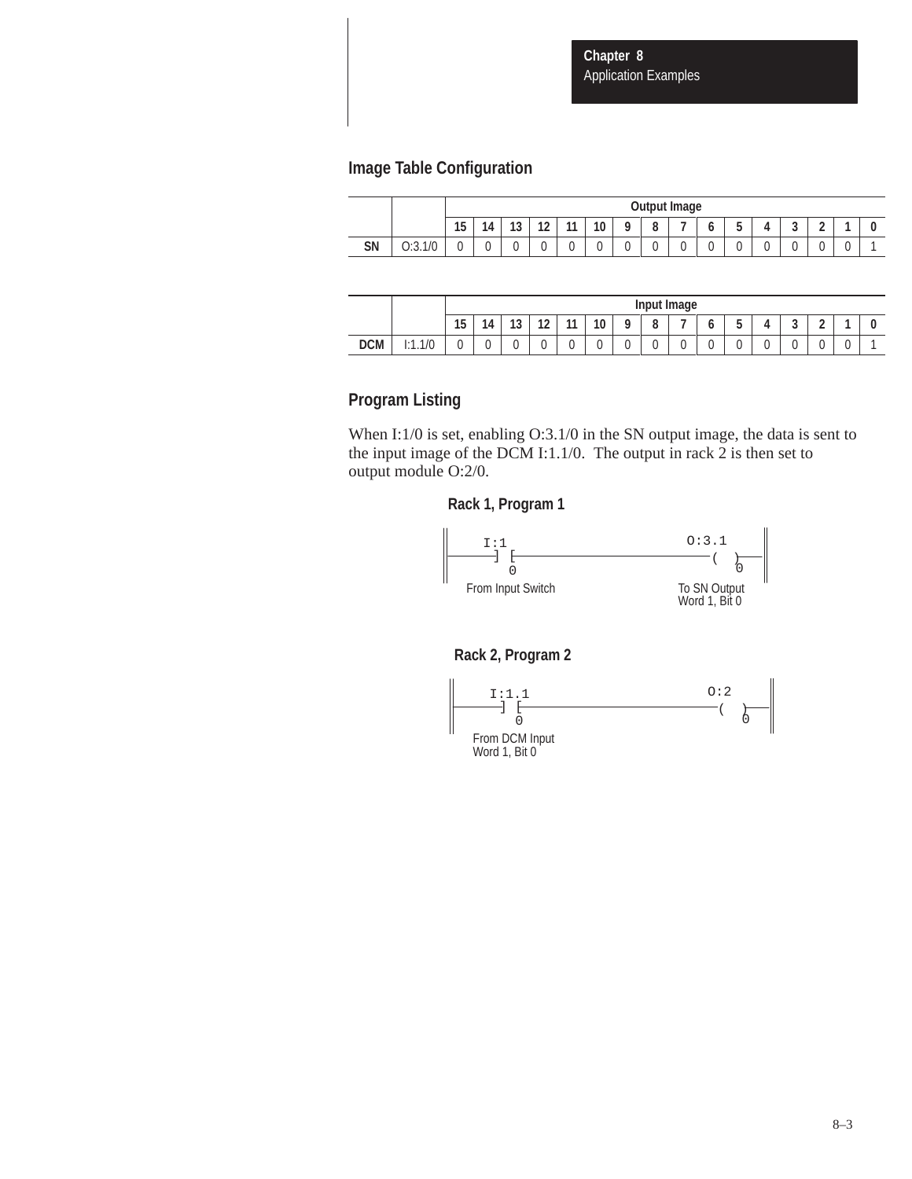## Image Table Configuration

| | | Output Image | | | | | | | | | | | | | | | |
|---|---|---|---|---|---|---|---|---|---|---|---|---|---|---|---|---|---|
| | | 15 | 14 | 13 | 12 | 11 | 10 | 9 | 8 | 7 | 6 | 5 | 4 | 3 | 2 | 1 | 0 |
| **SN** | O:3.1/0 | 0 | 0 | 0 | 0 | 0 | 0 | 0 | 0 | 0 | 0 | 0 | 0 | 0 | 0 | 0 | 1 |

| | | Input Image | | | | | | | | | | | | | | | |
|---|---|---|---|---|---|---|---|---|---|---|---|---|---|---|---|---|---|
| | | 15 | 14 | 13 | 12 | 11 | 10 | 9 | 8 | 7 | 6 | 5 | 4 | 3 | 2 | 1 | 0 |
| **DCM** | I:1.1/0 | 0 | 0 | 0 | 0 | 0 | 0 | 0 | 0 | 0 | 0 | 0 | 0 | 0 | 0 | 0 | 1 |

## Program Listing

When I:1/0 is set, enabling O:3.1/0 in the SN output image, the data is sent to the input image of the DCM I:1.1/0. The output in rack 2 is then set to output module O:2/0.

**Rack 1, Program 1**

```
||   I:1                                        O:3.1    ||
||---] [----------------------------------------(   )----||
||    0                                             0    ||
  From Input Switch                        To SN Output
                                           Word 1, Bit 0
```

**Rack 2, Program 2**

```
||   I:1.1                                       O:2     ||
||---] [----------------------------------------(   )----||
||    0                                             0    ||
  From DCM Input
  Word 1, Bit 0
```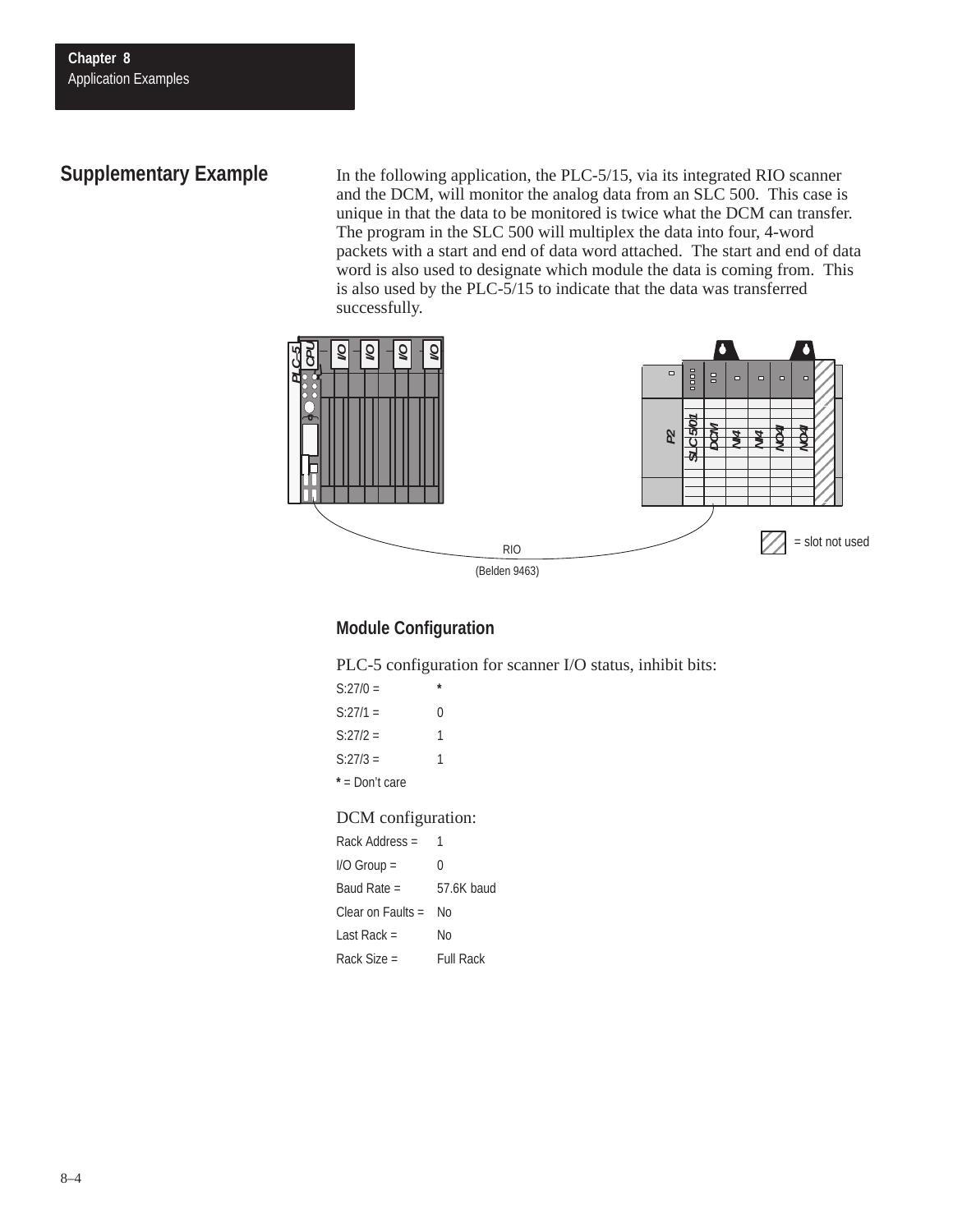## Supplementary Example

In the following application, the PLC-5/15, via its integrated RIO scanner and the DCM, will monitor the analog data from an SLC 500. This case is unique in that the data to be monitored is twice what the DCM can transfer. The program in the SLC 500 will multiplex the data into four, 4-word packets with a start and end of data word attached. The start and end of data word is also used to designate which module the data is coming from. This is also used by the PLC-5/15 to indicate that the data was transferred successfully.

PLC–5 CPU I/O I/O I/O I/O

P2 SLC 5/01 DCM NI4 NI4 NO4I NO4I

RIO (Belden 9463)

= slot not used

### Module Configuration

PLC-5 configuration for scanner I/O status, inhibit bits:

| | |
|---|---|
| S:27/0 = | * |
| S:27/1 = | 0 |
| S:27/2 = | 1 |
| S:27/3 = | 1 |

**\*** = Don't care

DCM configuration:

| | |
|---|---|
| Rack Address = | 1 |
| I/O Group = | 0 |
| Baud Rate = | 57.6K baud |
| Clear on Faults = | No |
| Last Rack = | No |
| Rack Size = | Full Rack |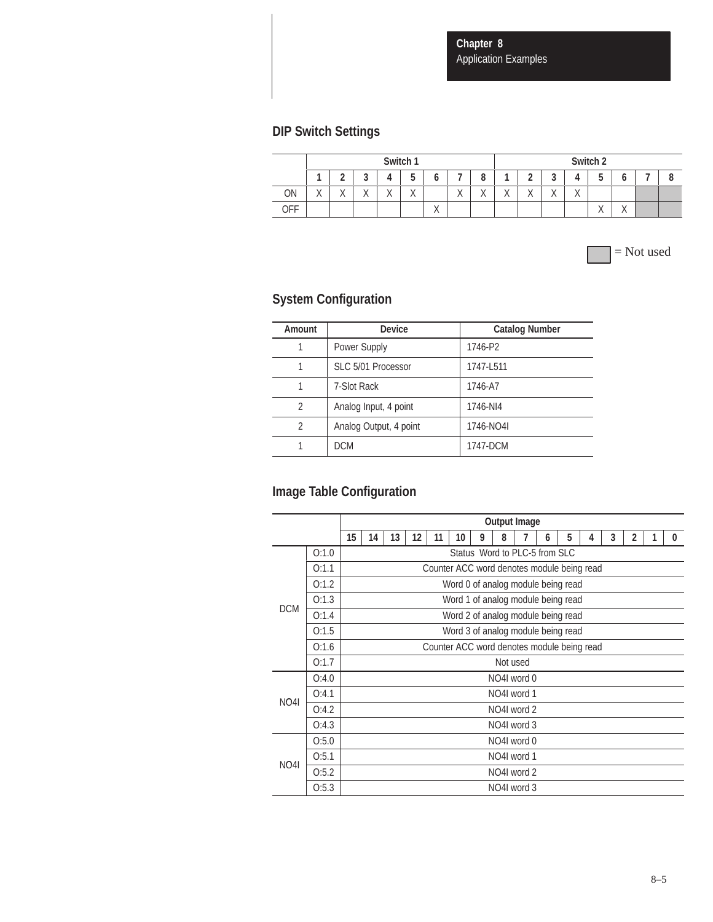## DIP Switch Settings

| | Switch 1 | | | | | | | | Switch 2 | | | | | | | |
|---|---|---|---|---|---|---|---|---|---|---|---|---|---|---|---|---|
| | 1 | 2 | 3 | 4 | 5 | 6 | 7 | 8 | 1 | 2 | 3 | 4 | 5 | 6 | 7 | 8 |
| ON | X | X | X | X | X | | X | X | X | X | X | X | | | | |
| OFF | | | | | | X | | | | | | | X | X | | |

= Not used

## System Configuration

| Amount | Device | Catalog Number |
|---|---|---|
| 1 | Power Supply | 1746-P2 |
| 1 | SLC 5/01 Processor | 1747-L511 |
| 1 | 7-Slot Rack | 1746-A7 |
| 2 | Analog Input, 4 point | 1746-NI4 |
| 2 | Analog Output, 4 point | 1746-NO4I |
| 1 | DCM | 1747-DCM |

## Image Table Configuration

| | | Output Image (bits 15–0) |
|---|---|---|
| DCM | O:1.0 | Status Word to PLC-5 from SLC |
| | O:1.1 | Counter ACC word denotes module being read |
| | O:1.2 | Word 0 of analog module being read |
| | O:1.3 | Word 1 of analog module being read |
| | O:1.4 | Word 2 of analog module being read |
| | O:1.5 | Word 3 of analog module being read |
| | O:1.6 | Counter ACC word denotes module being read |
| | O:1.7 | Not used |
| NO4I | O:4.0 | NO4I word 0 |
| | O:4.1 | NO4I word 1 |
| | O:4.2 | NO4I word 2 |
| | O:4.3 | NO4I word 3 |
| NO4I | O:5.0 | NO4I word 0 |
| | O:5.1 | NO4I word 1 |
| | O:5.2 | NO4I word 2 |
| | O:5.3 | NO4I word 3 |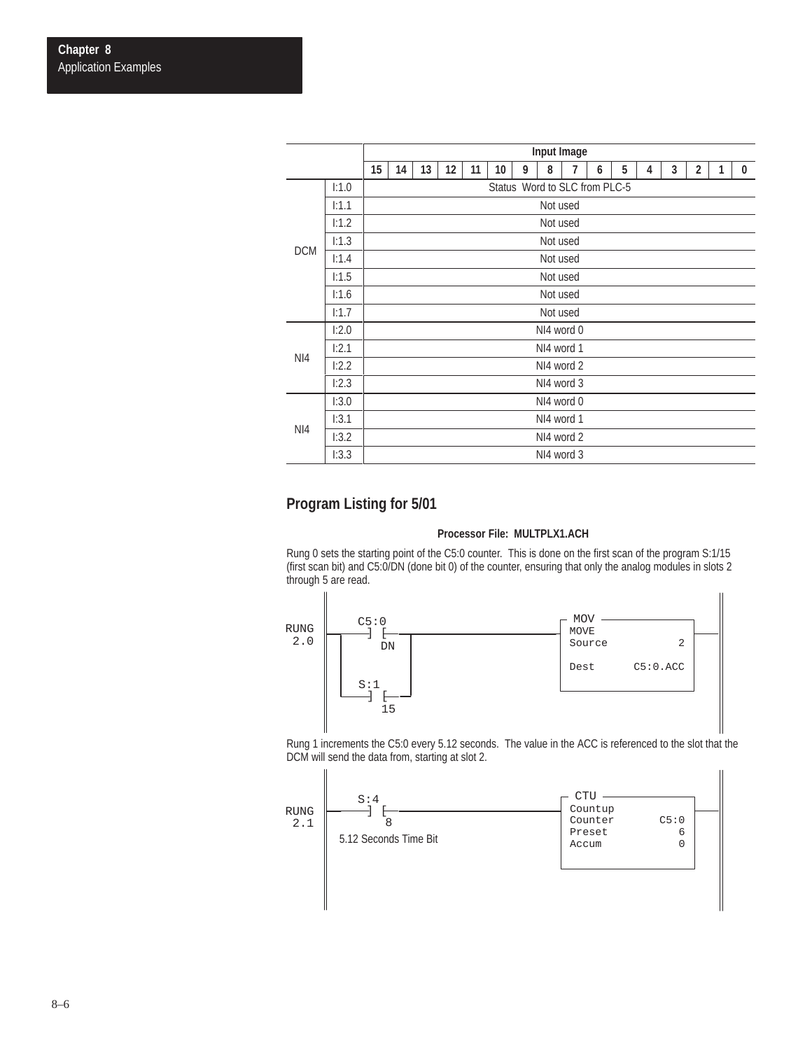| | | Input Image | | | | | | | | | | | | | | | |
|---|---|---|---|---|---|---|---|---|---|---|---|---|---|---|---|---|---|
| | | 15 | 14 | 13 | 12 | 11 | 10 | 9 | 8 | 7 | 6 | 5 | 4 | 3 | 2 | 1 | 0 |
| DCM | I:1.0 | Status Word to SLC from PLC-5 | | | | | | | | | | | | | | | |
| | I:1.1 | Not used | | | | | | | | | | | | | | | |
| | I:1.2 | Not used | | | | | | | | | | | | | | | |
| | I:1.3 | Not used | | | | | | | | | | | | | | | |
| | I:1.4 | Not used | | | | | | | | | | | | | | | |
| | I:1.5 | Not used | | | | | | | | | | | | | | | |
| | I:1.6 | Not used | | | | | | | | | | | | | | | |
| | I:1.7 | Not used | | | | | | | | | | | | | | | |
| NI4 | I:2.0 | NI4 word 0 | | | | | | | | | | | | | | | |
| | I:2.1 | NI4 word 1 | | | | | | | | | | | | | | | |
| | I:2.2 | NI4 word 2 | | | | | | | | | | | | | | | |
| | I:2.3 | NI4 word 3 | | | | | | | | | | | | | | | |
| NI4 | I:3.0 | NI4 word 0 | | | | | | | | | | | | | | | |
| | I:3.1 | NI4 word 1 | | | | | | | | | | | | | | | |
| | I:3.2 | NI4 word 2 | | | | | | | | | | | | | | | |
| | I:3.3 | NI4 word 3 | | | | | | | | | | | | | | | |

## Program Listing for 5/01

**Processor File: MULTPLX1.ACH**

Rung 0 sets the starting point of the C5:0 counter. This is done on the first scan of the program S:1/15 (first scan bit) and C5:0/DN (done bit 0) of the counter, ensuring that only the analog modules in slots 2 through 5 are read.

```
           C5:0                                      MOV
RUNG  ----] [------+-------------------------------+ MOVE
 2.0        DN     |                               | Source          2
                   |                               |
           S:1     |                               | Dest      C5:0.ACC
      ----] [------+
            15
```

Rung 1 increments the C5:0 every 5.12 seconds. The value in the ACC is referenced to the slot that the DCM will send the data from, starting at slot 2.

```
           S:4                                       CTU
RUNG  ----] [--------------------------------------- Countup
 2.1        8                                        Counter      C5:0
      5.12 Seconds Time Bit                          Preset          6
                                                     Accum           0
```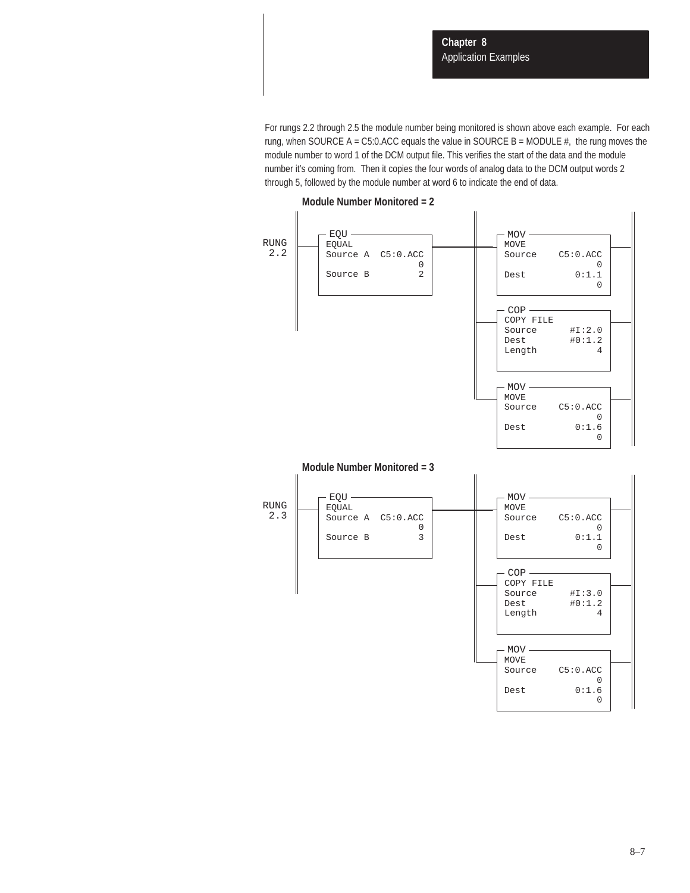For rungs 2.2 through 2.5 the module number being monitored is shown above each example. For each rung, when SOURCE A = C5:0.ACC equals the value in SOURCE B = MODULE #, the rung moves the module number to word 1 of the DCM output file. This verifies the start of the data and the module number it's coming from. Then it copies the four words of analog data to the DCM output words 2 through 5, followed by the module number at word 6 to indicate the end of data.

**Module Number Monitored = 2**

```
RUNG 2.2
  EQU                         MOV
  EQUAL                       MOVE
  Source A  C5:0.ACC          Source    C5:0.ACC
                   0                           0
  Source B         2          Dest         0:1.1
                                               0
                              COP
                              COPY FILE
                              Source      #I:2.0
                              Dest        #0:1.2
                              Length           4

                              MOV
                              MOVE
                              Source    C5:0.ACC
                                               0
                              Dest         0:1.6
                                               0
```

**Module Number Monitored = 3**

```
RUNG 2.3
  EQU                         MOV
  EQUAL                       MOVE
  Source A  C5:0.ACC          Source    C5:0.ACC
                   0                           0
  Source B         3          Dest         0:1.1
                                               0
                              COP
                              COPY FILE
                              Source      #I:3.0
                              Dest        #0:1.2
                              Length           4

                              MOV
                              MOVE
                              Source    C5:0.ACC
                                               0
                              Dest         0:1.6
                                               0
```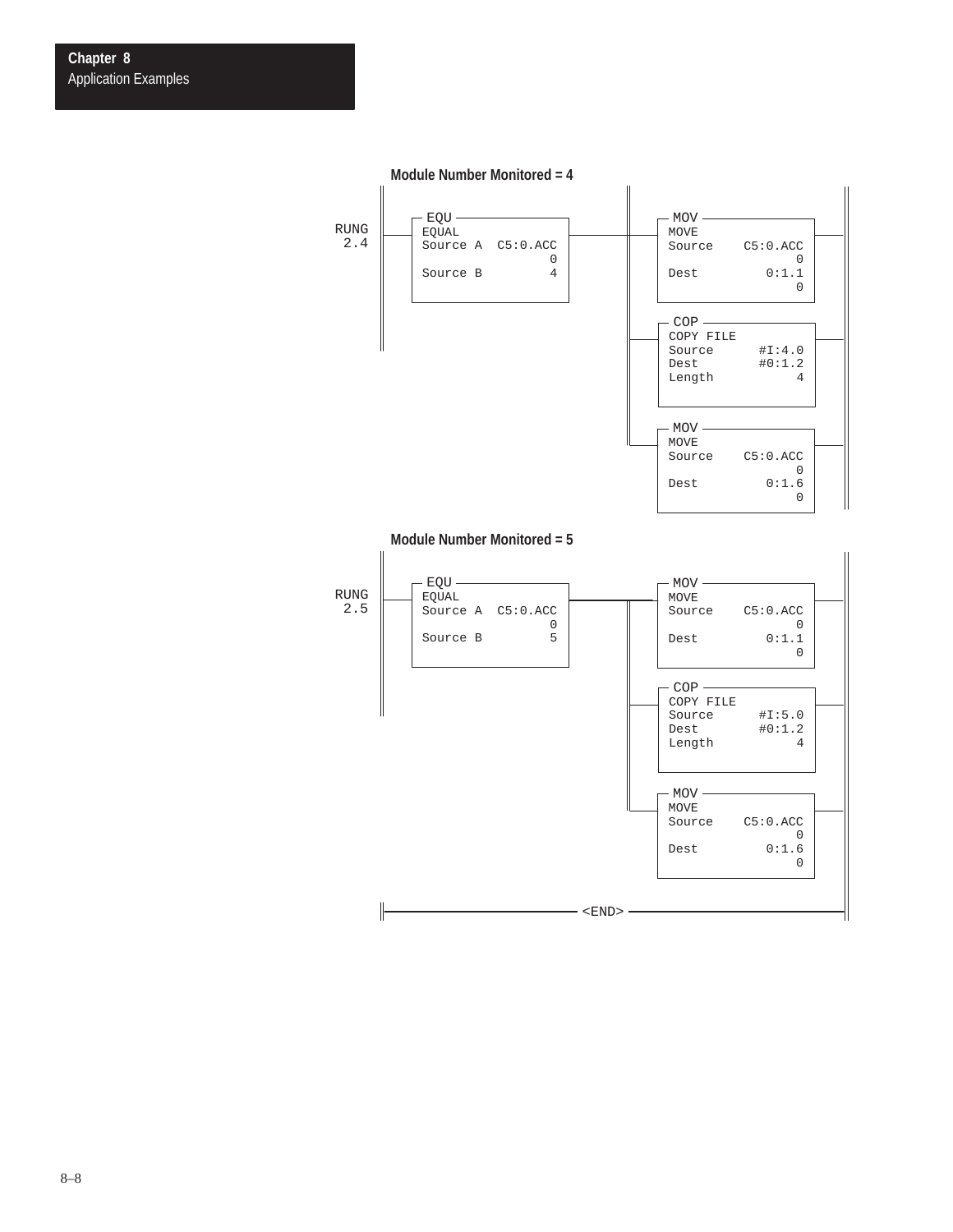**Module Number Monitored = 4**

```
RUNG 2.4

EQU
EQUAL
Source A  C5:0.ACC
                 0
Source B         4

    MOV
    MOVE
    Source    C5:0.ACC
                     0
    Dest         0:1.1
                     0

    COP
    COPY FILE
    Source      #I:4.0
    Dest        #0:1.2
    Length           4

    MOV
    MOVE
    Source    C5:0.ACC
                     0
    Dest         0:1.6
                     0
```

**Module Number Monitored = 5**

```
RUNG 2.5

EQU
EQUAL
Source A  C5:0.ACC
                 0
Source B         5

    MOV
    MOVE
    Source    C5:0.ACC
                     0
    Dest         0:1.1
                     0

    COP
    COPY FILE
    Source      #I:5.0
    Dest        #0:1.2
    Length           4

    MOV
    MOVE
    Source    C5:0.ACC
                     0
    Dest         0:1.6
                     0

<END>
```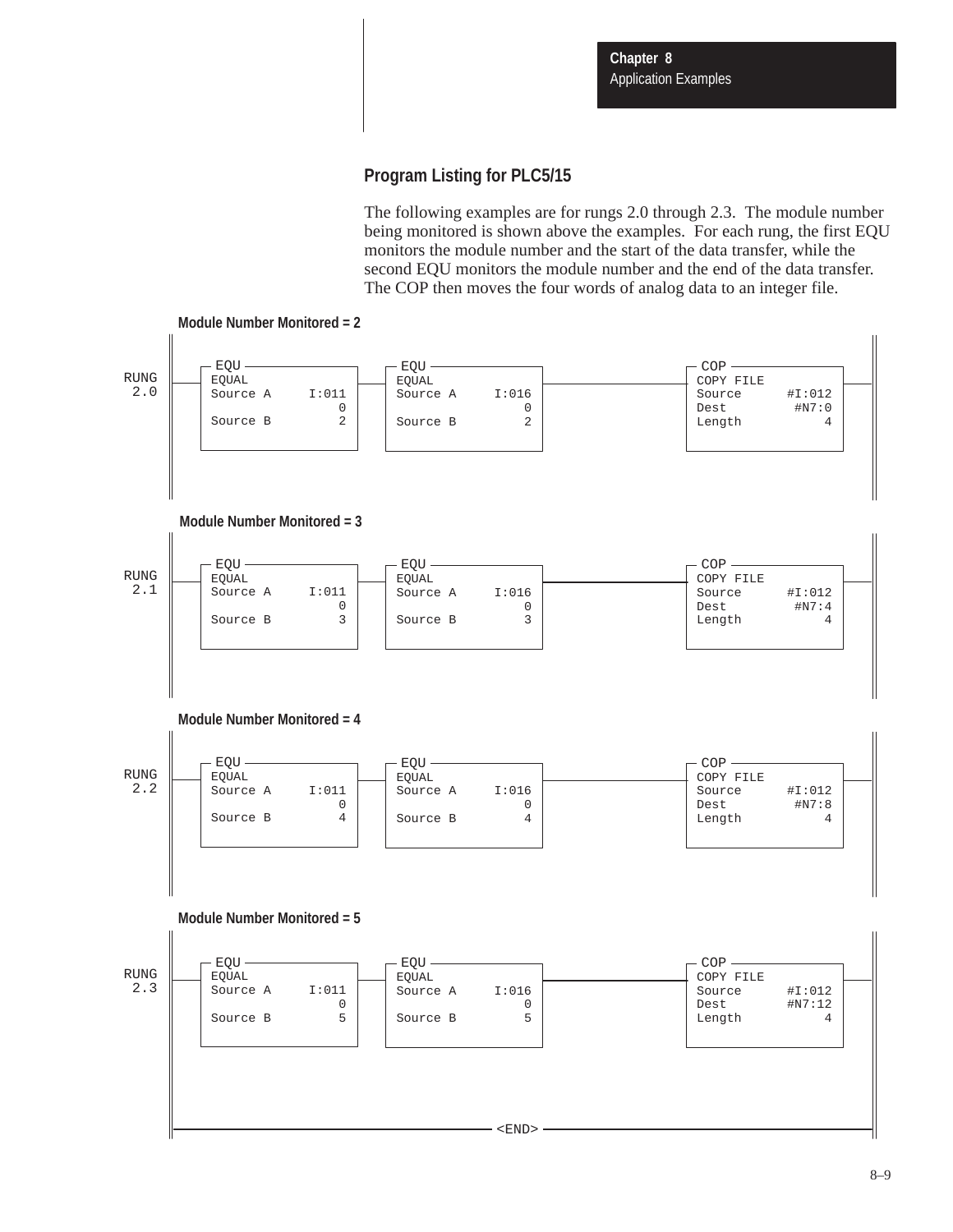## Program Listing for PLC5/15

The following examples are for rungs 2.0 through 2.3. The module number being monitored is shown above the examples. For each rung, the first EQU monitors the module number and the start of the data transfer, while the second EQU monitors the module number and the end of the data transfer. The COP then moves the four words of analog data to an integer file.

**Module Number Monitored = 2**

```
RUNG 2.0
  EQU                    EQU                    COP
  EQUAL                  EQUAL                  COPY FILE
  Source A   I:011       Source A   I:016       Source     #I:012
                 0                      0       Dest        #N7:0
  Source B       2       Source B       2       Length          4
```

**Module Number Monitored = 3**

```
RUNG 2.1
  EQU                    EQU                    COP
  EQUAL                  EQUAL                  COPY FILE
  Source A   I:011       Source A   I:016       Source     #I:012
                 0                      0       Dest        #N7:4
  Source B       3       Source B       3       Length          4
```

**Module Number Monitored = 4**

```
RUNG 2.2
  EQU                    EQU                    COP
  EQUAL                  EQUAL                  COPY FILE
  Source A   I:011       Source A   I:016       Source     #I:012
                 0                      0       Dest        #N7:8
  Source B       4       Source B       4       Length          4
```

**Module Number Monitored = 5**

```
RUNG 2.3
  EQU                    EQU                    COP
  EQUAL                  EQUAL                  COPY FILE
  Source A   I:011       Source A   I:016       Source     #I:012
                 0                      0       Dest       #N7:12
  Source B       5       Source B       5       Length          4

<END>
```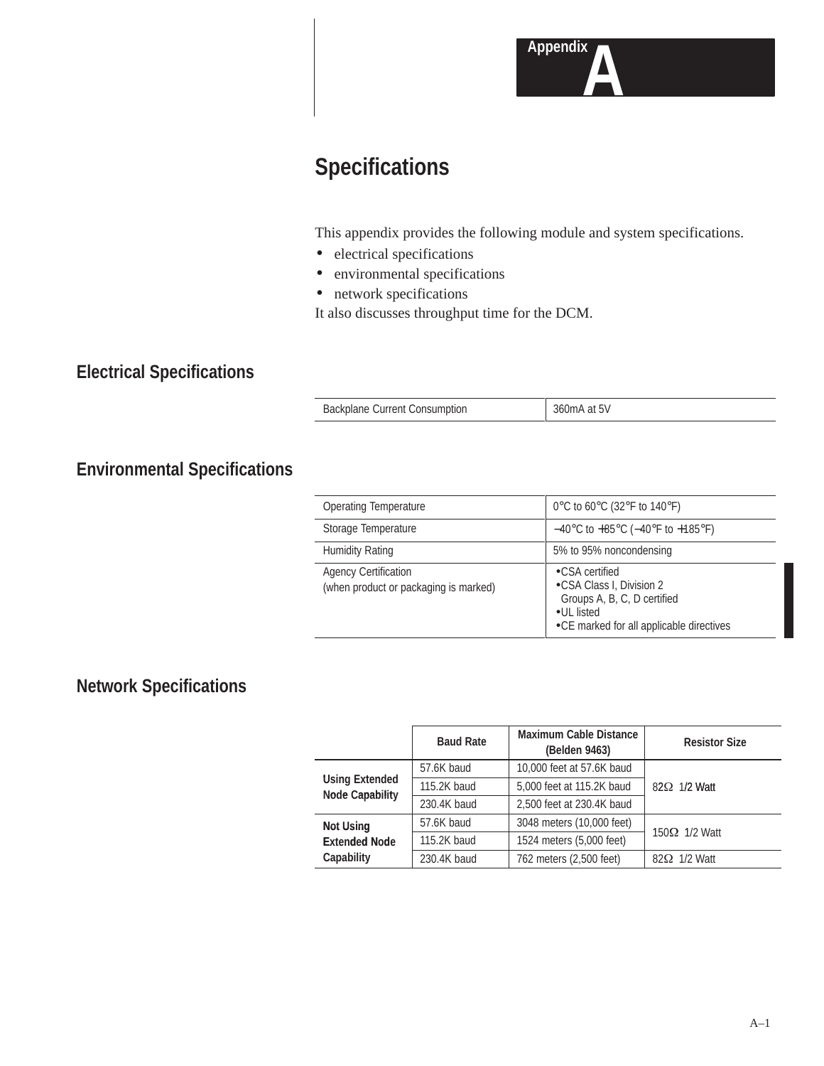# Appendix A

# Specifications

This appendix provides the following module and system specifications.

- electrical specifications
- environmental specifications
- network specifications

It also discusses throughput time for the DCM.

## Electrical Specifications

| | |
|---|---|
| Backplane Current Consumption | 360mA at 5V |

## Environmental Specifications

| | |
|---|---|
| Operating Temperature | 0°C to 60°C (32°F to 140°F) |
| Storage Temperature | −40°C to +85°C (−40°F to +185°F) |
| Humidity Rating | 5% to 95% noncondensing |
| Agency Certification<br>(when product or packaging is marked) | •CSA certified<br>•CSA Class I, Division 2 Groups A, B, C, D certified<br>•UL listed<br>•CE marked for all applicable directives |

## Network Specifications

| | Baud Rate | Maximum Cable Distance (Belden 9463) | Resistor Size |
|---|---|---|---|
| **Using Extended Node Capability** | 57.6K baud | 10,000 feet at 57.6K baud | 82Ω 1/2 Watt |
| | 115.2K baud | 5,000 feet at 115.2K baud | |
| | 230.4K baud | 2,500 feet at 230.4K baud | |
| **Not Using Extended Node Capability** | 57.6K baud | 3048 meters (10,000 feet) | 150Ω 1/2 Watt |
| | 115.2K baud | 1524 meters (5,000 feet) | |
| | 230.4K baud | 762 meters (2,500 feet) | 82Ω 1/2 Watt |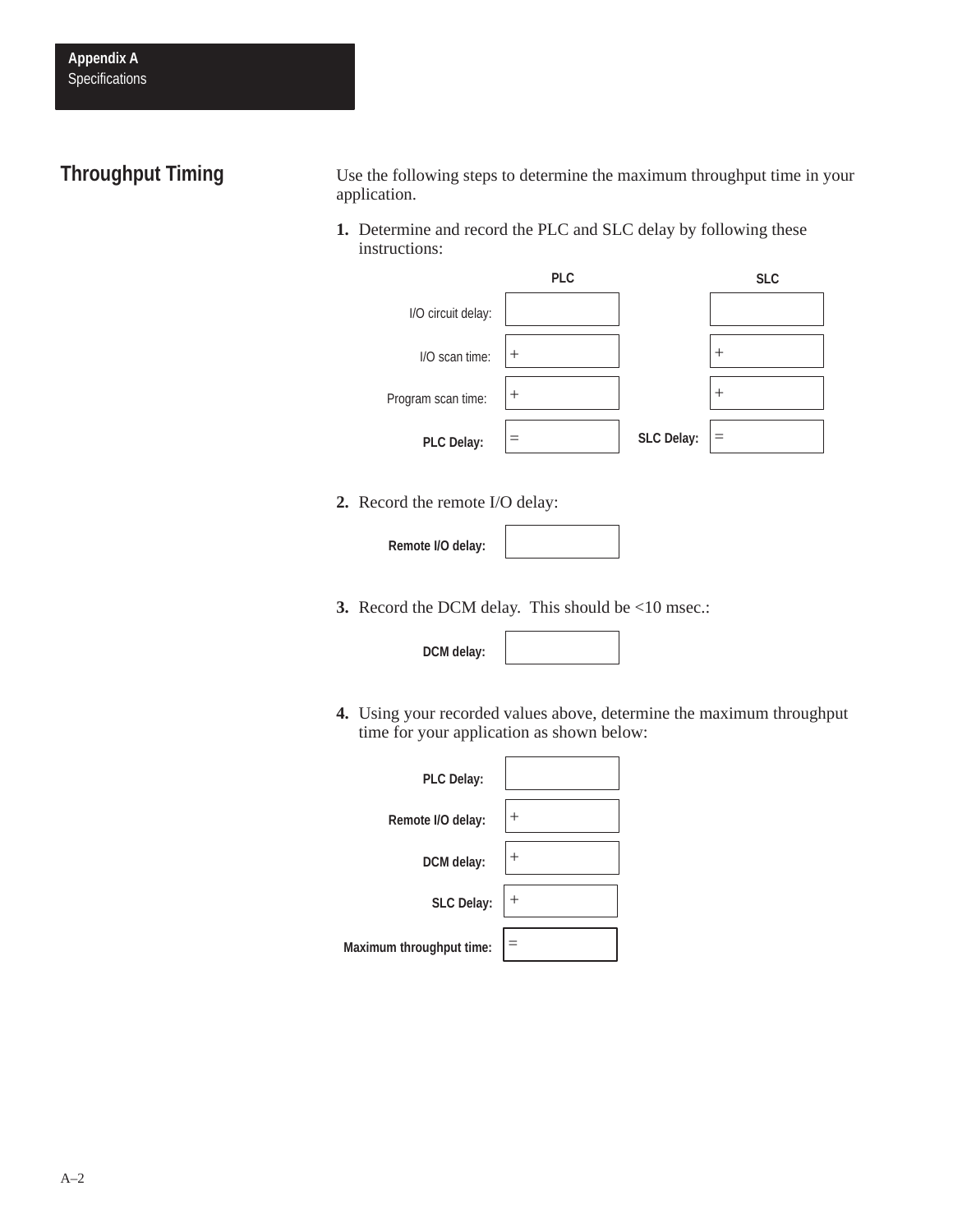## Throughput Timing

Use the following steps to determine the maximum throughput time in your application.

1. Determine and record the PLC and SLC delay by following these instructions:

| | PLC | | SLC |
|---|---|---|---|
| I/O circuit delay: | | | |
| I/O scan time: | + | | + |
| Program scan time: | + | | + |
| **PLC Delay:** | = | **SLC Delay:** | = |

2. Record the remote I/O delay:

| | |
|---|---|
| **Remote I/O delay:** | |

3. Record the DCM delay. This should be <10 msec.:

| | |
|---|---|
| **DCM delay:** | |

4. Using your recorded values above, determine the maximum throughput time for your application as shown below:

| | |
|---|---|
| **PLC Delay:** | |
| **Remote I/O delay:** | + |
| **DCM delay:** | + |
| **SLC Delay:** | + |
| **Maximum throughput time:** | = |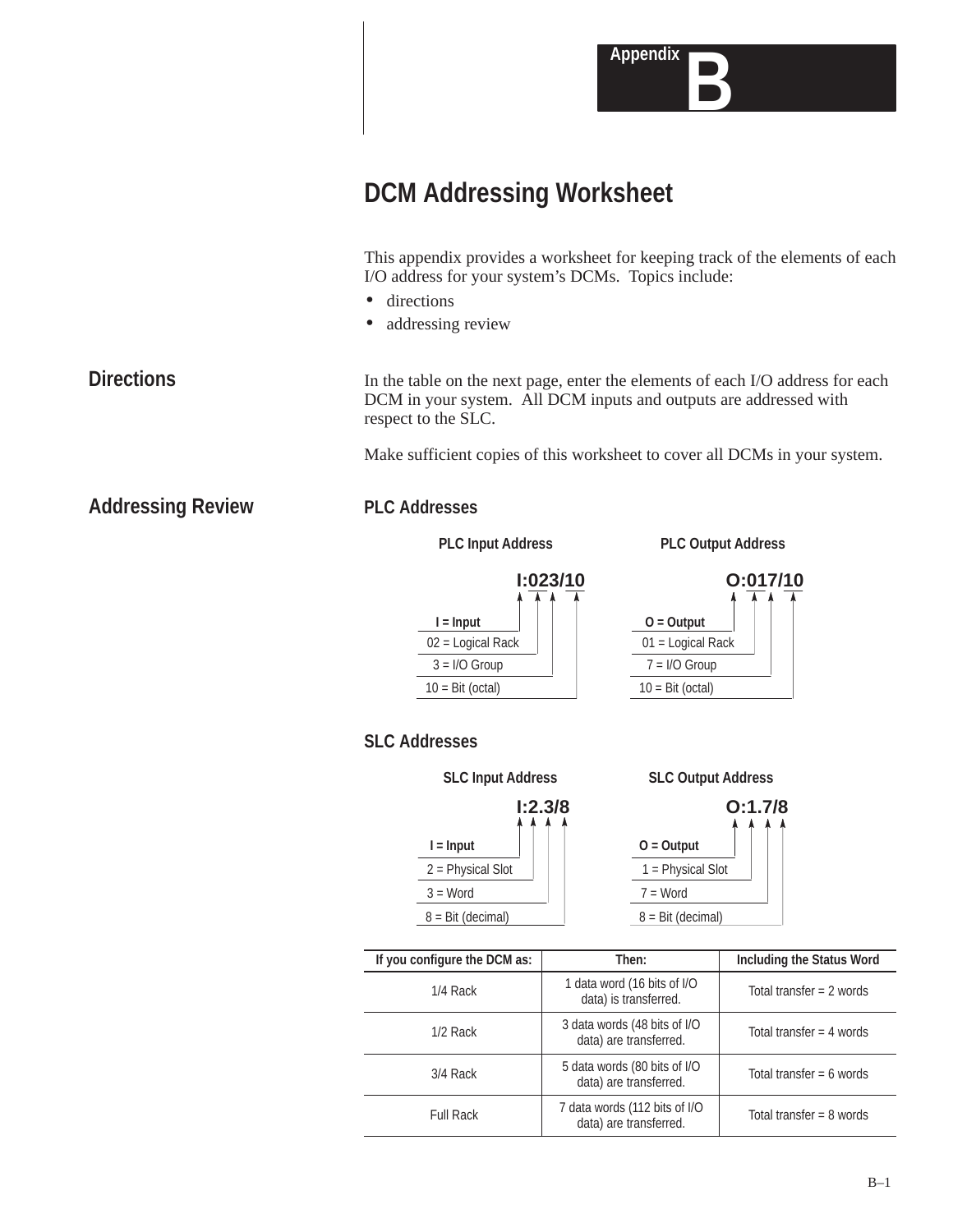# Appendix B

# DCM Addressing Worksheet

This appendix provides a worksheet for keeping track of the elements of each I/O address for your system's DCMs. Topics include:

- directions
- addressing review

## Directions

In the table on the next page, enter the elements of each I/O address for each DCM in your system. All DCM inputs and outputs are addressed with respect to the SLC.

Make sufficient copies of this worksheet to cover all DCMs in your system.

## Addressing Review

### PLC Addresses

**PLC Input Address**

**I:023/10**

- I = Input
- 02 = Logical Rack
- 3 = I/O Group
- 10 = Bit (octal)

**PLC Output Address**

**O:017/10**

- O = Output
- 01 = Logical Rack
- 7 = I/O Group
- 10 = Bit (octal)

### SLC Addresses

**SLC Input Address**

**I:2.3/8**

- I = Input
- 2 = Physical Slot
- 3 = Word
- 8 = Bit (decimal)

**SLC Output Address**

**O:1.7/8**

- O = Output
- 1 = Physical Slot
- 7 = Word
- 8 = Bit (decimal)

| If you configure the DCM as: | Then: | Including the Status Word |
|---|---|---|
| 1/4 Rack | 1 data word (16 bits of I/O data) is transferred. | Total transfer = 2 words |
| 1/2 Rack | 3 data words (48 bits of I/O data) are transferred. | Total transfer = 4 words |
| 3/4 Rack | 5 data words (80 bits of I/O data) are transferred. | Total transfer = 6 words |
| Full Rack | 7 data words (112 bits of I/O data) are transferred. | Total transfer = 8 words |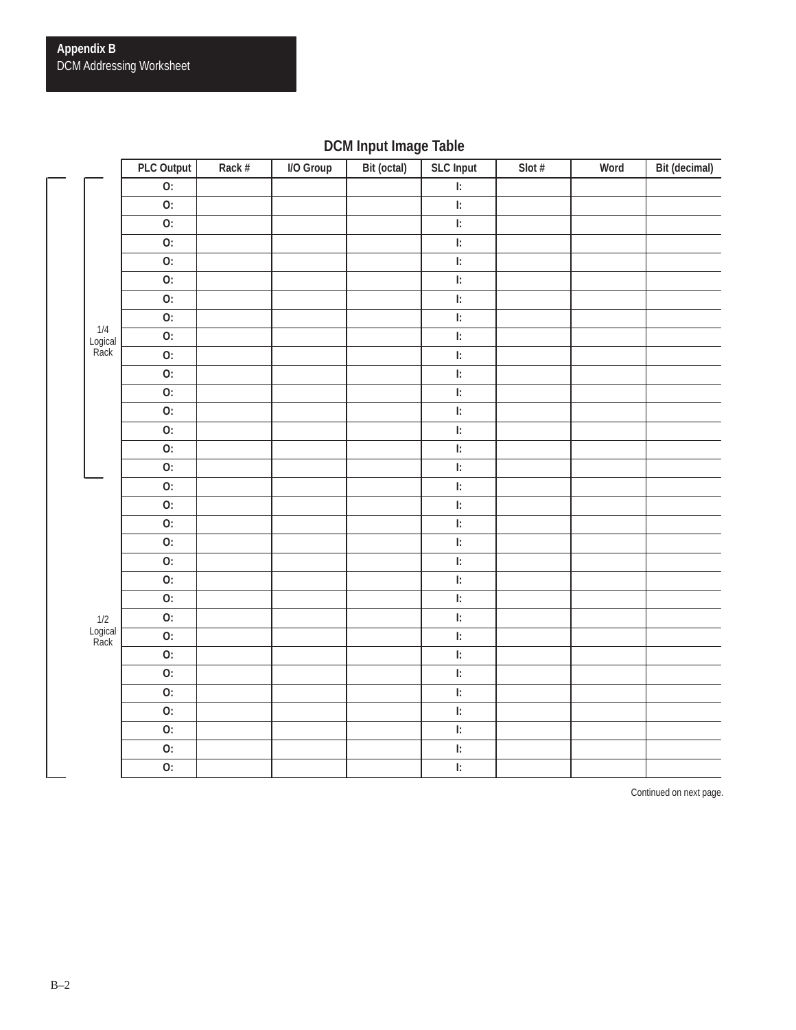## DCM Input Image Table

| | PLC Output | Rack # | I/O Group | Bit (octal) | SLC Input | Slot # | Word | Bit (decimal) |
|---|---|---|---|---|---|---|---|---|
| 1/4 Logical Rack | O: | | | | I: | | | |
| | O: | | | | I: | | | |
| | O: | | | | I: | | | |
| | O: | | | | I: | | | |
| | O: | | | | I: | | | |
| | O: | | | | I: | | | |
| | O: | | | | I: | | | |
| | O: | | | | I: | | | |
| | O: | | | | I: | | | |
| | O: | | | | I: | | | |
| | O: | | | | I: | | | |
| | O: | | | | I: | | | |
| | O: | | | | I: | | | |
| | O: | | | | I: | | | |
| | O: | | | | I: | | | |
| | O: | | | | I: | | | |
| 1/2 Logical Rack | O: | | | | I: | | | |
| | O: | | | | I: | | | |
| | O: | | | | I: | | | |
| | O: | | | | I: | | | |
| | O: | | | | I: | | | |
| | O: | | | | I: | | | |
| | O: | | | | I: | | | |
| | O: | | | | I: | | | |
| | O: | | | | I: | | | |
| | O: | | | | I: | | | |
| | O: | | | | I: | | | |
| | O: | | | | I: | | | |
| | O: | | | | I: | | | |
| | O: | | | | I: | | | |
| | O: | | | | I: | | | |
| | O: | | | | I: | | | |

Continued on next page.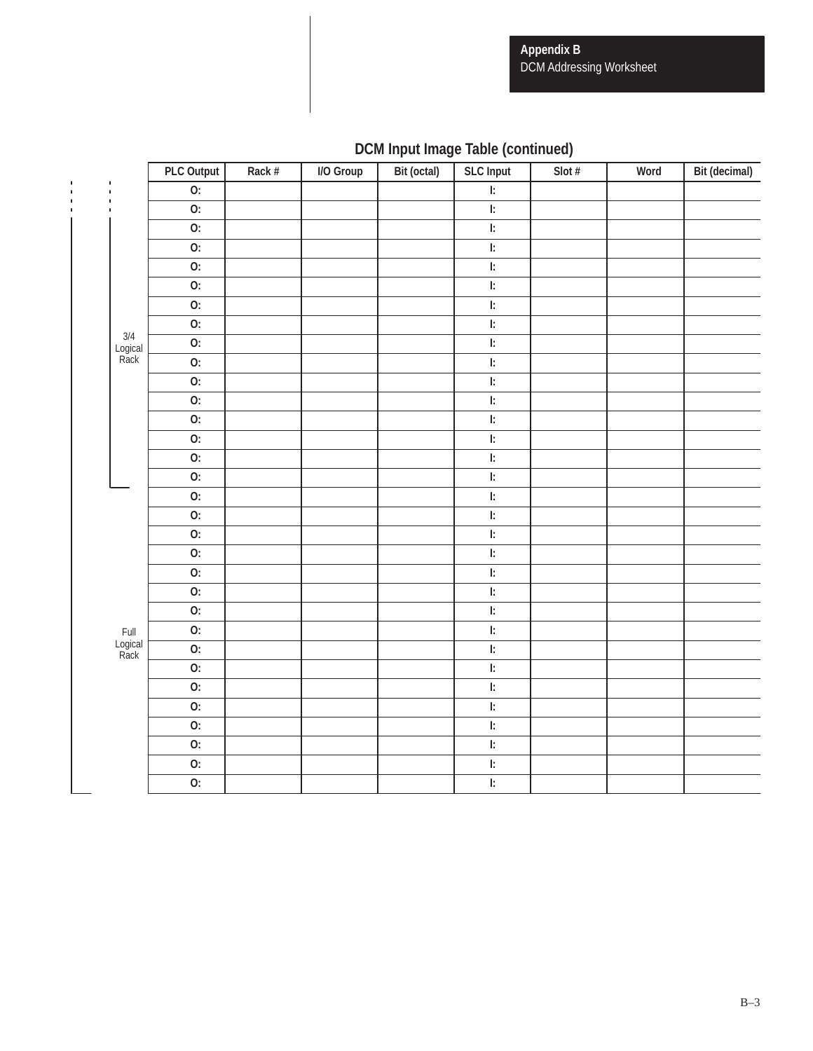## DCM Input Image Table (continued)

| | PLC Output | Rack # | I/O Group | Bit (octal) | SLC Input | Slot # | Word | Bit (decimal) |
|---|---|---|---|---|---|---|---|---|
| | O: | | | | I: | | | |
| | O: | | | | I: | | | |
| | O: | | | | I: | | | |
| | O: | | | | I: | | | |
| | O: | | | | I: | | | |
| | O: | | | | I: | | | |
| | O: | | | | I: | | | |
| | O: | | | | I: | | | |
| 3/4 Logical Rack | O: | | | | I: | | | |
| | O: | | | | I: | | | |
| | O: | | | | I: | | | |
| | O: | | | | I: | | | |
| | O: | | | | I: | | | |
| | O: | | | | I: | | | |
| | O: | | | | I: | | | |
| | O: | | | | I: | | | |
| | O: | | | | I: | | | |
| | O: | | | | I: | | | |
| | O: | | | | I: | | | |
| | O: | | | | I: | | | |
| | O: | | | | I: | | | |
| | O: | | | | I: | | | |
| | O: | | | | I: | | | |
| Full Logical Rack | O: | | | | I: | | | |
| | O: | | | | I: | | | |
| | O: | | | | I: | | | |
| | O: | | | | I: | | | |
| | O: | | | | I: | | | |
| | O: | | | | I: | | | |
| | O: | | | | I: | | | |
| | O: | | | | I: | | | |
| | O: | | | | I: | | | |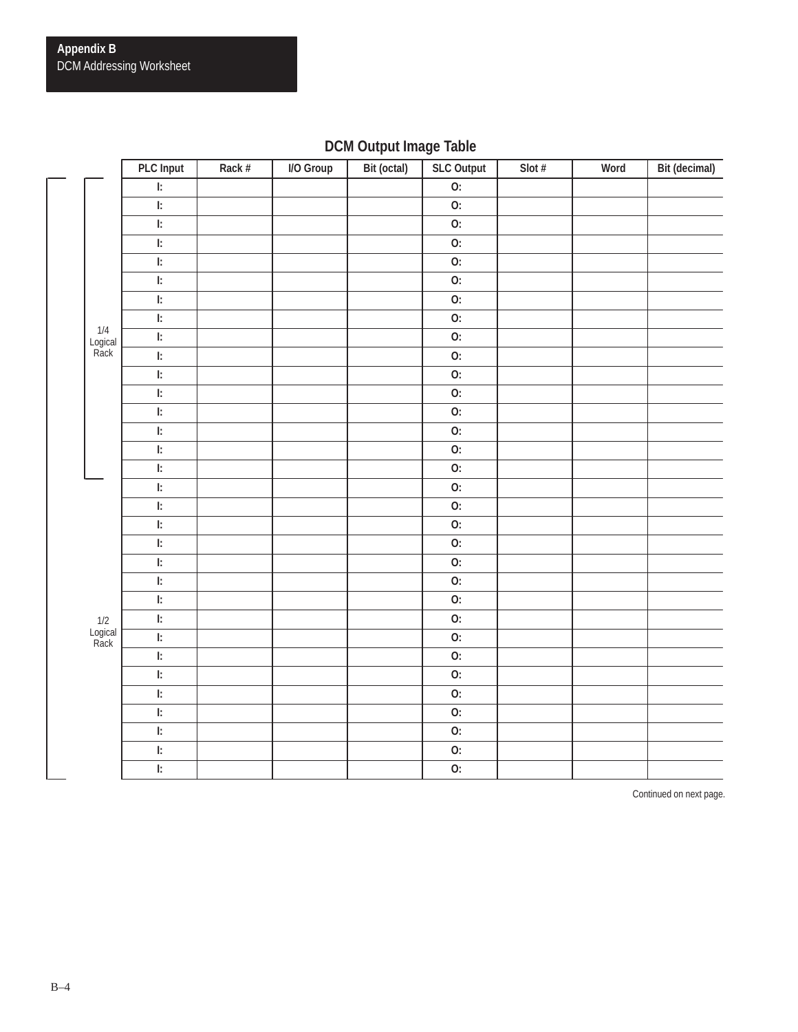## DCM Output Image Table

| | PLC Input | Rack # | I/O Group | Bit (octal) | SLC Output | Slot # | Word | Bit (decimal) |
|---|---|---|---|---|---|---|---|---|
| 1/4 Logical Rack | I: | | | | O: | | | |
| | I: | | | | O: | | | |
| | I: | | | | O: | | | |
| | I: | | | | O: | | | |
| | I: | | | | O: | | | |
| | I: | | | | O: | | | |
| | I: | | | | O: | | | |
| | I: | | | | O: | | | |
| | I: | | | | O: | | | |
| | I: | | | | O: | | | |
| | I: | | | | O: | | | |
| | I: | | | | O: | | | |
| | I: | | | | O: | | | |
| | I: | | | | O: | | | |
| | I: | | | | O: | | | |
| | I: | | | | O: | | | |
| 1/2 Logical Rack | I: | | | | O: | | | |
| | I: | | | | O: | | | |
| | I: | | | | O: | | | |
| | I: | | | | O: | | | |
| | I: | | | | O: | | | |
| | I: | | | | O: | | | |
| | I: | | | | O: | | | |
| | I: | | | | O: | | | |
| | I: | | | | O: | | | |
| | I: | | | | O: | | | |
| | I: | | | | O: | | | |
| | I: | | | | O: | | | |
| | I: | | | | O: | | | |
| | I: | | | | O: | | | |
| | I: | | | | O: | | | |
| | I: | | | | O: | | | |

Continued on next page.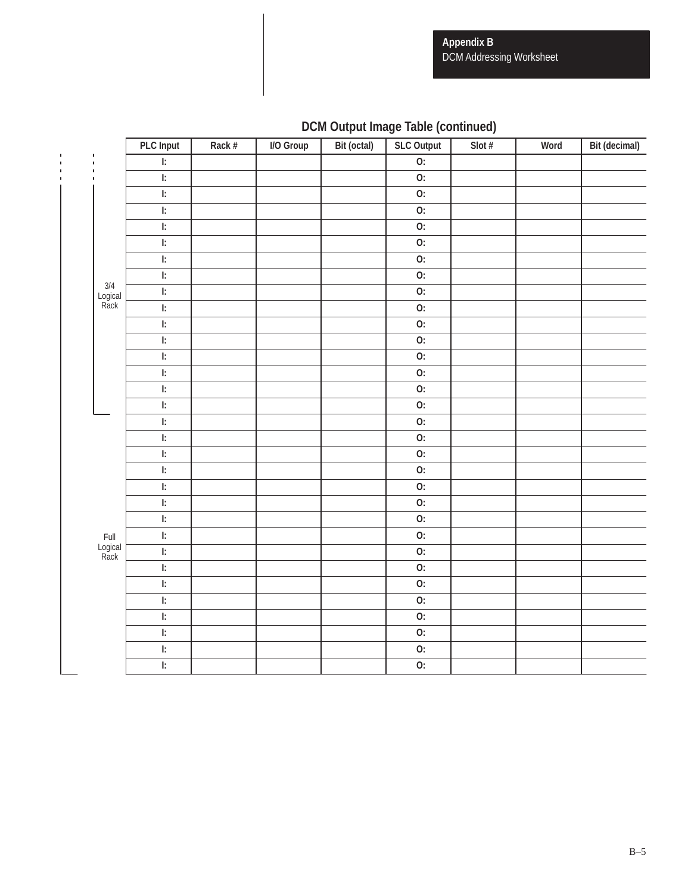## DCM Output Image Table (continued)

| | PLC Input | Rack # | I/O Group | Bit (octal) | SLC Output | Slot # | Word | Bit (decimal) |
|---|---|---|---|---|---|---|---|---|
| | I: | | | | O: | | | |
| | I: | | | | O: | | | |
| | I: | | | | O: | | | |
| | I: | | | | O: | | | |
| | I: | | | | O: | | | |
| | I: | | | | O: | | | |
| | I: | | | | O: | | | |
| | I: | | | | O: | | | |
| 3/4 Logical Rack | I: | | | | O: | | | |
| | I: | | | | O: | | | |
| | I: | | | | O: | | | |
| | I: | | | | O: | | | |
| | I: | | | | O: | | | |
| | I: | | | | O: | | | |
| | I: | | | | O: | | | |
| | I: | | | | O: | | | |
| | I: | | | | O: | | | |
| | I: | | | | O: | | | |
| | I: | | | | O: | | | |
| | I: | | | | O: | | | |
| | I: | | | | O: | | | |
| | I: | | | | O: | | | |
| | I: | | | | O: | | | |
| Full Logical Rack | I: | | | | O: | | | |
| | I: | | | | O: | | | |
| | I: | | | | O: | | | |
| | I: | | | | O: | | | |
| | I: | | | | O: | | | |
| | I: | | | | O: | | | |
| | I: | | | | O: | | | |
| | I: | | | | O: | | | |
| | I: | | | | O: | | | |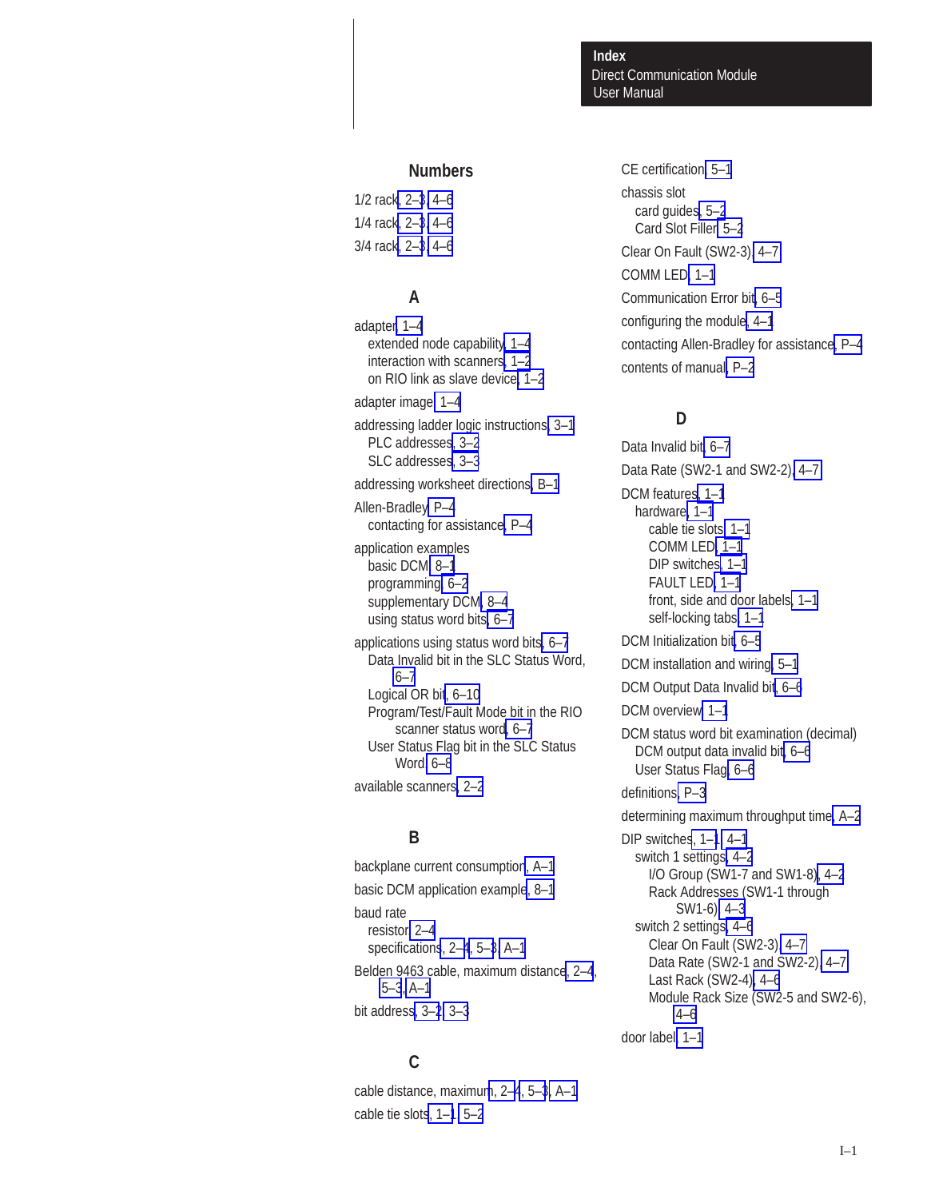## Numbers

1/2 rack, 2–3, 4–6
1/4 rack, 2–3, 4–6
3/4 rack, 2–3, 4–6

## A

adapter, 1–4
- extended node capability, 1–4
- interaction with scanners, 1–2
- on RIO link as slave device, 1–2

adapter image, 1–4

addressing ladder logic instructions, 3–1
- PLC addresses, 3–2
- SLC addresses, 3–3

addressing worksheet directions, B–1

Allen-Bradley, P–4
- contacting for assistance, P–4

application examples
- basic DCM, 8–1
- programming, 6–2
- supplementary DCM, 8–4
- using status word bits, 6–7

applications using status word bits, 6–7
- Data Invalid bit in the SLC Status Word, 6–7
- Logical OR bit, 6–10
- Program/Test/Fault Mode bit in the RIO scanner status word, 6–7
- User Status Flag bit in the SLC Status Word, 6–8

available scanners, 2–2

## B

backplane current consumption, A–1

basic DCM application example, 8–1

baud rate
- resistor, 2–4
- specifications, 2–4, 5–3, A–1

Belden 9463 cable, maximum distance, 2–4, 5–3, A–1

bit address, 3–2, 3–3

## C

cable distance, maximum, 2–4, 5–3, A–1

cable tie slots, 1–1, 5–2

CE certification, 5–1

chassis slot
- card guides, 5–2
- Card Slot Filler, 5–2

Clear On Fault (SW2-3), 4–7

COMM LED, 1–1

Communication Error bit, 6–5

configuring the module, 4–1

contacting Allen-Bradley for assistance, P–4

contents of manual, P–2

## D

Data Invalid bit, 6–7

Data Rate (SW2-1 and SW2-2), 4–7

DCM features, 1–1
- hardware, 1–1
  - cable tie slots, 1–1
  - COMM LED, 1–1
  - DIP switches, 1–1
  - FAULT LED, 1–1
  - front, side and door labels, 1–1
  - self-locking tabs, 1–1

DCM Initialization bit, 6–5

DCM installation and wiring, 5–1

DCM Output Data Invalid bit, 6–6

DCM overview, 1–1

DCM status word bit examination (decimal)
- DCM output data invalid bit, 6–6
- User Status Flag, 6–6

definitions, P–3

determining maximum throughput time, A–2

DIP switches, 1–1, 4–1
- switch 1 settings, 4–2
  - I/O Group (SW1-7 and SW1-8), 4–2
  - Rack Addresses (SW1-1 through SW1-6), 4–3
- switch 2 settings, 4–6
  - Clear On Fault (SW2-3), 4–7
  - Data Rate (SW2-1 and SW2-2), 4–7
  - Last Rack (SW2-4), 4–6
  - Module Rack Size (SW2-5 and SW2-6), 4–6

door label, 1–1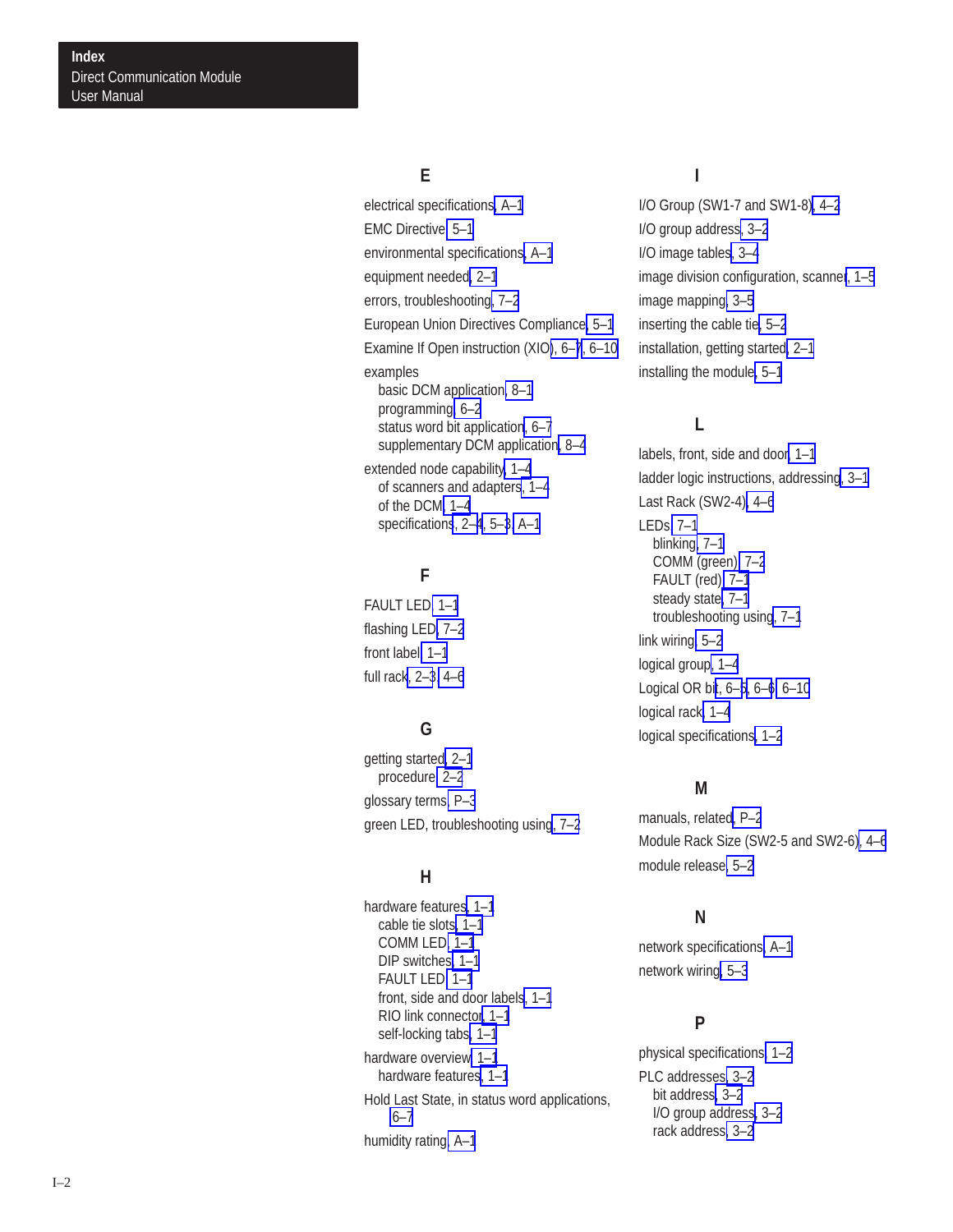## E

electrical specifications, A–1
EMC Directive, 5–1
environmental specifications, A–1
equipment needed, 2–1
errors, troubleshooting, 7–2
European Union Directives Compliance, 5–1
Examine If Open instruction (XIO), 6–7, 6–10
examples
- basic DCM application, 8–1
- programming, 6–2
- status word bit application, 6–7
- supplementary DCM application, 8–4

extended node capability, 1–4
- of scanners and adapters, 1–4
- of the DCM, 1–4
- specifications, 2–4, 5–3, A–1

## F

FAULT LED, 1–1
flashing LED, 7–2
front label, 1–1
full rack, 2–3, 4–6

## G

getting started, 2–1
- procedure, 2–2

glossary terms, P–3
green LED, troubleshooting using, 7–2

## H

hardware features, 1–1
- cable tie slots, 1–1
- COMM LED, 1–1
- DIP switches, 1–1
- FAULT LED, 1–1
- front, side and door labels, 1–1
- RIO link connector, 1–1
- self-locking tabs, 1–1

hardware overview, 1–1
- hardware features, 1–1

Hold Last State, in status word applications, 6–7
humidity rating, A–1

## I

I/O Group (SW1-7 and SW1-8), 4–2
I/O group address, 3–2
I/O image tables, 3–4
image division configuration, scanner, 1–5
image mapping, 3–5
inserting the cable tie, 5–2
installation, getting started, 2–1
installing the module, 5–1

## L

labels, front, side and door, 1–1
ladder logic instructions, addressing, 3–1
Last Rack (SW2-4), 4–6
LEDs, 7–1
- blinking, 7–1
- COMM (green), 7–2
- FAULT (red), 7–1
- steady state, 7–1
- troubleshooting using, 7–1

link wiring, 5–2
logical group, 1–4
Logical OR bit, 6–5, 6–6, 6–10
logical rack, 1–4
logical specifications, 1–2

## M

manuals, related, P–2
Module Rack Size (SW2-5 and SW2-6), 4–6
module release, 5–2

## N

network specifications, A–1
network wiring, 5–3

## P

physical specifications, 1–2
PLC addresses, 3–2
- bit address, 3–2
- I/O group address, 3–2
- rack address, 3–2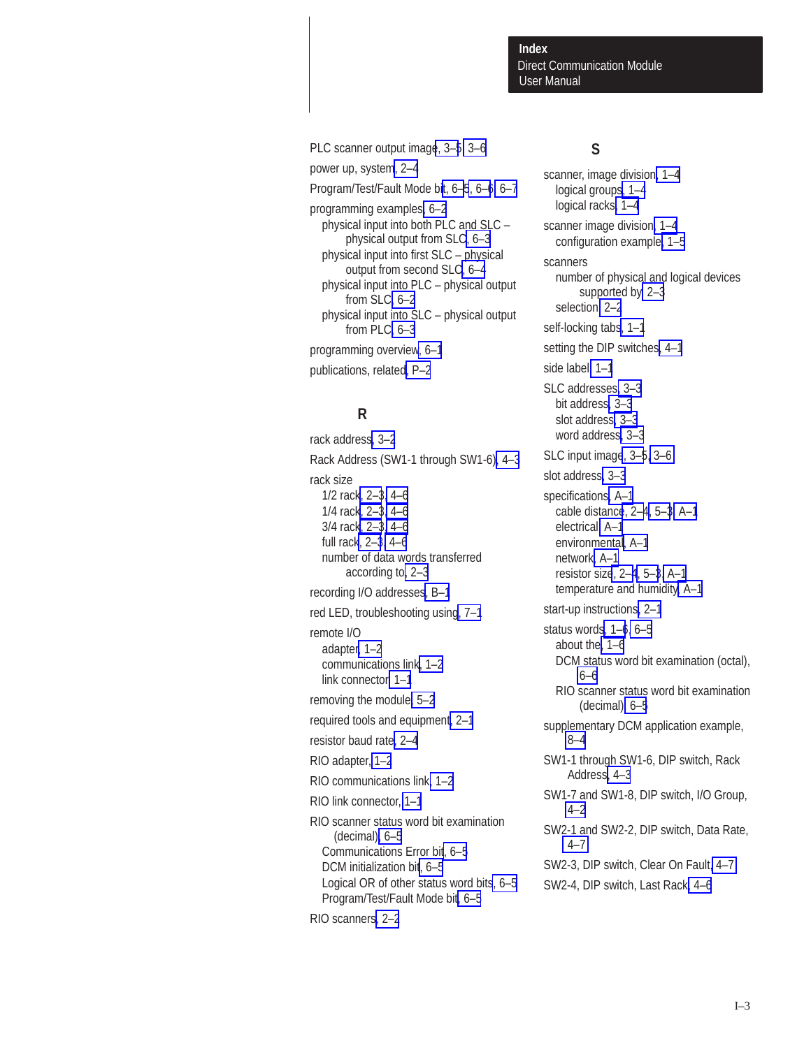PLC scanner output image, 3–5, 3–6

power up, system, 2–4

Program/Test/Fault Mode bit, 6–5, 6–6, 6–7

programming examples, 6–2
- physical input into both PLC and SLC – physical output from SLC, 6–3
- physical input into first SLC – physical output from second SLC, 6–4
- physical input into PLC – physical output from SLC, 6–2
- physical input into SLC – physical output from PLC, 6–3

programming overview, 6–1

publications, related, P–2

## R

rack address, 3–2

Rack Address (SW1-1 through SW1-6), 4–3

rack size
- 1/2 rack, 2–3, 4–6
- 1/4 rack, 2–3, 4–6
- 3/4 rack, 2–3, 4–6
- full rack, 2–3, 4–6
- number of data words transferred according to, 2–3

recording I/O addresses, B–1

red LED, troubleshooting using, 7–1

remote I/O
- adapter, 1–2
- communications link, 1–2
- link connector, 1–1

removing the module, 5–2

required tools and equipment, 2–1

resistor baud rate, 2–4

RIO adapter, 1–2

RIO communications link, 1–2

RIO link connector, 1–1

RIO scanner status word bit examination (decimal), 6–5
- Communications Error bit, 6–5
- DCM initialization bit, 6–5
- Logical OR of other status word bits, 6–5
- Program/Test/Fault Mode bit, 6–5

RIO scanners, 2–2

## S

scanner, image division, 1–4
- logical groups, 1–4
- logical racks, 1–4

scanner image division, 1–4
- configuration example, 1–5

scanners
- number of physical and logical devices supported by, 2–3
- selection, 2–2

self-locking tabs, 1–1

setting the DIP switches, 4–1

side label, 1–1

SLC addresses, 3–3
- bit address, 3–3
- slot address, 3–3
- word address, 3–3

SLC input image, 3–5, 3–6

slot address, 3–3

specifications, A–1
- cable distance, 2–4, 5–3, A–1
- electrical, A–1
- environmental, A–1
- network, A–1
- resistor size, 2–4, 5–3, A–1
- temperature and humidity, A–1

start-up instructions, 2–1

status words, 1–6, 6–5
- about the, 1–6
- DCM status word bit examination (octal), 6–6
- RIO scanner status word bit examination (decimal), 6–5

supplementary DCM application example, 8–4

SW1-1 through SW1-6, DIP switch, Rack Address, 4–3

SW1-7 and SW1-8, DIP switch, I/O Group, 4–2

SW2-1 and SW2-2, DIP switch, Data Rate, 4–7

SW2-3, DIP switch, Clear On Fault, 4–7

SW2-4, DIP switch, Last Rack, 4–6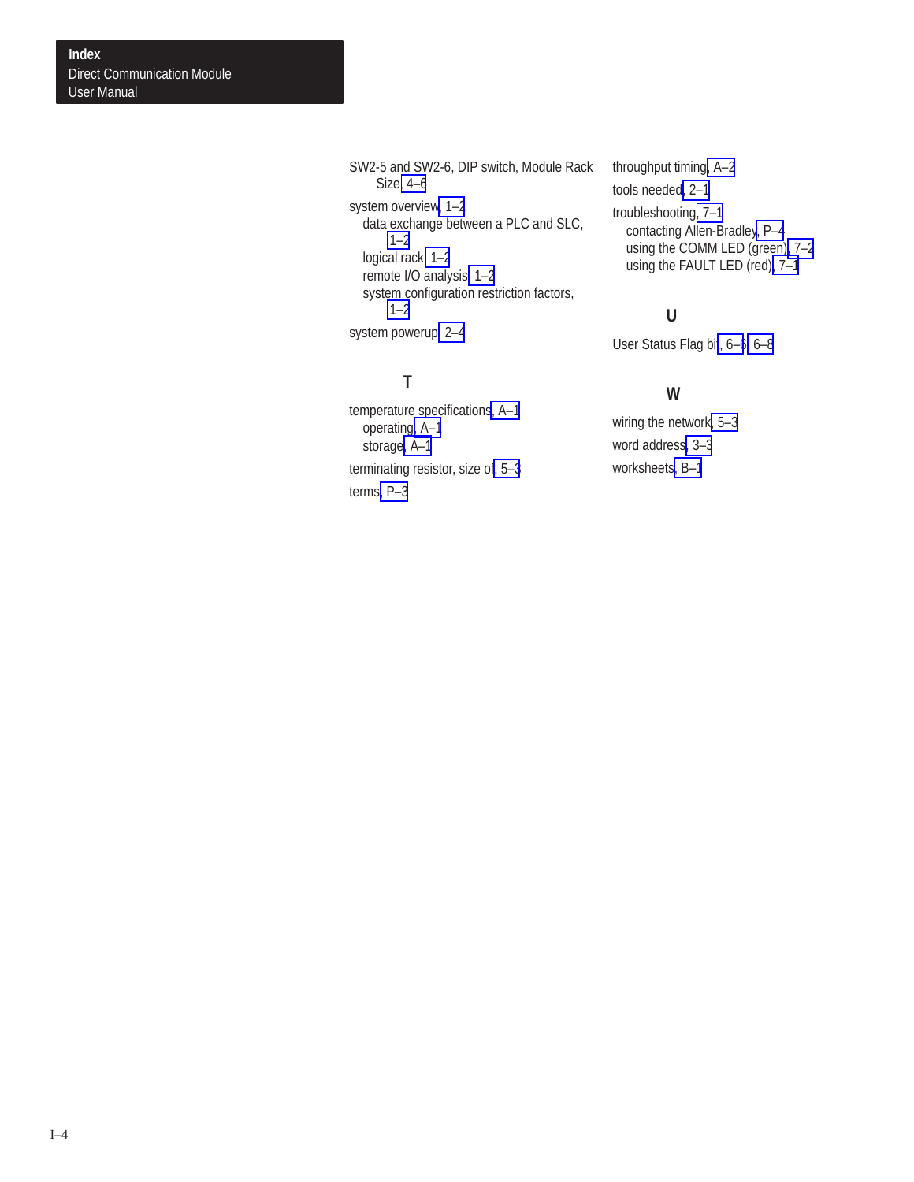SW2-5 and SW2-6, DIP switch, Module Rack Size, 4–6

system overview, 1–2
- data exchange between a PLC and SLC, 1–2
- logical rack, 1–2
- remote I/O analysis, 1–2
- system configuration restriction factors, 1–2

system powerup, 2–4

## T

temperature specifications, A–1
- operating, A–1
- storage, A–1

terminating resistor, size of, 5–3

terms, P–3

throughput timing, A–2

tools needed, 2–1

troubleshooting, 7–1
- contacting Allen-Bradley, P–4
- using the COMM LED (green), 7–2
- using the FAULT LED (red), 7–1

## U

User Status Flag bit, 6–6, 6–8

## W

wiring the network, 5–3

word address, 3–3

worksheets, B–1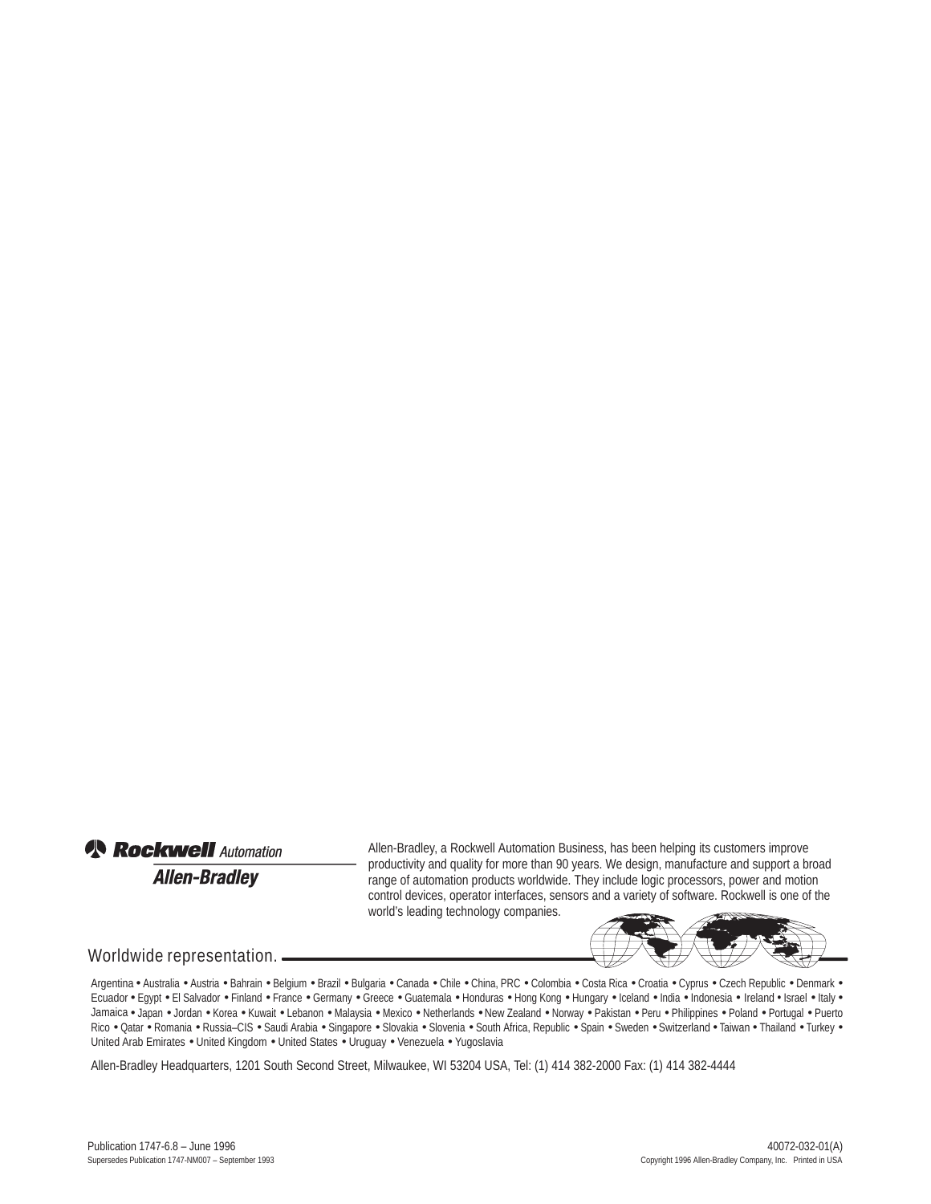**Rockwell** Automation

**Allen-Bradley**

Allen-Bradley, a Rockwell Automation Business, has been helping its customers improve productivity and quality for more than 90 years. We design, manufacture and support a broad range of automation products worldwide. They include logic processors, power and motion control devices, operator interfaces, sensors and a variety of software. Rockwell is one of the world's leading technology companies.

Worldwide representation.

Argentina • Australia • Austria • Bahrain • Belgium • Brazil • Bulgaria • Canada • Chile • China, PRC • Colombia • Costa Rica • Croatia • Cyprus • Czech Republic • Denmark • Ecuador • Egypt • El Salvador • Finland • France • Germany • Greece • Guatemala • Honduras • Hong Kong • Hungary • Iceland • India • Indonesia • Ireland • Israel • Italy • Jamaica • Japan • Jordan • Korea • Kuwait • Lebanon • Malaysia • Mexico • Netherlands • New Zealand • Norway • Pakistan • Peru • Philippines • Poland • Portugal • Puerto Rico • Qatar • Romania • Russia–CIS • Saudi Arabia • Singapore • Slovakia • Slovenia • South Africa, Republic • Spain • Sweden • Switzerland • Taiwan • Thailand • Turkey • United Arab Emirates • United Kingdom • United States • Uruguay • Venezuela • Yugoslavia

Allen-Bradley Headquarters, 1201 South Second Street, Milwaukee, WI 53204 USA, Tel: (1) 414 382-2000 Fax: (1) 414 382-4444

Publication 1747-6.8 – June 1996
Supersedes Publication 1747-NM007 – September 1993

40072-032-01(A)
Copyright 1996 Allen-Bradley Company, Inc. Printed in USA